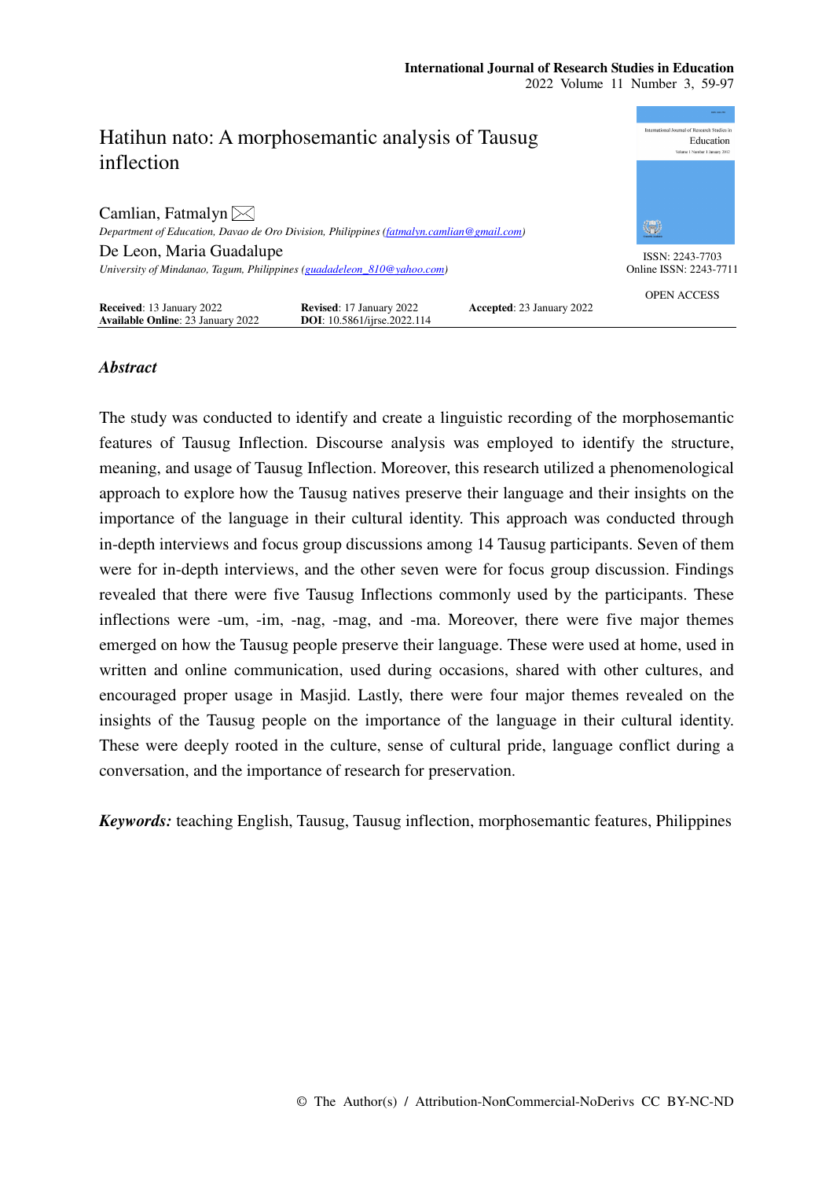# Hatihun nato: A morphosemantic analysis of Tausug inflection

Camlian, Fatmalyn

*Department of Education, Davao de Oro Division, Philippines (fatmalyn.camlian@gmail.com)*

De Leon, Maria Guadalupe

*University of Mindanao, Tagum, Philippines (guadadeleon_810@yahoo.com)*

ISSN: 2243-7703
Online ISSN: 2243-7711

OPEN ACCESS

**Received**: 13 January 2022 **Revised**: 17 January 2022 **Accepted**: 23 January 2022
**Available Online**: 23 January 2022 **DOI**: 10.5861/ijrse.2022.114

## *Abstract*

The study was conducted to identify and create a linguistic recording of the morphosemantic features of Tausug Inflection. Discourse analysis was employed to identify the structure, meaning, and usage of Tausug Inflection. Moreover, this research utilized a phenomenological approach to explore how the Tausug natives preserve their language and their insights on the importance of the language in their cultural identity. This approach was conducted through in-depth interviews and focus group discussions among 14 Tausug participants. Seven of them were for in-depth interviews, and the other seven were for focus group discussion. Findings revealed that there were five Tausug Inflections commonly used by the participants. These inflections were -um, -im, -nag, -mag, and -ma. Moreover, there were five major themes emerged on how the Tausug people preserve their language. These were used at home, used in written and online communication, used during occasions, shared with other cultures, and encouraged proper usage in Masjid. Lastly, there were four major themes revealed on the insights of the Tausug people on the importance of the language in their cultural identity. These were deeply rooted in the culture, sense of cultural pride, language conflict during a conversation, and the importance of research for preservation.

***Keywords:*** teaching English, Tausug, Tausug inflection, morphosemantic features, Philippines

© The Author(s) / Attribution-NonCommercial-NoDerivs CC BY-NC-ND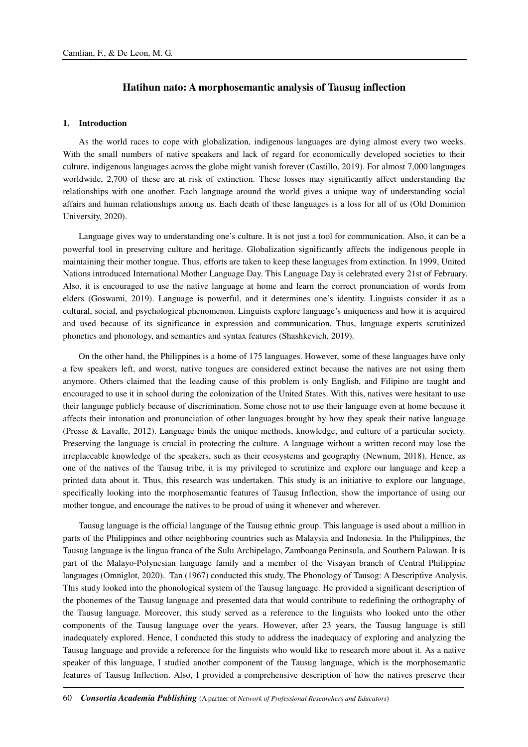## Hatihun nato: A morphosemantic analysis of Tausug inflection

### 1. Introduction

As the world races to cope with globalization, indigenous languages are dying almost every two weeks. With the small numbers of native speakers and lack of regard for economically developed societies to their culture, indigenous languages across the globe might vanish forever (Castillo, 2019). For almost 7,000 languages worldwide, 2,700 of these are at risk of extinction. These losses may significantly affect understanding the relationships with one another. Each language around the world gives a unique way of understanding social affairs and human relationships among us. Each death of these languages is a loss for all of us (Old Dominion University, 2020).

Language gives way to understanding one's culture. It is not just a tool for communication. Also, it can be a powerful tool in preserving culture and heritage. Globalization significantly affects the indigenous people in maintaining their mother tongue. Thus, efforts are taken to keep these languages from extinction. In 1999, United Nations introduced International Mother Language Day. This Language Day is celebrated every 21st of February. Also, it is encouraged to use the native language at home and learn the correct pronunciation of words from elders (Goswami, 2019). Language is powerful, and it determines one's identity. Linguists consider it as a cultural, social, and psychological phenomenon. Linguists explore language's uniqueness and how it is acquired and used because of its significance in expression and communication. Thus, language experts scrutinized phonetics and phonology, and semantics and syntax features (Shashkevich, 2019).

On the other hand, the Philippines is a home of 175 languages. However, some of these languages have only a few speakers left, and worst, native tongues are considered extinct because the natives are not using them anymore. Others claimed that the leading cause of this problem is only English, and Filipino are taught and encouraged to use it in school during the colonization of the United States. With this, natives were hesitant to use their language publicly because of discrimination. Some chose not to use their language even at home because it affects their intonation and pronunciation of other languages brought by how they speak their native language (Presse & Lavalle, 2012). Language binds the unique methods, knowledge, and culture of a particular society. Preserving the language is crucial in protecting the culture. A language without a written record may lose the irreplaceable knowledge of the speakers, such as their ecosystems and geography (Newnum, 2018). Hence, as one of the natives of the Tausug tribe, it is my privileged to scrutinize and explore our language and keep a printed data about it. Thus, this research was undertaken. This study is an initiative to explore our language, specifically looking into the morphosemantic features of Tausug Inflection, show the importance of using our mother tongue, and encourage the natives to be proud of using it whenever and wherever.

Tausug language is the official language of the Tausug ethnic group. This language is used about a million in parts of the Philippines and other neighboring countries such as Malaysia and Indonesia. In the Philippines, the Tausug language is the lingua franca of the Sulu Archipelago, Zamboanga Peninsula, and Southern Palawan. It is part of the Malayo-Polynesian language family and a member of the Visayan branch of Central Philippine languages (Omniglot, 2020). Tan (1967) conducted this study, The Phonology of Tausog: A Descriptive Analysis. This study looked into the phonological system of the Tausug language. He provided a significant description of the phonemes of the Tausug language and presented data that would contribute to redefining the orthography of the Tausug language. Moreover, this study served as a reference to the linguists who looked unto the other components of the Tausug language over the years. However, after 23 years, the Tausug language is still inadequately explored. Hence, I conducted this study to address the inadequacy of exploring and analyzing the Tausug language and provide a reference for the linguists who would like to research more about it. As a native speaker of this language, I studied another component of the Tausug language, which is the morphosemantic features of Tausug Inflection. Also, I provided a comprehensive description of how the natives preserve their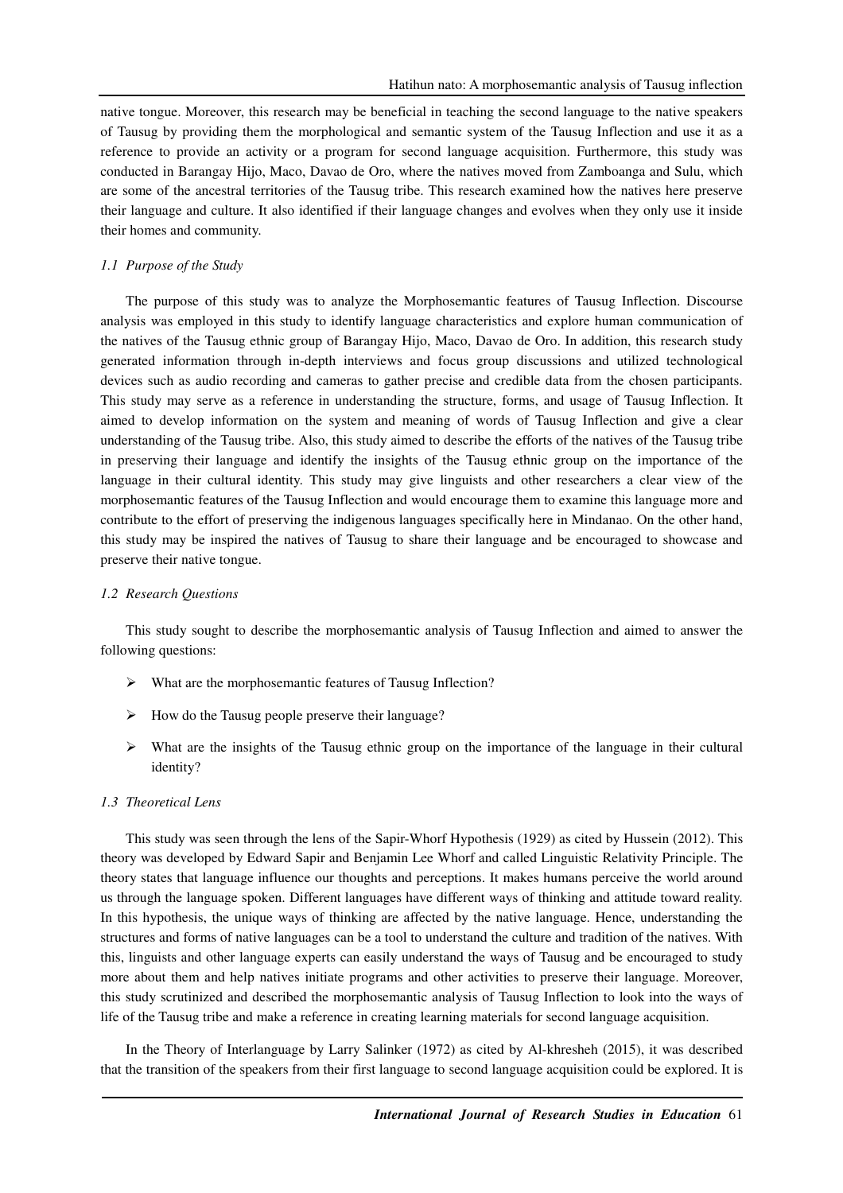native tongue. Moreover, this research may be beneficial in teaching the second language to the native speakers of Tausug by providing them the morphological and semantic system of the Tausug Inflection and use it as a reference to provide an activity or a program for second language acquisition. Furthermore, this study was conducted in Barangay Hijo, Maco, Davao de Oro, where the natives moved from Zamboanga and Sulu, which are some of the ancestral territories of the Tausug tribe. This research examined how the natives here preserve their language and culture. It also identified if their language changes and evolves when they only use it inside their homes and community.

### *1.1 Purpose of the Study*

The purpose of this study was to analyze the Morphosemantic features of Tausug Inflection. Discourse analysis was employed in this study to identify language characteristics and explore human communication of the natives of the Tausug ethnic group of Barangay Hijo, Maco, Davao de Oro. In addition, this research study generated information through in-depth interviews and focus group discussions and utilized technological devices such as audio recording and cameras to gather precise and credible data from the chosen participants. This study may serve as a reference in understanding the structure, forms, and usage of Tausug Inflection. It aimed to develop information on the system and meaning of words of Tausug Inflection and give a clear understanding of the Tausug tribe. Also, this study aimed to describe the efforts of the natives of the Tausug tribe in preserving their language and identify the insights of the Tausug ethnic group on the importance of the language in their cultural identity. This study may give linguists and other researchers a clear view of the morphosemantic features of the Tausug Inflection and would encourage them to examine this language more and contribute to the effort of preserving the indigenous languages specifically here in Mindanao. On the other hand, this study may be inspired the natives of Tausug to share their language and be encouraged to showcase and preserve their native tongue.

### *1.2 Research Questions*

This study sought to describe the morphosemantic analysis of Tausug Inflection and aimed to answer the following questions:

- What are the morphosemantic features of Tausug Inflection?
- How do the Tausug people preserve their language?
- What are the insights of the Tausug ethnic group on the importance of the language in their cultural identity?

### *1.3 Theoretical Lens*

This study was seen through the lens of the Sapir-Whorf Hypothesis (1929) as cited by Hussein (2012). This theory was developed by Edward Sapir and Benjamin Lee Whorf and called Linguistic Relativity Principle. The theory states that language influence our thoughts and perceptions. It makes humans perceive the world around us through the language spoken. Different languages have different ways of thinking and attitude toward reality. In this hypothesis, the unique ways of thinking are affected by the native language. Hence, understanding the structures and forms of native languages can be a tool to understand the culture and tradition of the natives. With this, linguists and other language experts can easily understand the ways of Tausug and be encouraged to study more about them and help natives initiate programs and other activities to preserve their language. Moreover, this study scrutinized and described the morphosemantic analysis of Tausug Inflection to look into the ways of life of the Tausug tribe and make a reference in creating learning materials for second language acquisition.

In the Theory of Interlanguage by Larry Salinker (1972) as cited by Al-khresheh (2015), it was described that the transition of the speakers from their first language to second language acquisition could be explored. It is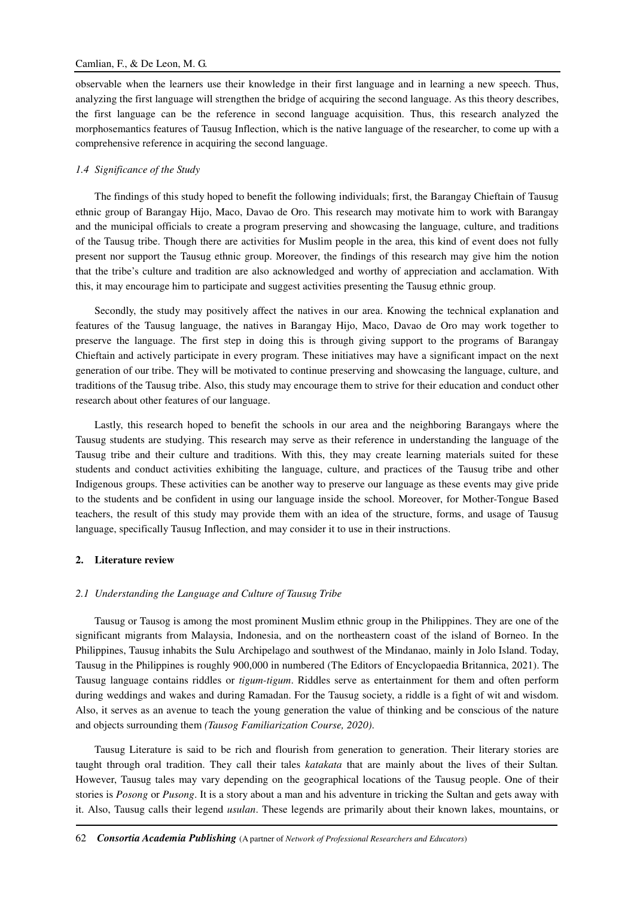observable when the learners use their knowledge in their first language and in learning a new speech. Thus, analyzing the first language will strengthen the bridge of acquiring the second language. As this theory describes, the first language can be the reference in second language acquisition. Thus, this research analyzed the morphosemantics features of Tausug Inflection, which is the native language of the researcher, to come up with a comprehensive reference in acquiring the second language.

### *1.4 Significance of the Study*

The findings of this study hoped to benefit the following individuals; first, the Barangay Chieftain of Tausug ethnic group of Barangay Hijo, Maco, Davao de Oro. This research may motivate him to work with Barangay and the municipal officials to create a program preserving and showcasing the language, culture, and traditions of the Tausug tribe. Though there are activities for Muslim people in the area, this kind of event does not fully present nor support the Tausug ethnic group. Moreover, the findings of this research may give him the notion that the tribe's culture and tradition are also acknowledged and worthy of appreciation and acclamation. With this, it may encourage him to participate and suggest activities presenting the Tausug ethnic group.

Secondly, the study may positively affect the natives in our area. Knowing the technical explanation and features of the Tausug language, the natives in Barangay Hijo, Maco, Davao de Oro may work together to preserve the language. The first step in doing this is through giving support to the programs of Barangay Chieftain and actively participate in every program. These initiatives may have a significant impact on the next generation of our tribe. They will be motivated to continue preserving and showcasing the language, culture, and traditions of the Tausug tribe. Also, this study may encourage them to strive for their education and conduct other research about other features of our language.

Lastly, this research hoped to benefit the schools in our area and the neighboring Barangays where the Tausug students are studying. This research may serve as their reference in understanding the language of the Tausug tribe and their culture and traditions. With this, they may create learning materials suited for these students and conduct activities exhibiting the language, culture, and practices of the Tausug tribe and other Indigenous groups. These activities can be another way to preserve our language as these events may give pride to the students and be confident in using our language inside the school. Moreover, for Mother-Tongue Based teachers, the result of this study may provide them with an idea of the structure, forms, and usage of Tausug language, specifically Tausug Inflection, and may consider it to use in their instructions.

## 2. Literature review

### *2.1 Understanding the Language and Culture of Tausug Tribe*

Tausug or Tausog is among the most prominent Muslim ethnic group in the Philippines. They are one of the significant migrants from Malaysia, Indonesia, and on the northeastern coast of the island of Borneo. In the Philippines, Tausug inhabits the Sulu Archipelago and southwest of the Mindanao, mainly in Jolo Island. Today, Tausug in the Philippines is roughly 900,000 in numbered (The Editors of Encyclopaedia Britannica, 2021). The Tausug language contains riddles or *tigum-tigum*. Riddles serve as entertainment for them and often perform during weddings and wakes and during Ramadan. For the Tausug society, a riddle is a fight of wit and wisdom. Also, it serves as an avenue to teach the young generation the value of thinking and be conscious of the nature and objects surrounding them *(Tausog Familiarization Course, 2020)*.

Tausug Literature is said to be rich and flourish from generation to generation. Their literary stories are taught through oral tradition. They call their tales *katakata* that are mainly about the lives of their Sultan. However, Tausug tales may vary depending on the geographical locations of the Tausug people. One of their stories is *Posong* or *Pusong*. It is a story about a man and his adventure in tricking the Sultan and gets away with it. Also, Tausug calls their legend *usulan*. These legends are primarily about their known lakes, mountains, or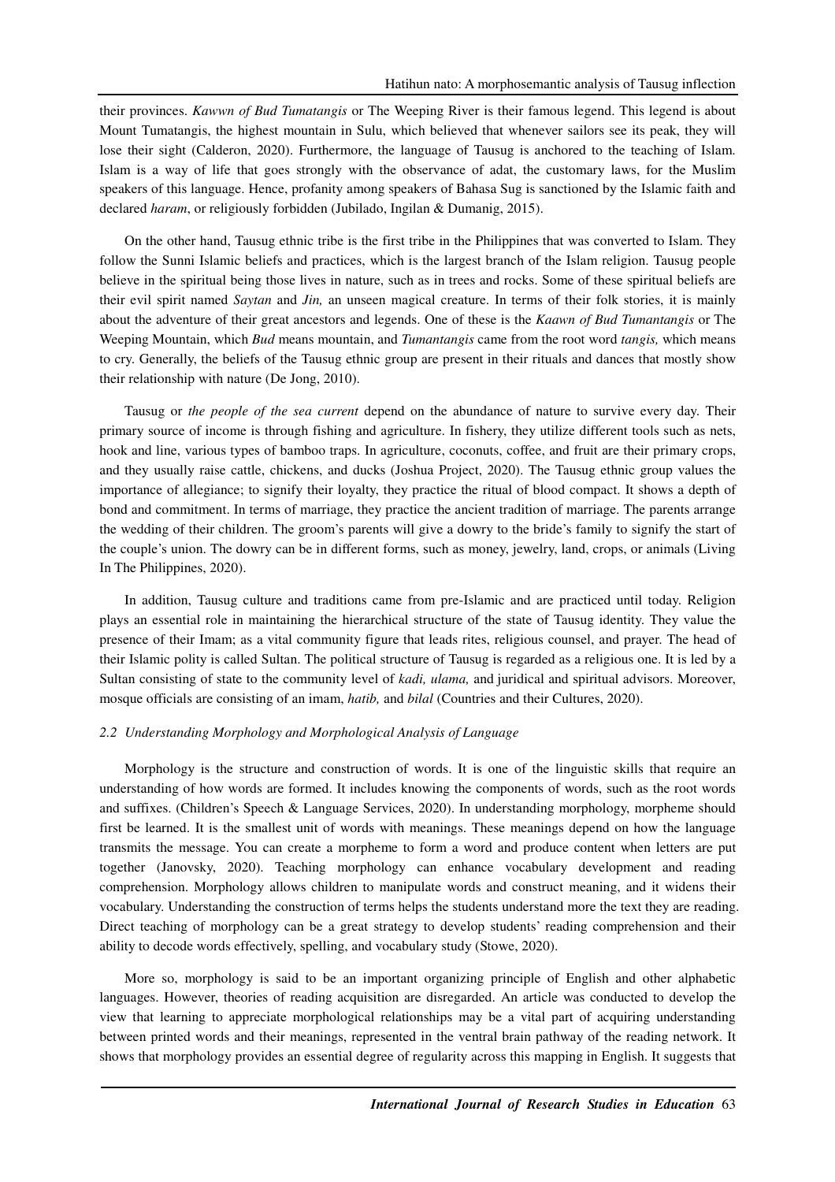their provinces. *Kawwn of Bud Tumatangis* or The Weeping River is their famous legend. This legend is about Mount Tumatangis, the highest mountain in Sulu, which believed that whenever sailors see its peak, they will lose their sight (Calderon, 2020). Furthermore, the language of Tausug is anchored to the teaching of Islam. Islam is a way of life that goes strongly with the observance of adat, the customary laws, for the Muslim speakers of this language. Hence, profanity among speakers of Bahasa Sug is sanctioned by the Islamic faith and declared *haram*, or religiously forbidden (Jubilado, Ingilan & Dumanig, 2015).

On the other hand, Tausug ethnic tribe is the first tribe in the Philippines that was converted to Islam. They follow the Sunni Islamic beliefs and practices, which is the largest branch of the Islam religion. Tausug people believe in the spiritual being those lives in nature, such as in trees and rocks. Some of these spiritual beliefs are their evil spirit named *Saytan* and *Jin,* an unseen magical creature. In terms of their folk stories, it is mainly about the adventure of their great ancestors and legends. One of these is the *Kaawn of Bud Tumantangis* or The Weeping Mountain, which *Bud* means mountain, and *Tumantangis* came from the root word *tangis,* which means to cry. Generally, the beliefs of the Tausug ethnic group are present in their rituals and dances that mostly show their relationship with nature (De Jong, 2010).

Tausug or *the people of the sea current* depend on the abundance of nature to survive every day. Their primary source of income is through fishing and agriculture. In fishery, they utilize different tools such as nets, hook and line, various types of bamboo traps. In agriculture, coconuts, coffee, and fruit are their primary crops, and they usually raise cattle, chickens, and ducks (Joshua Project, 2020). The Tausug ethnic group values the importance of allegiance; to signify their loyalty, they practice the ritual of blood compact. It shows a depth of bond and commitment. In terms of marriage, they practice the ancient tradition of marriage. The parents arrange the wedding of their children. The groom's parents will give a dowry to the bride's family to signify the start of the couple's union. The dowry can be in different forms, such as money, jewelry, land, crops, or animals (Living In The Philippines, 2020).

In addition, Tausug culture and traditions came from pre-Islamic and are practiced until today. Religion plays an essential role in maintaining the hierarchical structure of the state of Tausug identity. They value the presence of their Imam; as a vital community figure that leads rites, religious counsel, and prayer. The head of their Islamic polity is called Sultan. The political structure of Tausug is regarded as a religious one. It is led by a Sultan consisting of state to the community level of *kadi, ulama,* and juridical and spiritual advisors. Moreover, mosque officials are consisting of an imam, *hatib,* and *bilal* (Countries and their Cultures, 2020).

### *2.2 Understanding Morphology and Morphological Analysis of Language*

Morphology is the structure and construction of words. It is one of the linguistic skills that require an understanding of how words are formed. It includes knowing the components of words, such as the root words and suffixes. (Children's Speech & Language Services, 2020). In understanding morphology, morpheme should first be learned. It is the smallest unit of words with meanings. These meanings depend on how the language transmits the message. You can create a morpheme to form a word and produce content when letters are put together (Janovsky, 2020). Teaching morphology can enhance vocabulary development and reading comprehension. Morphology allows children to manipulate words and construct meaning, and it widens their vocabulary. Understanding the construction of terms helps the students understand more the text they are reading. Direct teaching of morphology can be a great strategy to develop students' reading comprehension and their ability to decode words effectively, spelling, and vocabulary study (Stowe, 2020).

More so, morphology is said to be an important organizing principle of English and other alphabetic languages. However, theories of reading acquisition are disregarded. An article was conducted to develop the view that learning to appreciate morphological relationships may be a vital part of acquiring understanding between printed words and their meanings, represented in the ventral brain pathway of the reading network. It shows that morphology provides an essential degree of regularity across this mapping in English. It suggests that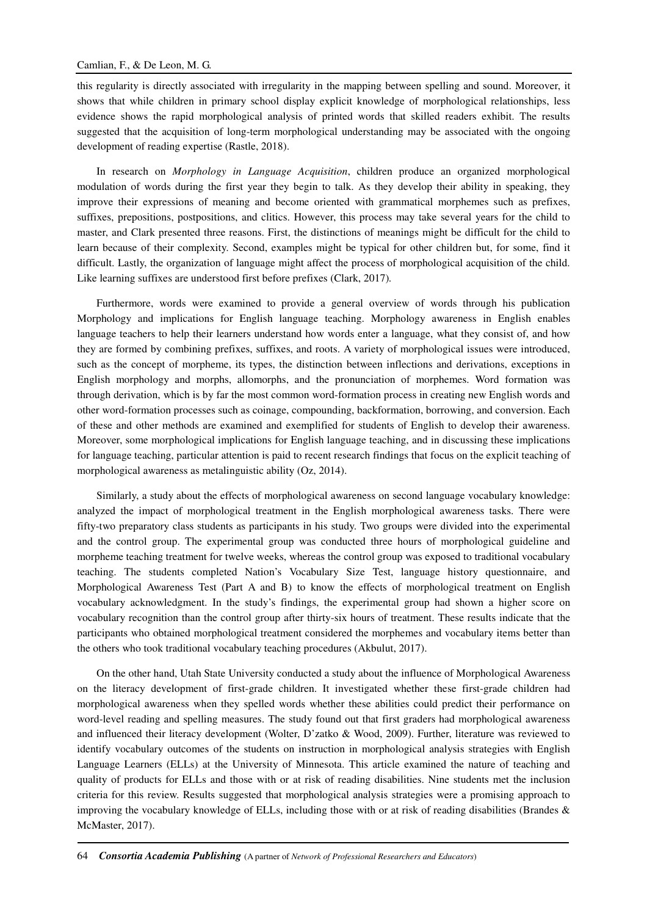this regularity is directly associated with irregularity in the mapping between spelling and sound. Moreover, it shows that while children in primary school display explicit knowledge of morphological relationships, less evidence shows the rapid morphological analysis of printed words that skilled readers exhibit. The results suggested that the acquisition of long-term morphological understanding may be associated with the ongoing development of reading expertise (Rastle, 2018).

In research on *Morphology in Language Acquisition*, children produce an organized morphological modulation of words during the first year they begin to talk. As they develop their ability in speaking, they improve their expressions of meaning and become oriented with grammatical morphemes such as prefixes, suffixes, prepositions, postpositions, and clitics. However, this process may take several years for the child to master, and Clark presented three reasons. First, the distinctions of meanings might be difficult for the child to learn because of their complexity. Second, examples might be typical for other children but, for some, find it difficult. Lastly, the organization of language might affect the process of morphological acquisition of the child. Like learning suffixes are understood first before prefixes (Clark, 2017).

Furthermore, words were examined to provide a general overview of words through his publication Morphology and implications for English language teaching. Morphology awareness in English enables language teachers to help their learners understand how words enter a language, what they consist of, and how they are formed by combining prefixes, suffixes, and roots. A variety of morphological issues were introduced, such as the concept of morpheme, its types, the distinction between inflections and derivations, exceptions in English morphology and morphs, allomorphs, and the pronunciation of morphemes. Word formation was through derivation, which is by far the most common word-formation process in creating new English words and other word-formation processes such as coinage, compounding, backformation, borrowing, and conversion. Each of these and other methods are examined and exemplified for students of English to develop their awareness. Moreover, some morphological implications for English language teaching, and in discussing these implications for language teaching, particular attention is paid to recent research findings that focus on the explicit teaching of morphological awareness as metalinguistic ability (Oz, 2014).

Similarly, a study about the effects of morphological awareness on second language vocabulary knowledge: analyzed the impact of morphological treatment in the English morphological awareness tasks. There were fifty-two preparatory class students as participants in his study. Two groups were divided into the experimental and the control group. The experimental group was conducted three hours of morphological guideline and morpheme teaching treatment for twelve weeks, whereas the control group was exposed to traditional vocabulary teaching. The students completed Nation's Vocabulary Size Test, language history questionnaire, and Morphological Awareness Test (Part A and B) to know the effects of morphological treatment on English vocabulary acknowledgment. In the study's findings, the experimental group had shown a higher score on vocabulary recognition than the control group after thirty-six hours of treatment. These results indicate that the participants who obtained morphological treatment considered the morphemes and vocabulary items better than the others who took traditional vocabulary teaching procedures (Akbulut, 2017).

On the other hand, Utah State University conducted a study about the influence of Morphological Awareness on the literacy development of first-grade children. It investigated whether these first-grade children had morphological awareness when they spelled words whether these abilities could predict their performance on word-level reading and spelling measures. The study found out that first graders had morphological awareness and influenced their literacy development (Wolter, D'zatko & Wood, 2009). Further, literature was reviewed to identify vocabulary outcomes of the students on instruction in morphological analysis strategies with English Language Learners (ELLs) at the University of Minnesota. This article examined the nature of teaching and quality of products for ELLs and those with or at risk of reading disabilities. Nine students met the inclusion criteria for this review. Results suggested that morphological analysis strategies were a promising approach to improving the vocabulary knowledge of ELLs, including those with or at risk of reading disabilities (Brandes & McMaster, 2017).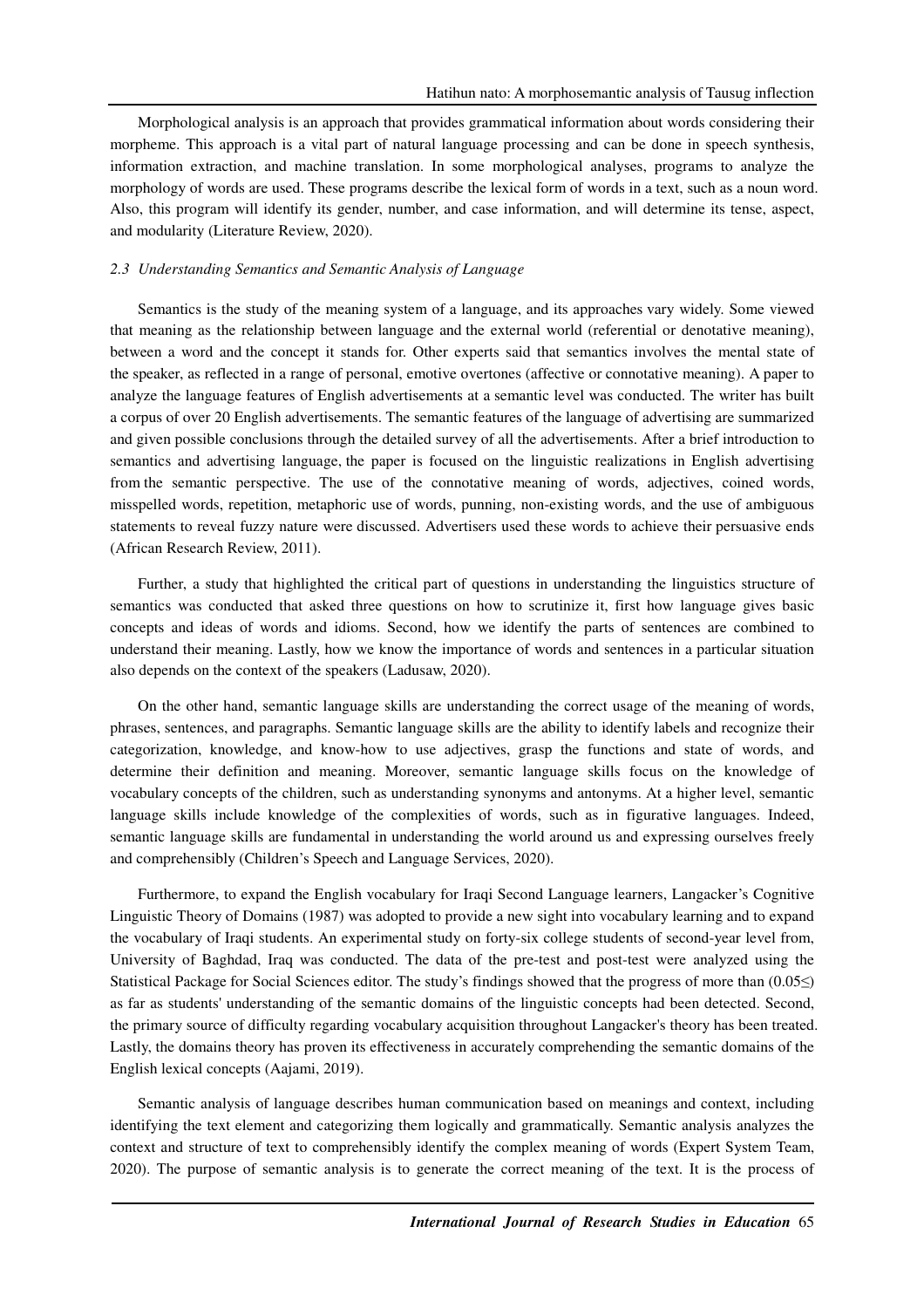Morphological analysis is an approach that provides grammatical information about words considering their morpheme. This approach is a vital part of natural language processing and can be done in speech synthesis, information extraction, and machine translation. In some morphological analyses, programs to analyze the morphology of words are used. These programs describe the lexical form of words in a text, such as a noun word. Also, this program will identify its gender, number, and case information, and will determine its tense, aspect, and modularity (Literature Review, 2020).

### *2.3 Understanding Semantics and Semantic Analysis of Language*

Semantics is the study of the meaning system of a language, and its approaches vary widely. Some viewed that meaning as the relationship between language and the external world (referential or denotative meaning), between a word and the concept it stands for. Other experts said that semantics involves the mental state of the speaker, as reflected in a range of personal, emotive overtones (affective or connotative meaning). A paper to analyze the language features of English advertisements at a semantic level was conducted. The writer has built a corpus of over 20 English advertisements. The semantic features of the language of advertising are summarized and given possible conclusions through the detailed survey of all the advertisements. After a brief introduction to semantics and advertising language, the paper is focused on the linguistic realizations in English advertising from the semantic perspective. The use of the connotative meaning of words, adjectives, coined words, misspelled words, repetition, metaphoric use of words, punning, non-existing words, and the use of ambiguous statements to reveal fuzzy nature were discussed. Advertisers used these words to achieve their persuasive ends (African Research Review, 2011).

Further, a study that highlighted the critical part of questions in understanding the linguistics structure of semantics was conducted that asked three questions on how to scrutinize it, first how language gives basic concepts and ideas of words and idioms. Second, how we identify the parts of sentences are combined to understand their meaning. Lastly, how we know the importance of words and sentences in a particular situation also depends on the context of the speakers (Ladusaw, 2020).

On the other hand, semantic language skills are understanding the correct usage of the meaning of words, phrases, sentences, and paragraphs. Semantic language skills are the ability to identify labels and recognize their categorization, knowledge, and know-how to use adjectives, grasp the functions and state of words, and determine their definition and meaning. Moreover, semantic language skills focus on the knowledge of vocabulary concepts of the children, such as understanding synonyms and antonyms. At a higher level, semantic language skills include knowledge of the complexities of words, such as in figurative languages. Indeed, semantic language skills are fundamental in understanding the world around us and expressing ourselves freely and comprehensibly (Children's Speech and Language Services, 2020).

Furthermore, to expand the English vocabulary for Iraqi Second Language learners, Langacker's Cognitive Linguistic Theory of Domains (1987) was adopted to provide a new sight into vocabulary learning and to expand the vocabulary of Iraqi students. An experimental study on forty-six college students of second-year level from, University of Baghdad, Iraq was conducted. The data of the pre-test and post-test were analyzed using the Statistical Package for Social Sciences editor. The study's findings showed that the progress of more than ($0.05\leq$) as far as students' understanding of the semantic domains of the linguistic concepts had been detected. Second, the primary source of difficulty regarding vocabulary acquisition throughout Langacker's theory has been treated. Lastly, the domains theory has proven its effectiveness in accurately comprehending the semantic domains of the English lexical concepts (Aajami, 2019).

Semantic analysis of language describes human communication based on meanings and context, including identifying the text element and categorizing them logically and grammatically. Semantic analysis analyzes the context and structure of text to comprehensibly identify the complex meaning of words (Expert System Team, 2020). The purpose of semantic analysis is to generate the correct meaning of the text. It is the process of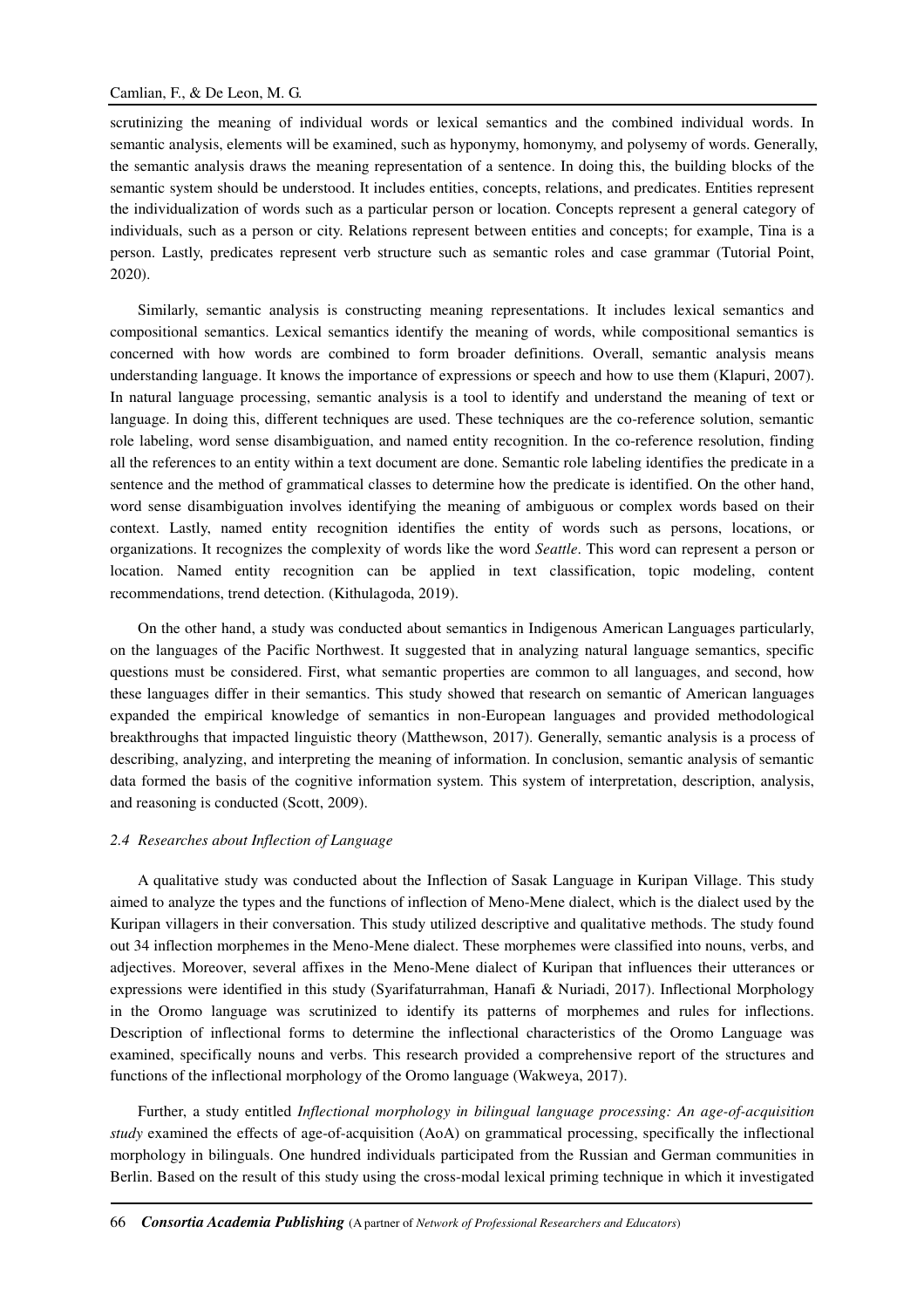scrutinizing the meaning of individual words or lexical semantics and the combined individual words. In semantic analysis, elements will be examined, such as hyponymy, homonymy, and polysemy of words. Generally, the semantic analysis draws the meaning representation of a sentence. In doing this, the building blocks of the semantic system should be understood. It includes entities, concepts, relations, and predicates. Entities represent the individualization of words such as a particular person or location. Concepts represent a general category of individuals, such as a person or city. Relations represent between entities and concepts; for example, Tina is a person. Lastly, predicates represent verb structure such as semantic roles and case grammar (Tutorial Point, 2020).

Similarly, semantic analysis is constructing meaning representations. It includes lexical semantics and compositional semantics. Lexical semantics identify the meaning of words, while compositional semantics is concerned with how words are combined to form broader definitions. Overall, semantic analysis means understanding language. It knows the importance of expressions or speech and how to use them (Klapuri, 2007). In natural language processing, semantic analysis is a tool to identify and understand the meaning of text or language. In doing this, different techniques are used. These techniques are the co-reference solution, semantic role labeling, word sense disambiguation, and named entity recognition. In the co-reference resolution, finding all the references to an entity within a text document are done. Semantic role labeling identifies the predicate in a sentence and the method of grammatical classes to determine how the predicate is identified. On the other hand, word sense disambiguation involves identifying the meaning of ambiguous or complex words based on their context. Lastly, named entity recognition identifies the entity of words such as persons, locations, or organizations. It recognizes the complexity of words like the word *Seattle*. This word can represent a person or location. Named entity recognition can be applied in text classification, topic modeling, content recommendations, trend detection. (Kithulagoda, 2019).

On the other hand, a study was conducted about semantics in Indigenous American Languages particularly, on the languages of the Pacific Northwest. It suggested that in analyzing natural language semantics, specific questions must be considered. First, what semantic properties are common to all languages, and second, how these languages differ in their semantics. This study showed that research on semantic of American languages expanded the empirical knowledge of semantics in non-European languages and provided methodological breakthroughs that impacted linguistic theory (Matthewson, 2017). Generally, semantic analysis is a process of describing, analyzing, and interpreting the meaning of information. In conclusion, semantic analysis of semantic data formed the basis of the cognitive information system. This system of interpretation, description, analysis, and reasoning is conducted (Scott, 2009).

### *2.4 Researches about Inflection of Language*

A qualitative study was conducted about the Inflection of Sasak Language in Kuripan Village. This study aimed to analyze the types and the functions of inflection of Meno-Mene dialect, which is the dialect used by the Kuripan villagers in their conversation. This study utilized descriptive and qualitative methods. The study found out 34 inflection morphemes in the Meno-Mene dialect. These morphemes were classified into nouns, verbs, and adjectives. Moreover, several affixes in the Meno-Mene dialect of Kuripan that influences their utterances or expressions were identified in this study (Syarifaturrahman, Hanafi & Nuriadi, 2017). Inflectional Morphology in the Oromo language was scrutinized to identify its patterns of morphemes and rules for inflections. Description of inflectional forms to determine the inflectional characteristics of the Oromo Language was examined, specifically nouns and verbs. This research provided a comprehensive report of the structures and functions of the inflectional morphology of the Oromo language (Wakweya, 2017).

Further, a study entitled *Inflectional morphology in bilingual language processing: An age-of-acquisition study* examined the effects of age-of-acquisition (AoA) on grammatical processing, specifically the inflectional morphology in bilinguals. One hundred individuals participated from the Russian and German communities in Berlin. Based on the result of this study using the cross-modal lexical priming technique in which it investigated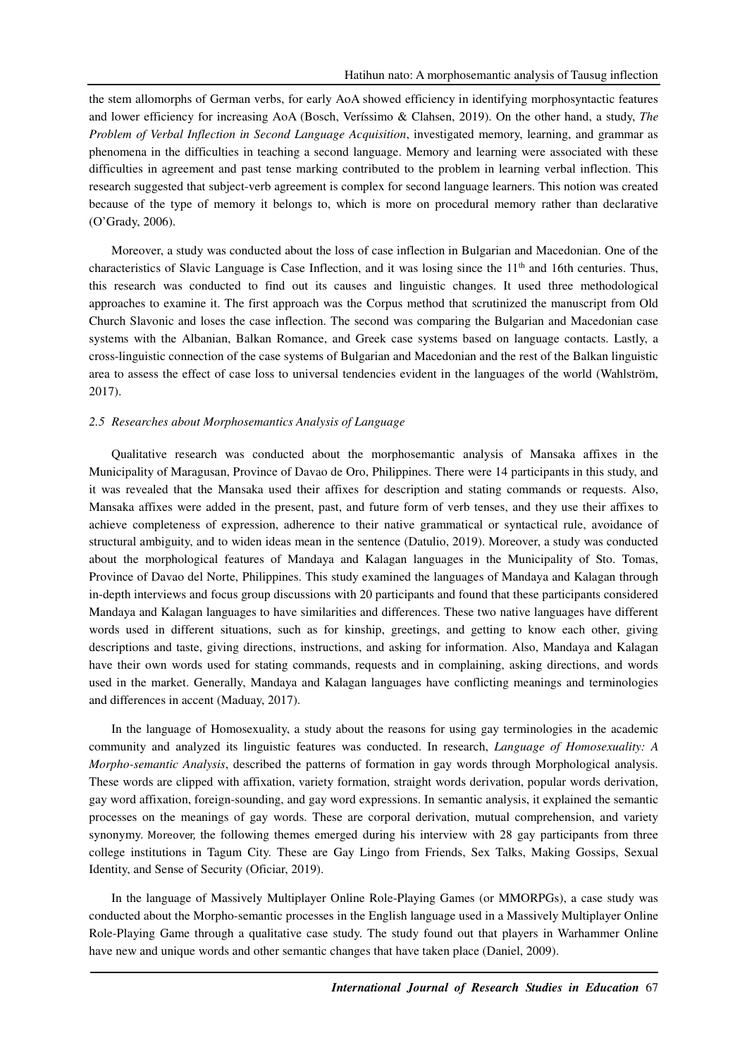the stem allomorphs of German verbs, for early AoA showed efficiency in identifying morphosyntactic features and lower efficiency for increasing AoA (Bosch, Veríssimo & Clahsen, 2019). On the other hand, a study, *The Problem of Verbal Inflection in Second Language Acquisition*, investigated memory, learning, and grammar as phenomena in the difficulties in teaching a second language. Memory and learning were associated with these difficulties in agreement and past tense marking contributed to the problem in learning verbal inflection. This research suggested that subject-verb agreement is complex for second language learners. This notion was created because of the type of memory it belongs to, which is more on procedural memory rather than declarative (O'Grady, 2006).

Moreover, a study was conducted about the loss of case inflection in Bulgarian and Macedonian. One of the characteristics of Slavic Language is Case Inflection, and it was losing since the 11th and 16th centuries. Thus, this research was conducted to find out its causes and linguistic changes. It used three methodological approaches to examine it. The first approach was the Corpus method that scrutinized the manuscript from Old Church Slavonic and loses the case inflection. The second was comparing the Bulgarian and Macedonian case systems with the Albanian, Balkan Romance, and Greek case systems based on language contacts. Lastly, a cross-linguistic connection of the case systems of Bulgarian and Macedonian and the rest of the Balkan linguistic area to assess the effect of case loss to universal tendencies evident in the languages of the world (Wahlström, 2017).

### *2.5 Researches about Morphosemantics Analysis of Language*

Qualitative research was conducted about the morphosemantic analysis of Mansaka affixes in the Municipality of Maragusan, Province of Davao de Oro, Philippines. There were 14 participants in this study, and it was revealed that the Mansaka used their affixes for description and stating commands or requests. Also, Mansaka affixes were added in the present, past, and future form of verb tenses, and they use their affixes to achieve completeness of expression, adherence to their native grammatical or syntactical rule, avoidance of structural ambiguity, and to widen ideas mean in the sentence (Datulio, 2019). Moreover, a study was conducted about the morphological features of Mandaya and Kalagan languages in the Municipality of Sto. Tomas, Province of Davao del Norte, Philippines. This study examined the languages of Mandaya and Kalagan through in-depth interviews and focus group discussions with 20 participants and found that these participants considered Mandaya and Kalagan languages to have similarities and differences. These two native languages have different words used in different situations, such as for kinship, greetings, and getting to know each other, giving descriptions and taste, giving directions, instructions, and asking for information. Also, Mandaya and Kalagan have their own words used for stating commands, requests and in complaining, asking directions, and words used in the market. Generally, Mandaya and Kalagan languages have conflicting meanings and terminologies and differences in accent (Maduay, 2017).

In the language of Homosexuality, a study about the reasons for using gay terminologies in the academic community and analyzed its linguistic features was conducted. In research, *Language of Homosexuality: A Morpho-semantic Analysis*, described the patterns of formation in gay words through Morphological analysis. These words are clipped with affixation, variety formation, straight words derivation, popular words derivation, gay word affixation, foreign-sounding, and gay word expressions. In semantic analysis, it explained the semantic processes on the meanings of gay words. These are corporal derivation, mutual comprehension, and variety synonymy. Moreover, the following themes emerged during his interview with 28 gay participants from three college institutions in Tagum City. These are Gay Lingo from Friends, Sex Talks, Making Gossips, Sexual Identity, and Sense of Security (Oficiar, 2019).

In the language of Massively Multiplayer Online Role-Playing Games (or MMORPGs), a case study was conducted about the Morpho-semantic processes in the English language used in a Massively Multiplayer Online Role-Playing Game through a qualitative case study. The study found out that players in Warhammer Online have new and unique words and other semantic changes that have taken place (Daniel, 2009).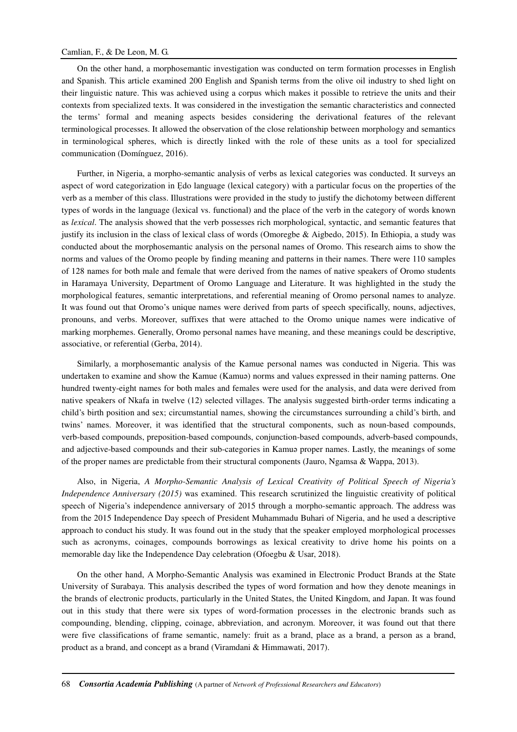On the other hand, a morphosemantic investigation was conducted on term formation processes in English and Spanish. This article examined 200 English and Spanish terms from the olive oil industry to shed light on their linguistic nature. This was achieved using a corpus which makes it possible to retrieve the units and their contexts from specialized texts. It was considered in the investigation the semantic characteristics and connected the terms' formal and meaning aspects besides considering the derivational features of the relevant terminological processes. It allowed the observation of the close relationship between morphology and semantics in terminological spheres, which is directly linked with the role of these units as a tool for specialized communication (Domínguez, 2016).

Further, in Nigeria, a morpho-semantic analysis of verbs as lexical categories was conducted. It surveys an aspect of word categorization in Ẹdo language (lexical category) with a particular focus on the properties of the verb as a member of this class. Illustrations were provided in the study to justify the dichotomy between different types of words in the language (lexical vs. functional) and the place of the verb in the category of words known as *lexical*. The analysis showed that the verb possesses rich morphological, syntactic, and semantic features that justify its inclusion in the class of lexical class of words (Omoregbe & Aigbedo, 2015). In Ethiopia, a study was conducted about the morphosemantic analysis on the personal names of Oromo. This research aims to show the norms and values of the Oromo people by finding meaning and patterns in their names. There were 110 samples of 128 names for both male and female that were derived from the names of native speakers of Oromo students in Haramaya University, Department of Oromo Language and Literature. It was highlighted in the study the morphological features, semantic interpretations, and referential meaning of Oromo personal names to analyze. It was found out that Oromo's unique names were derived from parts of speech specifically, nouns, adjectives, pronouns, and verbs. Moreover, suffixes that were attached to the Oromo unique names were indicative of marking morphemes. Generally, Oromo personal names have meaning, and these meanings could be descriptive, associative, or referential (Gerba, 2014).

Similarly, a morphosemantic analysis of the Kamue personal names was conducted in Nigeria. This was undertaken to examine and show the Kamue (Kamuə) norms and values expressed in their naming patterns. One hundred twenty-eight names for both males and females were used for the analysis, and data were derived from native speakers of Nkafa in twelve (12) selected villages. The analysis suggested birth-order terms indicating a child's birth position and sex; circumstantial names, showing the circumstances surrounding a child's birth, and twins' names. Moreover, it was identified that the structural components, such as noun-based compounds, verb-based compounds, preposition-based compounds, conjunction-based compounds, adverb-based compounds, and adjective-based compounds and their sub-categories in Kamuə proper names. Lastly, the meanings of some of the proper names are predictable from their structural components (Jauro, Ngamsa & Wappa, 2013).

Also, in Nigeria, *A Morpho-Semantic Analysis of Lexical Creativity of Political Speech of Nigeria's Independence Anniversary (2015)* was examined. This research scrutinized the linguistic creativity of political speech of Nigeria's independence anniversary of 2015 through a morpho-semantic approach. The address was from the 2015 Independence Day speech of President Muhammadu Buhari of Nigeria, and he used a descriptive approach to conduct his study. It was found out in the study that the speaker employed morphological processes such as acronyms, coinages, compounds borrowings as lexical creativity to drive home his points on a memorable day like the Independence Day celebration (Ofoegbu & Usar, 2018).

On the other hand, A Morpho-Semantic Analysis was examined in Electronic Product Brands at the State University of Surabaya. This analysis described the types of word formation and how they denote meanings in the brands of electronic products, particularly in the United States, the United Kingdom, and Japan. It was found out in this study that there were six types of word-formation processes in the electronic brands such as compounding, blending, clipping, coinage, abbreviation, and acronym. Moreover, it was found out that there were five classifications of frame semantic, namely: fruit as a brand, place as a brand, a person as a brand, product as a brand, and concept as a brand (Viramdani & Himmawati, 2017).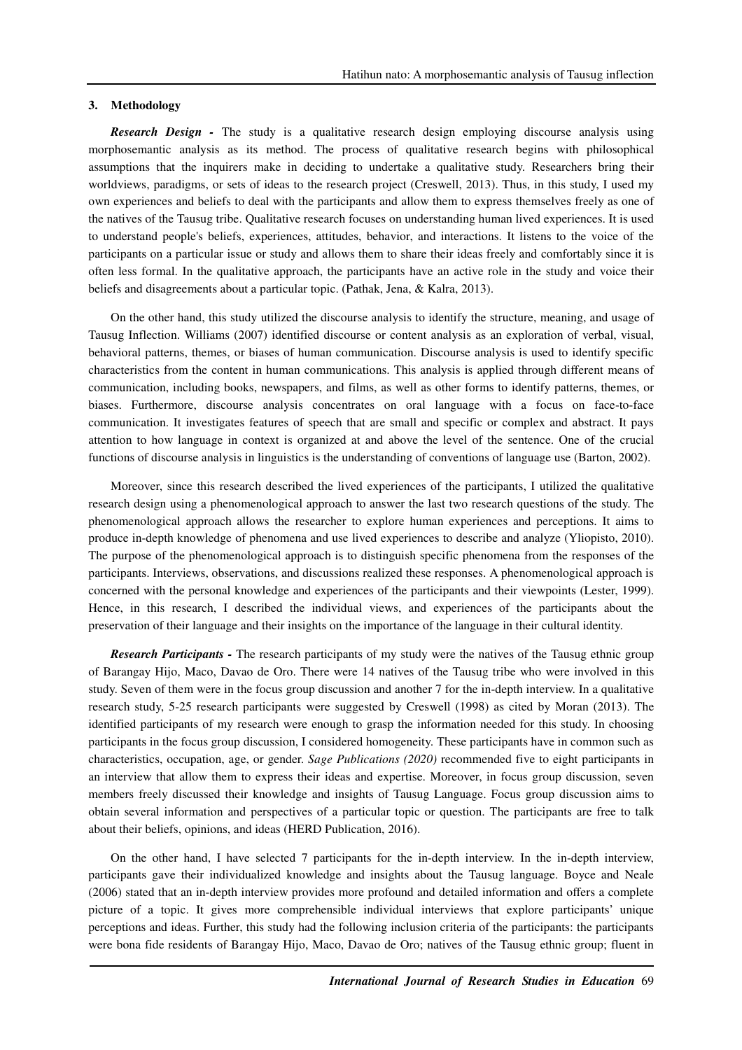### 3. Methodology

***Research Design*** **-** The study is a qualitative research design employing discourse analysis using morphosemantic analysis as its method. The process of qualitative research begins with philosophical assumptions that the inquirers make in deciding to undertake a qualitative study. Researchers bring their worldviews, paradigms, or sets of ideas to the research project (Creswell, 2013). Thus, in this study, I used my own experiences and beliefs to deal with the participants and allow them to express themselves freely as one of the natives of the Tausug tribe. Qualitative research focuses on understanding human lived experiences. It is used to understand people's beliefs, experiences, attitudes, behavior, and interactions. It listens to the voice of the participants on a particular issue or study and allows them to share their ideas freely and comfortably since it is often less formal. In the qualitative approach, the participants have an active role in the study and voice their beliefs and disagreements about a particular topic. (Pathak, Jena, & Kalra, 2013).

On the other hand, this study utilized the discourse analysis to identify the structure, meaning, and usage of Tausug Inflection. Williams (2007) identified discourse or content analysis as an exploration of verbal, visual, behavioral patterns, themes, or biases of human communication. Discourse analysis is used to identify specific characteristics from the content in human communications. This analysis is applied through different means of communication, including books, newspapers, and films, as well as other forms to identify patterns, themes, or biases. Furthermore, discourse analysis concentrates on oral language with a focus on face-to-face communication. It investigates features of speech that are small and specific or complex and abstract. It pays attention to how language in context is organized at and above the level of the sentence. One of the crucial functions of discourse analysis in linguistics is the understanding of conventions of language use (Barton, 2002).

Moreover, since this research described the lived experiences of the participants, I utilized the qualitative research design using a phenomenological approach to answer the last two research questions of the study. The phenomenological approach allows the researcher to explore human experiences and perceptions. It aims to produce in-depth knowledge of phenomena and use lived experiences to describe and analyze (Yliopisto, 2010). The purpose of the phenomenological approach is to distinguish specific phenomena from the responses of the participants. Interviews, observations, and discussions realized these responses. A phenomenological approach is concerned with the personal knowledge and experiences of the participants and their viewpoints (Lester, 1999). Hence, in this research, I described the individual views, and experiences of the participants about the preservation of their language and their insights on the importance of the language in their cultural identity.

***Research Participants*** **-** The research participants of my study were the natives of the Tausug ethnic group of Barangay Hijo, Maco, Davao de Oro. There were 14 natives of the Tausug tribe who were involved in this study. Seven of them were in the focus group discussion and another 7 for the in-depth interview. In a qualitative research study, 5-25 research participants were suggested by Creswell (1998) as cited by Moran (2013). The identified participants of my research were enough to grasp the information needed for this study. In choosing participants in the focus group discussion, I considered homogeneity. These participants have in common such as characteristics, occupation, age, or gender. *Sage Publications (2020)* recommended five to eight participants in an interview that allow them to express their ideas and expertise. Moreover, in focus group discussion, seven members freely discussed their knowledge and insights of Tausug Language. Focus group discussion aims to obtain several information and perspectives of a particular topic or question. The participants are free to talk about their beliefs, opinions, and ideas (HERD Publication, 2016).

On the other hand, I have selected 7 participants for the in-depth interview. In the in-depth interview, participants gave their individualized knowledge and insights about the Tausug language. Boyce and Neale (2006) stated that an in-depth interview provides more profound and detailed information and offers a complete picture of a topic. It gives more comprehensible individual interviews that explore participants' unique perceptions and ideas. Further, this study had the following inclusion criteria of the participants: the participants were bona fide residents of Barangay Hijo, Maco, Davao de Oro; natives of the Tausug ethnic group; fluent in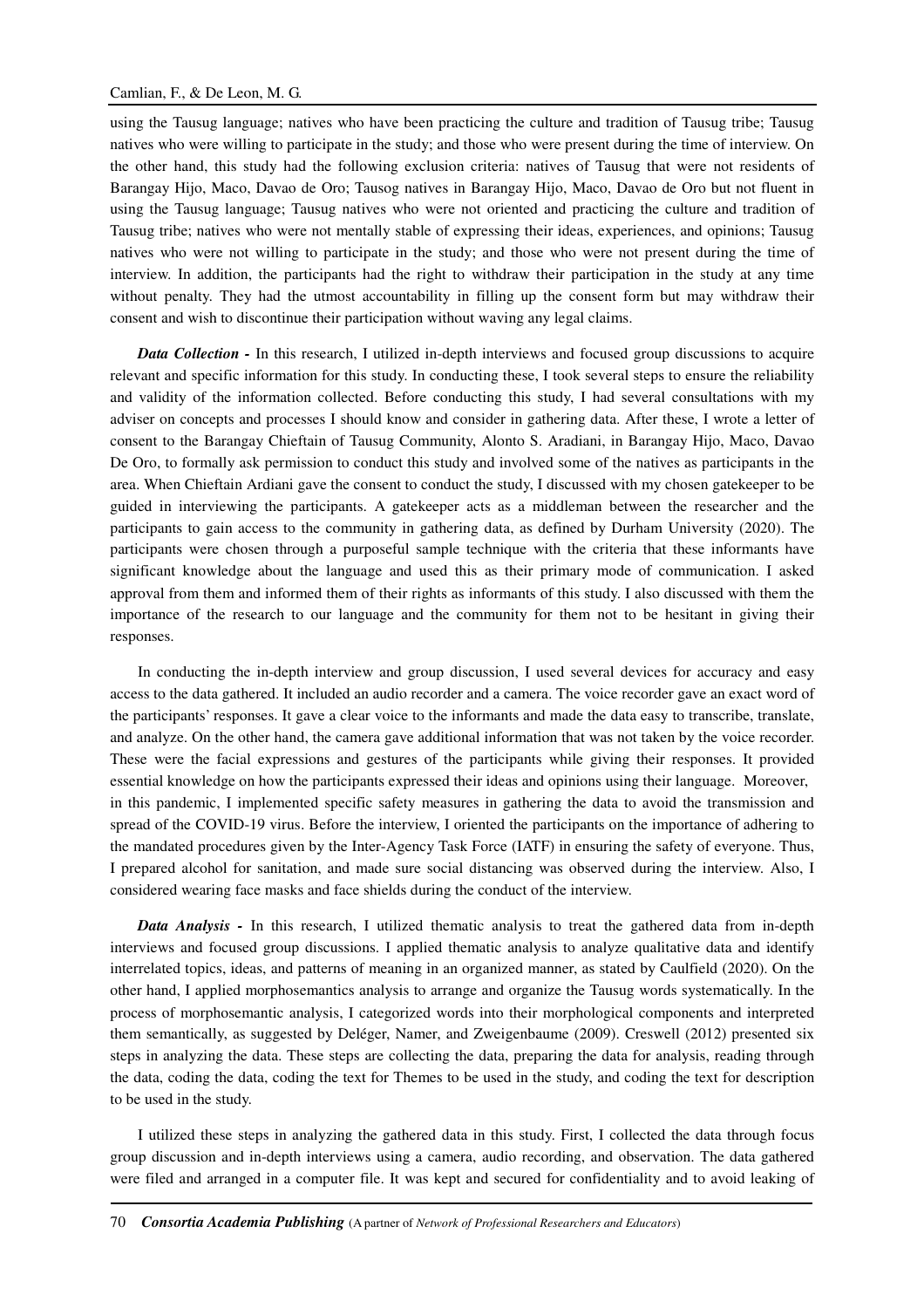using the Tausug language; natives who have been practicing the culture and tradition of Tausug tribe; Tausug natives who were willing to participate in the study; and those who were present during the time of interview. On the other hand, this study had the following exclusion criteria: natives of Tausug that were not residents of Barangay Hijo, Maco, Davao de Oro; Tausog natives in Barangay Hijo, Maco, Davao de Oro but not fluent in using the Tausug language; Tausug natives who were not oriented and practicing the culture and tradition of Tausug tribe; natives who were not mentally stable of expressing their ideas, experiences, and opinions; Tausug natives who were not willing to participate in the study; and those who were not present during the time of interview. In addition, the participants had the right to withdraw their participation in the study at any time without penalty. They had the utmost accountability in filling up the consent form but may withdraw their consent and wish to discontinue their participation without waving any legal claims.

***Data Collection -*** In this research, I utilized in-depth interviews and focused group discussions to acquire relevant and specific information for this study. In conducting these, I took several steps to ensure the reliability and validity of the information collected. Before conducting this study, I had several consultations with my adviser on concepts and processes I should know and consider in gathering data. After these, I wrote a letter of consent to the Barangay Chieftain of Tausug Community, Alonto S. Aradiani, in Barangay Hijo, Maco, Davao De Oro, to formally ask permission to conduct this study and involved some of the natives as participants in the area. When Chieftain Ardiani gave the consent to conduct the study, I discussed with my chosen gatekeeper to be guided in interviewing the participants. A gatekeeper acts as a middleman between the researcher and the participants to gain access to the community in gathering data, as defined by Durham University (2020). The participants were chosen through a purposeful sample technique with the criteria that these informants have significant knowledge about the language and used this as their primary mode of communication. I asked approval from them and informed them of their rights as informants of this study. I also discussed with them the importance of the research to our language and the community for them not to be hesitant in giving their responses.

In conducting the in-depth interview and group discussion, I used several devices for accuracy and easy access to the data gathered. It included an audio recorder and a camera. The voice recorder gave an exact word of the participants' responses. It gave a clear voice to the informants and made the data easy to transcribe, translate, and analyze. On the other hand, the camera gave additional information that was not taken by the voice recorder. These were the facial expressions and gestures of the participants while giving their responses. It provided essential knowledge on how the participants expressed their ideas and opinions using their language. Moreover, in this pandemic, I implemented specific safety measures in gathering the data to avoid the transmission and spread of the COVID-19 virus. Before the interview, I oriented the participants on the importance of adhering to the mandated procedures given by the Inter-Agency Task Force (IATF) in ensuring the safety of everyone. Thus, I prepared alcohol for sanitation, and made sure social distancing was observed during the interview. Also, I considered wearing face masks and face shields during the conduct of the interview.

***Data Analysis -*** In this research, I utilized thematic analysis to treat the gathered data from in-depth interviews and focused group discussions. I applied thematic analysis to analyze qualitative data and identify interrelated topics, ideas, and patterns of meaning in an organized manner, as stated by Caulfield (2020). On the other hand, I applied morphosemantics analysis to arrange and organize the Tausug words systematically. In the process of morphosemantic analysis, I categorized words into their morphological components and interpreted them semantically, as suggested by Deléger, Namer, and Zweigenbaume (2009). Creswell (2012) presented six steps in analyzing the data. These steps are collecting the data, preparing the data for analysis, reading through the data, coding the data, coding the text for Themes to be used in the study, and coding the text for description to be used in the study.

I utilized these steps in analyzing the gathered data in this study. First, I collected the data through focus group discussion and in-depth interviews using a camera, audio recording, and observation. The data gathered were filed and arranged in a computer file. It was kept and secured for confidentiality and to avoid leaking of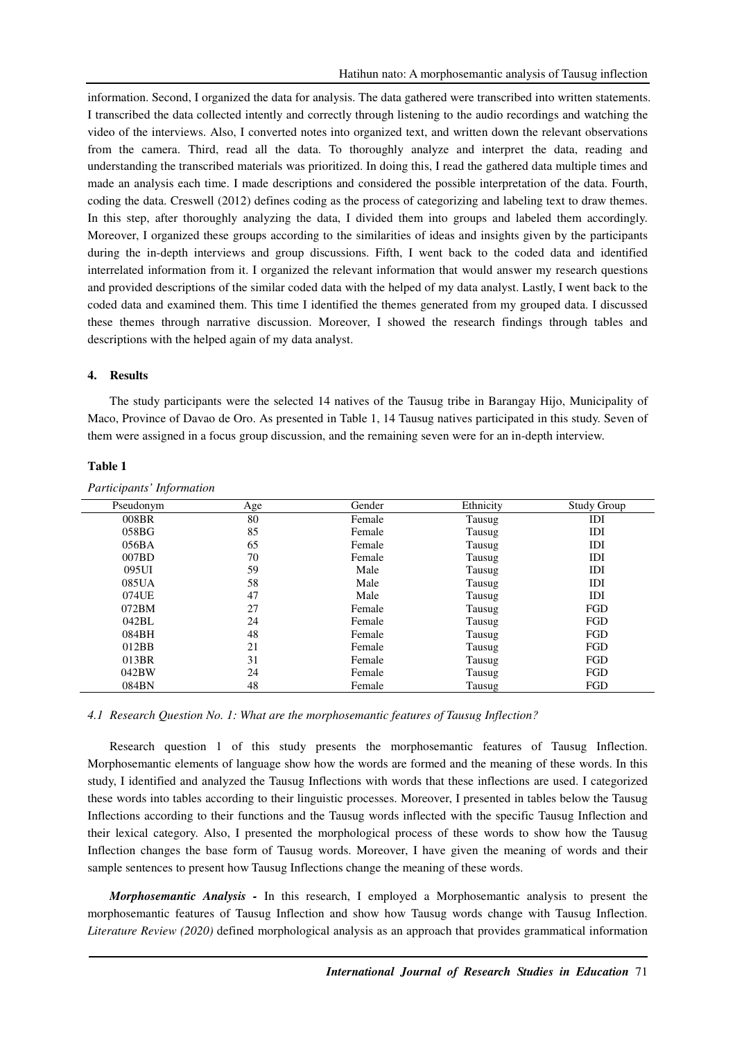information. Second, I organized the data for analysis. The data gathered were transcribed into written statements. I transcribed the data collected intently and correctly through listening to the audio recordings and watching the video of the interviews. Also, I converted notes into organized text, and written down the relevant observations from the camera. Third, read all the data. To thoroughly analyze and interpret the data, reading and understanding the transcribed materials was prioritized. In doing this, I read the gathered data multiple times and made an analysis each time. I made descriptions and considered the possible interpretation of the data. Fourth, coding the data. Creswell (2012) defines coding as the process of categorizing and labeling text to draw themes. In this step, after thoroughly analyzing the data, I divided them into groups and labeled them accordingly. Moreover, I organized these groups according to the similarities of ideas and insights given by the participants during the in-depth interviews and group discussions. Fifth, I went back to the coded data and identified interrelated information from it. I organized the relevant information that would answer my research questions and provided descriptions of the similar coded data with the helped of my data analyst. Lastly, I went back to the coded data and examined them. This time I identified the themes generated from my grouped data. I discussed these themes through narrative discussion. Moreover, I showed the research findings through tables and descriptions with the helped again of my data analyst.

## 4. Results

The study participants were the selected 14 natives of the Tausug tribe in Barangay Hijo, Municipality of Maco, Province of Davao de Oro. As presented in Table 1, 14 Tausug natives participated in this study. Seven of them were assigned in a focus group discussion, and the remaining seven were for an in-depth interview.

**Table 1**

*Participants' Information*

| Pseudonym | Age | Gender | Ethnicity | Study Group |
|---|---|---|---|---|
| 008BR | 80 | Female | Tausug | IDI |
| 058BG | 85 | Female | Tausug | IDI |
| 056BA | 65 | Female | Tausug | IDI |
| 007BD | 70 | Female | Tausug | IDI |
| 095UI | 59 | Male | Tausug | IDI |
| 085UA | 58 | Male | Tausug | IDI |
| 074UE | 47 | Male | Tausug | IDI |
| 072BM | 27 | Female | Tausug | FGD |
| 042BL | 24 | Female | Tausug | FGD |
| 084BH | 48 | Female | Tausug | FGD |
| 012BB | 21 | Female | Tausug | FGD |
| 013BR | 31 | Female | Tausug | FGD |
| 042BW | 24 | Female | Tausug | FGD |
| 084BN | 48 | Female | Tausug | FGD |

### *4.1 Research Question No. 1: What are the morphosemantic features of Tausug Inflection?*

Research question 1 of this study presents the morphosemantic features of Tausug Inflection. Morphosemantic elements of language show how the words are formed and the meaning of these words. In this study, I identified and analyzed the Tausug Inflections with words that these inflections are used. I categorized these words into tables according to their linguistic processes. Moreover, I presented in tables below the Tausug Inflections according to their functions and the Tausug words inflected with the specific Tausug Inflection and their lexical category. Also, I presented the morphological process of these words to show how the Tausug Inflection changes the base form of Tausug words. Moreover, I have given the meaning of words and their sample sentences to present how Tausug Inflections change the meaning of these words.

***Morphosemantic Analysis*** **-** In this research, I employed a Morphosemantic analysis to present the morphosemantic features of Tausug Inflection and show how Tausug words change with Tausug Inflection. *Literature Review (2020)* defined morphological analysis as an approach that provides grammatical information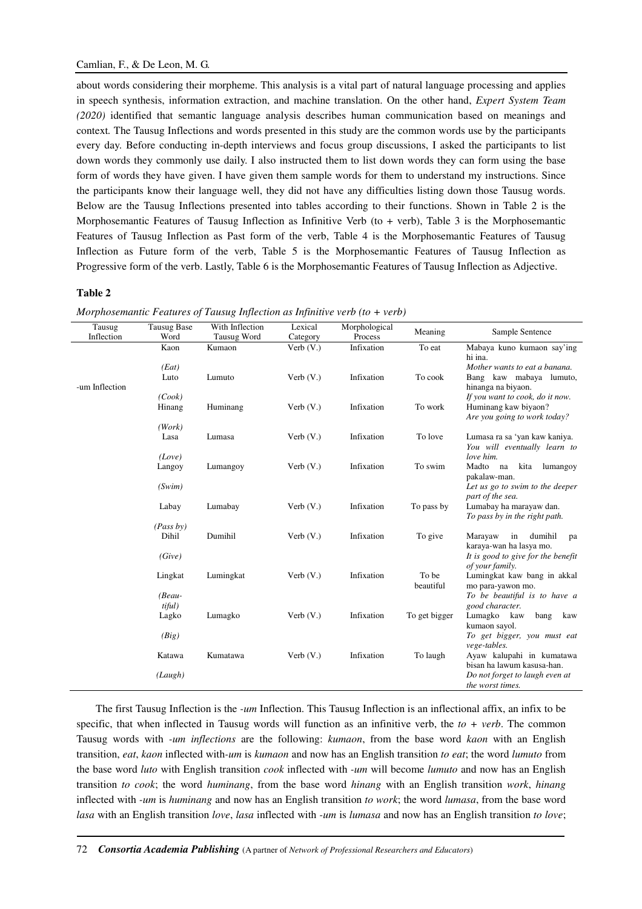about words considering their morpheme. This analysis is a vital part of natural language processing and applies in speech synthesis, information extraction, and machine translation. On the other hand, *Expert System Team (2020)* identified that semantic language analysis describes human communication based on meanings and context. The Tausug Inflections and words presented in this study are the common words use by the participants every day. Before conducting in-depth interviews and focus group discussions, I asked the participants to list down words they commonly use daily. I also instructed them to list down words they can form using the base form of words they have given. I have given them sample words for them to understand my instructions. Since the participants know their language well, they did not have any difficulties listing down those Tausug words. Below are the Tausug Inflections presented into tables according to their functions. Shown in Table 2 is the Morphosemantic Features of Tausug Inflection as Infinitive Verb (to + verb), Table 3 is the Morphosemantic Features of Tausug Inflection as Past form of the verb, Table 4 is the Morphosemantic Features of Tausug Inflection as Future form of the verb, Table 5 is the Morphosemantic Features of Tausug Inflection as Progressive form of the verb. Lastly, Table 6 is the Morphosemantic Features of Tausug Inflection as Adjective.

**Table 2**

*Morphosemantic Features of Tausug Inflection as Infinitive verb (to + verb)*

| Tausug Inflection | Tausug Base Word | With Inflection Tausug Word | Lexical Category | Morphological Process | Meaning | Sample Sentence |
|---|---|---|---|---|---|---|
| -um Inflection | Kaon *(Eat)* | Kumaon | Verb (V.) | Infixation | To eat | Mabaya kuno kumaon say'ing hi ina. *Mother wants to eat a banana.* |
| | Luto *(Cook)* | Lumuto | Verb (V.) | Infixation | To cook | Bang kaw mabaya lumuto, hinanga na biyaon. *If you want to cook, do it now.* |
| | Hinang *(Work)* | Huminang | Verb (V.) | Infixation | To work | Huminang kaw biyaon? *Are you going to work today?* |
| | Lasa *(Love)* | Lumasa | Verb (V.) | Infixation | To love | Lumasa ra sa 'yan kaw kaniya. *You will eventually learn to love him.* |
| | Langoy *(Swim)* | Lumangoy | Verb (V.) | Infixation | To swim | Madto na kita lumangoy pakalaw-man. *Let us go to swim to the deeper part of the sea.* |
| | Labay *(Pass by)* | Lumabay | Verb (V.) | Infixation | To pass by | Lumabay ha marayaw dan. *To pass by in the right path.* |
| | Dihil *(Give)* | Dumihil | Verb (V.) | Infixation | To give | Marayaw in dumihil pa karaya-wan ha lasya mo. *It is good to give for the benefit of your family.* |
| | Lingkat *(Beau-tiful)* | Lumingkat | Verb (V.) | Infixation | To be beautiful | Lumingkat kaw bang in akkal mo para-yawon mo. *To be beautiful is to have a good character.* |
| | Lagko *(Big)* | Lumagko | Verb (V.) | Infixation | To get bigger | Lumagko kaw bang kaw kumaon sayol. *To get bigger, you must eat vege-tables.* |
| | Katawa *(Laugh)* | Kumatawa | Verb (V.) | Infixation | To laugh | Ayaw kalupahi in kumatawa bisan ha lawum kasusa-han. *Do not forget to laugh even at the worst times.* |

The first Tausug Inflection is the *-um* Inflection. This Tausug Inflection is an inflectional affix, an infix to be specific, that when inflected in Tausug words will function as an infinitive verb, the *to + verb*. The common Tausug words with *-um inflections* are the following: *kumaon*, from the base word *kaon* with an English transition, *eat*, *kaon* inflected with*-um* is *kumaon* and now has an English transition *to eat*; the word *lumuto* from the base word *luto* with English transition *cook* inflected with *-um* will become *lumuto* and now has an English transition *to cook*; the word *huminang*, from the base word *hinang* with an English transition *work*, *hinang* inflected with *-um* is *huminang* and now has an English transition *to work*; the word *lumasa*, from the base word *lasa* with an English transition *love*, *lasa* inflected with *-um* is *lumasa* and now has an English transition *to love*;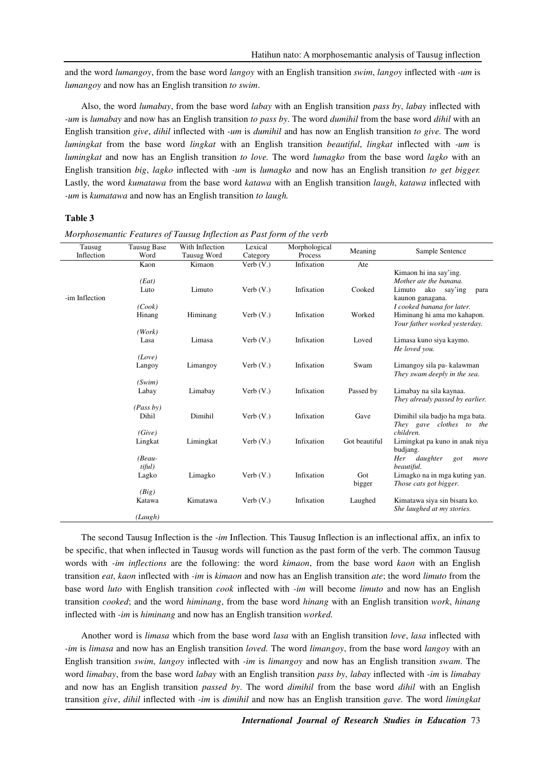and the word *lumangoy*, from the base word *langoy* with an English transition *swim*, *langoy* inflected with *-um* is *lumangoy* and now has an English transition *to swim*.

Also, the word *lumabay*, from the base word *labay* with an English transition *pass by*, *labay* inflected with *-um* is *lumabay* and now has an English transition *to pass by*. The word *dumihil* from the base word *dihil* with an English transition *give*, *dihil* inflected with *-um* is *dumihil* and has now an English transition *to give*. The word *lumingkat* from the base word *lingkat* with an English transition *beautiful*, *lingkat* inflected with *-um* is *lumingkat* and now has an English transition *to love.* The word *lumagko* from the base word *lagko* with an English transition *big*, *lagko* inflected with *-um* is *lumagko* and now has an English transition *to get bigger.* Lastly, the word *kumatawa* from the base word *katawa* with an English transition *laugh*, *katawa* inflected with *-um* is *kumatawa* and now has an English transition *to laugh.*

**Table 3**

*Morphosemantic Features of Tausug Inflection as Past form of the verb*

| Tausug Inflection | Tausug Base Word | With Inflection Tausug Word | Lexical Category | Morphological Process | Meaning | Sample Sentence |
|---|---|---|---|---|---|---|
| -im Inflection | Kaon *(Eat)* | Kimaon | Verb (V.) | Infixation | Ate | Kimaon hi ina say'ing. *Mother ate the banana.* |
| | Luto *(Cook)* | Limuto | Verb (V.) | Infixation | Cooked | Limuto ako say'ing para kaunon ganagana. *I cooked banana for later.* |
| | Hinang *(Work)* | Himinang | Verb (V.) | Infixation | Worked | Himinang hi ama mo kahapon. *Your father worked yesterday.* |
| | Lasa *(Love)* | Limasa | Verb (V.) | Infixation | Loved | Limasa kuno siya kaymo. *He loved you.* |
| | Langoy *(Swim)* | Limangoy | Verb (V.) | Infixation | Swam | Limangoy sila pa- kalawman *They swam deeply in the sea.* |
| | Labay *(Pass by)* | Limabay | Verb (V.) | Infixation | Passed by | Limabay na sila kaynaa. *They already passed by earlier.* |
| | Dihil *(Give)* | Dimihil | Verb (V.) | Infixation | Gave | Dimihil sila badjo ha mga bata. *They gave clothes to the children.* |
| | Lingkat *(Beautiful)* | Limingkat | Verb (V.) | Infixation | Got beautiful | Limingkat pa kuno in anak niya budjang. *Her daughter got more beautiful.* |
| | Lagko *(Big)* | Limagko | Verb (V.) | Infixation | Got bigger | Limagko na in mga kuting yan. *Those cats got bigger.* |
| | Katawa *(Laugh)* | Kimatawa | Verb (V.) | Infixation | Laughed | Kimatawa siya sin bisara ko. *She laughed at my stories.* |

The second Tausug Inflection is the *-im* Inflection. This Tausug Inflection is an inflectional affix, an infix to be specific, that when inflected in Tausug words will function as the past form of the verb. The common Tausug words with *-im inflections* are the following: the word *kimaon*, from the base word *kaon* with an English transition *eat*, *kaon* inflected with *-im* is *kimaon* and now has an English transition *ate*; the word *limuto* from the base word *luto* with English transition *cook* inflected with *-im* will become *limuto* and now has an English transition *cooked*; and the word *himinang*, from the base word *hinang* with an English transition *work*, *hinang* inflected with *-im* is *himinang* and now has an English transition *worked.*

Another word is *limasa* which from the base word *lasa* with an English transition *love*, *lasa* inflected with *-im* is *limasa* and now has an English transition *loved.* The word *limangoy*, from the base word *langoy* with an English transition *swim*, *langoy* inflected with *-im* is *limangoy* and now has an English transition *swam*. The word *limabay*, from the base word *labay* with an English transition *pass by*, *labay* inflected with *-im* is *limabay* and now has an English transition *passed by*. The word *dimihil* from the base word *dihil* with an English transition *give*, *dihil* inflected with *-im* is *dimihil* and now has an English transition *gave.* The word *limingkat*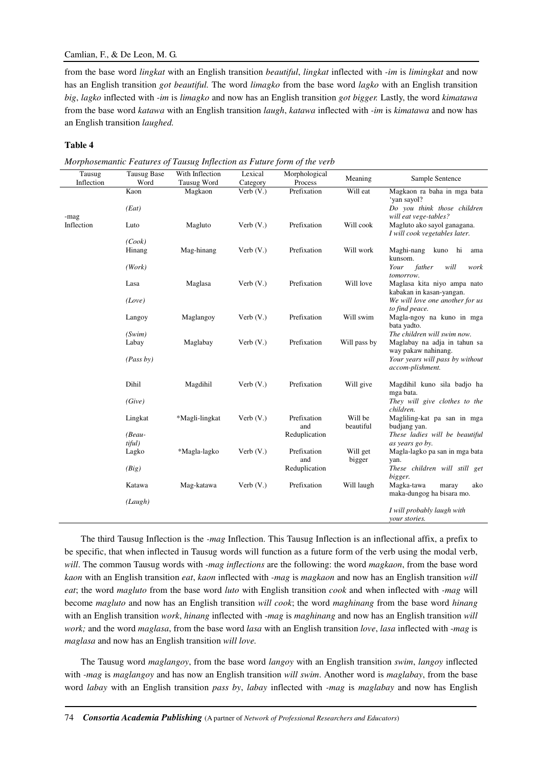from the base word *lingkat* with an English transition *beautiful*, *lingkat* inflected with *-im* is *limingkat* and now has an English transition *got beautiful.* The word *limagko* from the base word *lagko* with an English transition *big*, *lagko* inflected with *-im* is *limagko* and now has an English transition *got bigger.* Lastly, the word *kimatawa* from the base word *katawa* with an English transition *laugh*, *katawa* inflected with *-im* is *kimatawa* and now has an English transition *laughed.*

**Table 4**

*Morphosemantic Features of Tausug Inflection as Future form of the verb*

| Tausug Inflection | Tausug Base Word | With Inflection Tausug Word | Lexical Category | Morphological Process | Meaning | Sample Sentence |
|---|---|---|---|---|---|---|
| -mag Inflection | Kaon (*Eat*) | Magkaon | Verb (V.) | Prefixation | Will eat | Magkaon ra baha in mga bata 'yan sayol? *Do you think those children will eat vege-tables?* |
| | Luto (*Cook*) | Magluto | Verb (V.) | Prefixation | Will cook | Magluto ako sayol ganagana. *I will cook vegetables later.* |
| | Hinang (*Work*) | Mag-hinang | Verb (V.) | Prefixation | Will work | Maghi-nang kuno hi ama kunsom. *Your father will work tomorrow.* |
| | Lasa (*Love*) | Maglasa | Verb (V.) | Prefixation | Will love | Maglasa kita niyo ampa nato kabakan in kasan-yangan. *We will love one another for us to find peace.* |
| | Langoy (*Swim*) | Maglangoy | Verb (V.) | Prefixation | Will swim | Magla-ngoy na kuno in mga bata yadto. *The children will swim now.* |
| | Labay (*Pass by*) | Maglabay | Verb (V.) | Prefixation | Will pass by | Maglabay na adja in tahun sa way pakaw nahinang. *Your years will pass by without accom-plishment.* |
| | Dihil (*Give*) | Magdihil | Verb (V.) | Prefixation | Will give | Magdihil kuno sila badjo ha mga bata. *They will give clothes to the children.* |
| | Lingkat (*Beau-tiful*) | *Magli-lingkat | Verb (V.) | Prefixation and Reduplication | Will be beautiful | Magliling-kat pa san in mga budjang yan. *These ladies will be beautiful as years go by.* |
| | Lagko (*Big*) | *Magla-lagko | Verb (V.) | Prefixation and Reduplication | Will get bigger | Magla-lagko pa san in mga bata yan. *These children will still get bigger.* |
| | Katawa (*Laugh*) | Mag-katawa | Verb (V.) | Prefixation | Will laugh | Magka-tawa maray ako maka-dungog ha bisara mo. *I will probably laugh with your stories.* |

The third Tausug Inflection is the *-mag* Inflection. This Tausug Inflection is an inflectional affix, a prefix to be specific, that when inflected in Tausug words will function as a future form of the verb using the modal verb, *will*. The common Tausug words with *-mag inflections* are the following: the word *magkaon*, from the base word *kaon* with an English transition *eat*, *kaon* inflected with *-mag* is *magkaon* and now has an English transition *will eat*; the word *magluto* from the base word *luto* with English transition *cook* and when inflected with *-mag* will become *magluto* and now has an English transition *will cook*; the word *maghinang* from the base word *hinang* with an English transition *work*, *hinang* inflected with *-mag* is *maghinang* and now has an English transition *will work;* and the word *maglasa*, from the base word *lasa* with an English transition *love*, *lasa* inflected with *-mag* is *maglasa* and now has an English transition *will love.*

The Tausug word *maglangoy*, from the base word *langoy* with an English transition *swim*, *langoy* inflected with *-mag* is *maglangoy* and has now an English transition *will swim*. Another word is *maglabay*, from the base word *labay* with an English transition *pass by*, *labay* inflected with *-mag* is *maglabay* and now has English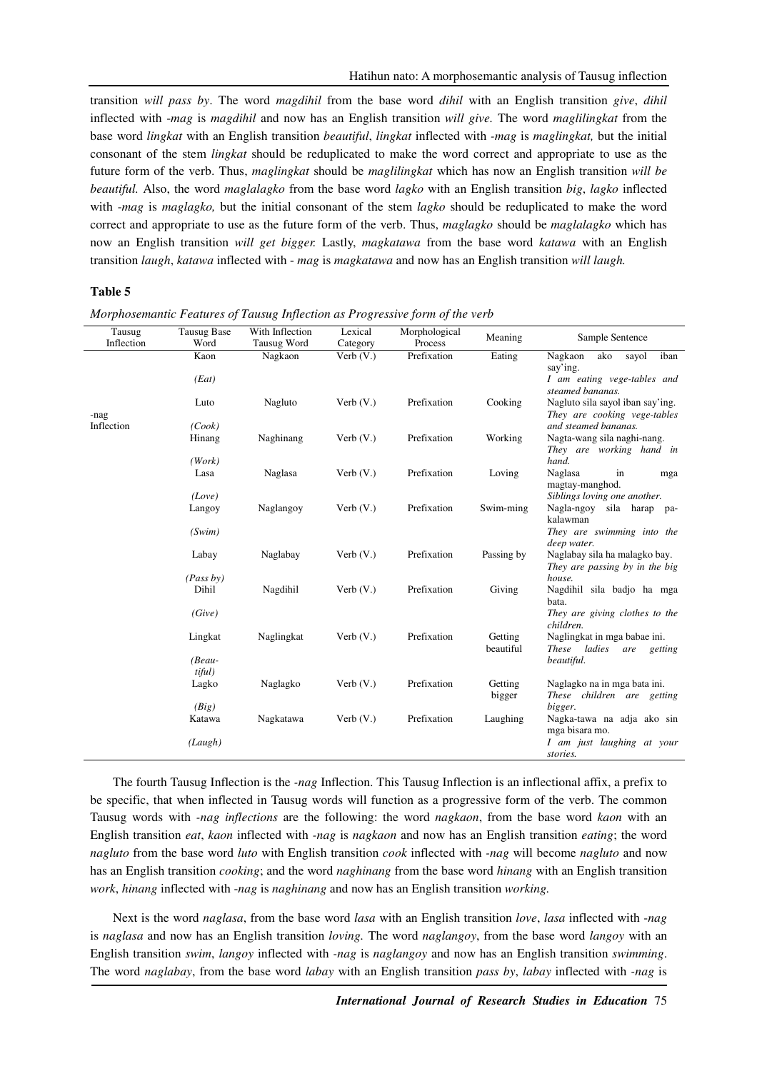transition *will pass by*. The word *magdihil* from the base word *dihil* with an English transition *give*, *dihil* inflected with *-mag* is *magdihil* and now has an English transition *will give.* The word *maglilingkat* from the base word *lingkat* with an English transition *beautiful*, *lingkat* inflected with *-mag* is *maglingkat,* but the initial consonant of the stem *lingkat* should be reduplicated to make the word correct and appropriate to use as the future form of the verb. Thus, *maglingkat* should be *maglilingkat* which has now an English transition *will be beautiful.* Also, the word *maglalagko* from the base word *lagko* with an English transition *big*, *lagko* inflected with *-mag* is *maglagko,* but the initial consonant of the stem *lagko* should be reduplicated to make the word correct and appropriate to use as the future form of the verb. Thus, *maglagko* should be *maglalagko* which has now an English transition *will get bigger.* Lastly, *magkatawa* from the base word *katawa* with an English transition *laugh*, *katawa* inflected with - *mag* is *magkatawa* and now has an English transition *will laugh.*

**Table 5**

*Morphosemantic Features of Tausug Inflection as Progressive form of the verb*

| Tausug Inflection | Tausug Base Word | With Inflection Tausug Word | Lexical Category | Morphological Process | Meaning | Sample Sentence |
|---|---|---|---|---|---|---|
| -nag Inflection | Kaon *(Eat)* | Nagkaon | Verb (V.) | Prefixation | Eating | Nagkaon ako sayol iban say'ing. *I am eating vege-tables and steamed bananas.* |
| | Luto *(Cook)* | Nagluto | Verb (V.) | Prefixation | Cooking | Nagluto sila sayol iban say'ing. *They are cooking vege-tables and steamed bananas.* |
| | Hinang *(Work)* | Naghinang | Verb (V.) | Prefixation | Working | Nagta-wang sila naghi-nang. *They are working hand in hand.* |
| | Lasa *(Love)* | Naglasa | Verb (V.) | Prefixation | Loving | Naglasa in mga magtay-manghod. *Siblings loving one another.* |
| | Langoy *(Swim)* | Naglangoy | Verb (V.) | Prefixation | Swim-ming | Nagla-ngoy sila harap pa-kalawman *They are swimming into the deep water.* |
| | Labay *(Pass by)* | Naglabay | Verb (V.) | Prefixation | Passing by | Naglabay sila ha malagko bay. *They are passing by in the big house.* |
| | Dihil *(Give)* | Nagdihil | Verb (V.) | Prefixation | Giving | Nagdihil sila badjo ha mga bata. *They are giving clothes to the children.* |
| | Lingkat *(Beau-tiful)* | Naglingkat | Verb (V.) | Prefixation | Getting beautiful | Naglingkat in mga babae ini. *These ladies are getting beautiful.* |
| | Lagko *(Big)* | Naglagko | Verb (V.) | Prefixation | Getting bigger | Naglagko na in mga bata ini. *These children are getting bigger.* |
| | Katawa *(Laugh)* | Nagkatawa | Verb (V.) | Prefixation | Laughing | Nagka-tawa na adja ako sin mga bisara mo. *I am just laughing at your stories.* |

The fourth Tausug Inflection is the *-nag* Inflection. This Tausug Inflection is an inflectional affix, a prefix to be specific, that when inflected in Tausug words will function as a progressive form of the verb. The common Tausug words with *-nag inflections* are the following: the word *nagkaon*, from the base word *kaon* with an English transition *eat*, *kaon* inflected with *-nag* is *nagkaon* and now has an English transition *eating*; the word *nagluto* from the base word *luto* with English transition *cook* inflected with *-nag* will become *nagluto* and now has an English transition *cooking*; and the word *naghinang* from the base word *hinang* with an English transition *work*, *hinang* inflected with *-nag* is *naghinang* and now has an English transition *working.*

Next is the word *naglasa*, from the base word *lasa* with an English transition *love*, *lasa* inflected with *-nag* is *naglasa* and now has an English transition *loving.* The word *naglangoy*, from the base word *langoy* with an English transition *swim*, *langoy* inflected with *-nag* is *naglangoy* and now has an English transition *swimming*. The word *naglabay*, from the base word *labay* with an English transition *pass by*, *labay* inflected with *-nag* is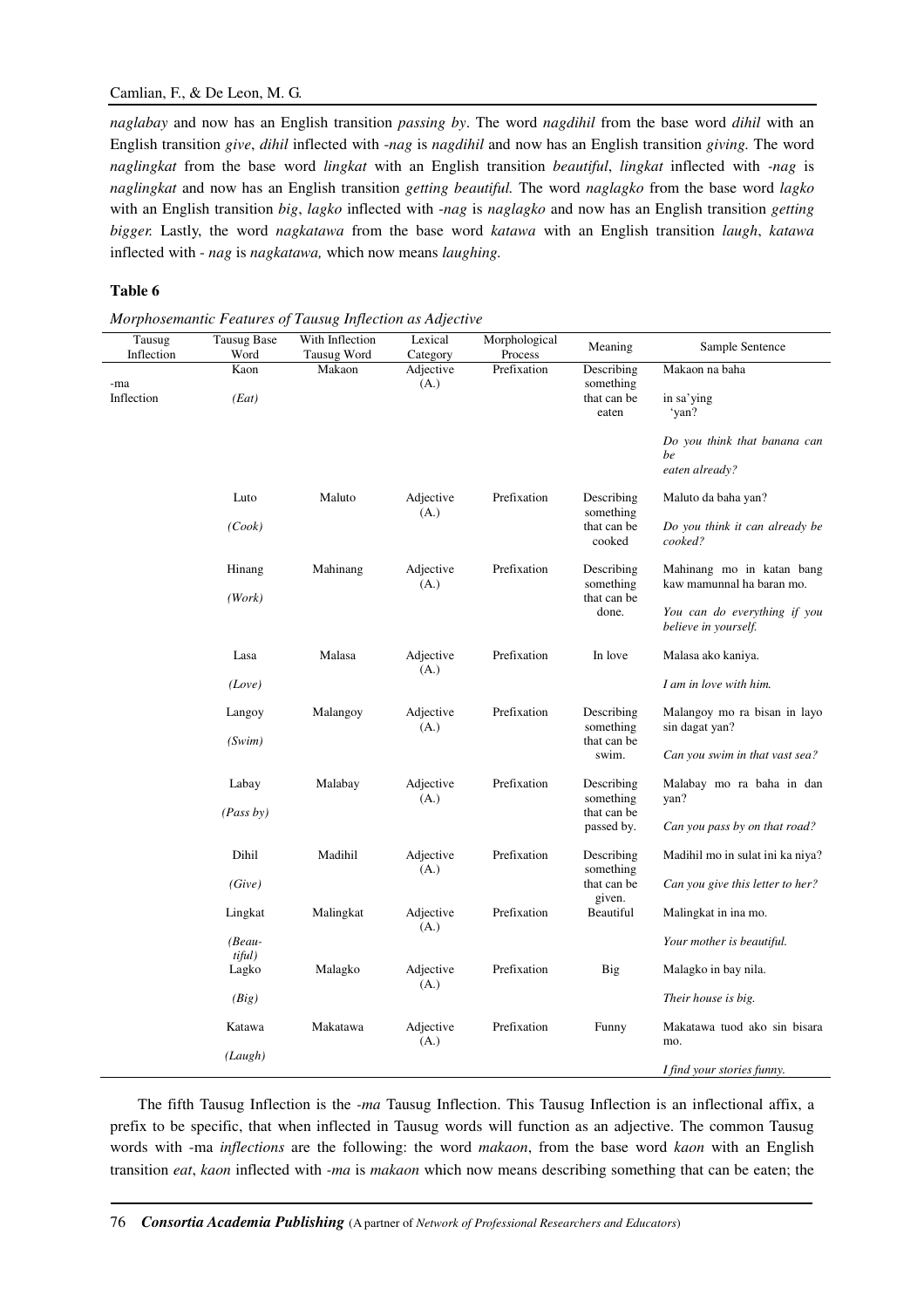*naglabay* and now has an English transition *passing by*. The word *nagdihil* from the base word *dihil* with an English transition *give*, *dihil* inflected with *-nag* is *nagdihil* and now has an English transition *giving.* The word *naglingkat* from the base word *lingkat* with an English transition *beautiful*, *lingkat* inflected with *-nag* is *naglingkat* and now has an English transition *getting beautiful.* The word *naglagko* from the base word *lagko* with an English transition *big*, *lagko* inflected with *-nag* is *naglagko* and now has an English transition *getting bigger.* Lastly, the word *nagkatawa* from the base word *katawa* with an English transition *laugh*, *katawa* inflected with - *nag* is *nagkatawa,* which now means *laughing.*

**Table 6**

*Morphosemantic Features of Tausug Inflection as Adjective*

| Tausug Inflection | Tausug Base Word | With Inflection Tausug Word | Lexical Category | Morphological Process | Meaning | Sample Sentence |
|---|---|---|---|---|---|---|
| -ma Inflection | Kaon *(Eat)* | Makaon | Adjective (A.) | Prefixation | Describing something that can be eaten | Makaon na baha in sa'ying 'yan? *Do you think that banana can be eaten already?* |
| | Luto *(Cook)* | Maluto | Adjective (A.) | Prefixation | Describing something that can be cooked | Maluto da baha yan? *Do you think it can already be cooked?* |
| | Hinang *(Work)* | Mahinang | Adjective (A.) | Prefixation | Describing something that can be done. | Mahinang mo in katan bang kaw mamunnal ha baran mo. *You can do everything if you believe in yourself.* |
| | Lasa *(Love)* | Malasa | Adjective (A.) | Prefixation | In love | Malasa ako kaniya. *I am in love with him.* |
| | Langoy *(Swim)* | Malangoy | Adjective (A.) | Prefixation | Describing something that can be swim. | Malangoy mo ra bisan in layo sin dagat yan? *Can you swim in that vast sea?* |
| | Labay *(Pass by)* | Malabay | Adjective (A.) | Prefixation | Describing something that can be passed by. | Malabay mo ra baha in dan yan? *Can you pass by on that road?* |
| | Dihil *(Give)* | Madihil | Adjective (A.) | Prefixation | Describing something that can be given. | Madihil mo in sulat ini ka niya? *Can you give this letter to her?* |
| | Lingkat *(Beau-tiful)* | Malingkat | Adjective (A.) | Prefixation | Beautiful | Malingkat in ina mo. *Your mother is beautiful.* |
| | Lagko *(Big)* | Malagko | Adjective (A.) | Prefixation | Big | Malagko in bay nila. *Their house is big.* |
| | Katawa *(Laugh)* | Makatawa | Adjective (A.) | Prefixation | Funny | Makatawa tuod ako sin bisara mo. *I find your stories funny.* |

The fifth Tausug Inflection is the *-ma* Tausug Inflection. This Tausug Inflection is an inflectional affix, a prefix to be specific, that when inflected in Tausug words will function as an adjective. The common Tausug words with -ma *inflections* are the following: the word *makaon*, from the base word *kaon* with an English transition *eat*, *kaon* inflected with *-ma* is *makaon* which now means describing something that can be eaten; the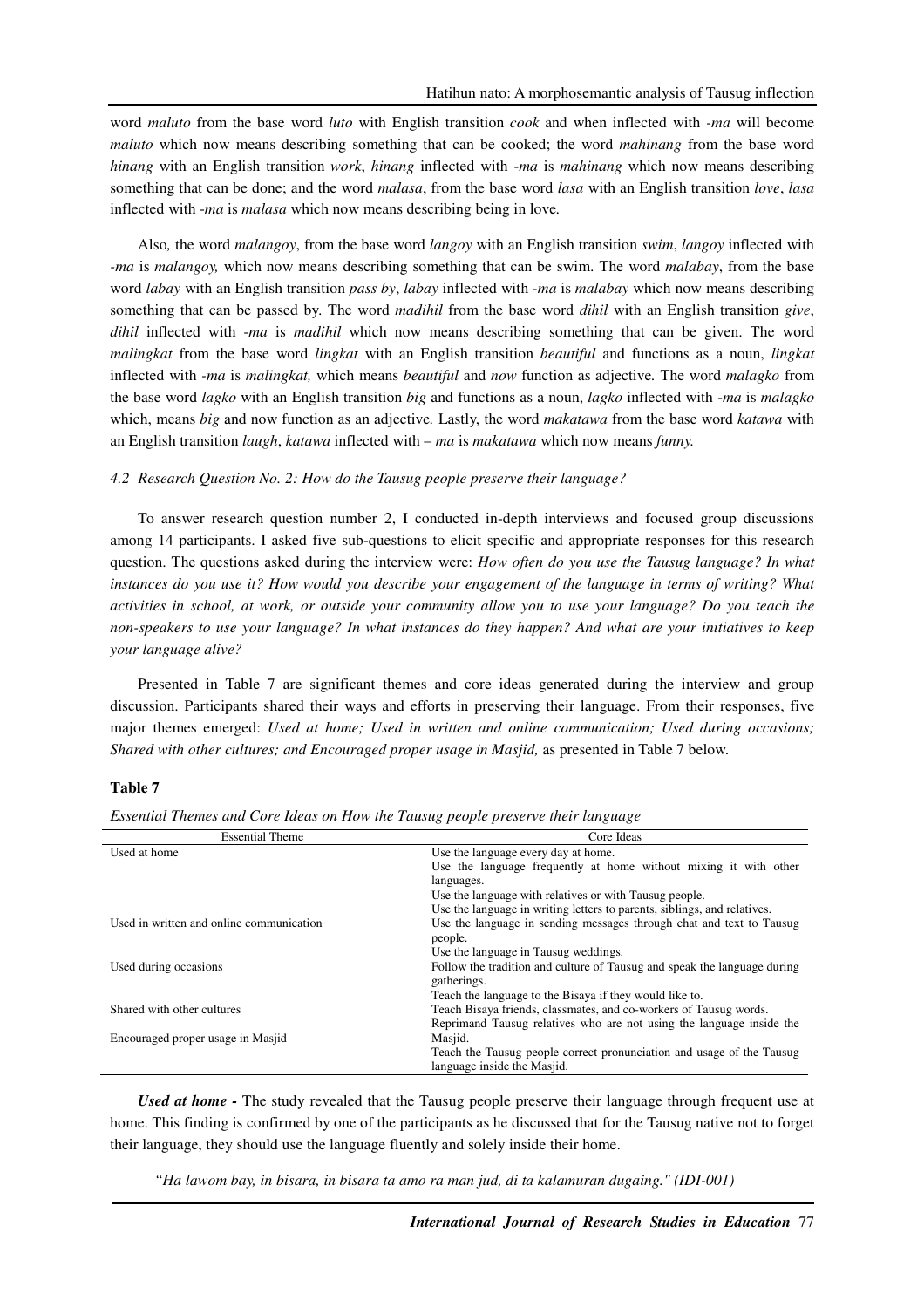word *maluto* from the base word *luto* with English transition *cook* and when inflected with *-ma* will become *maluto* which now means describing something that can be cooked; the word *mahinang* from the base word *hinang* with an English transition *work*, *hinang* inflected with *-ma* is *mahinang* which now means describing something that can be done; and the word *malasa*, from the base word *lasa* with an English transition *love*, *lasa* inflected with *-ma* is *malasa* which now means describing being in love.

Also, the word *malangoy*, from the base word *langoy* with an English transition *swim*, *langoy* inflected with *-ma* is *malangoy,* which now means describing something that can be swim. The word *malabay*, from the base word *labay* with an English transition *pass by*, *labay* inflected with *-ma* is *malabay* which now means describing something that can be passed by. The word *madihil* from the base word *dihil* with an English transition *give*, *dihil* inflected with *-ma* is *madihil* which now means describing something that can be given. The word *malingkat* from the base word *lingkat* with an English transition *beautiful* and functions as a noun, *lingkat* inflected with *-ma* is *malingkat,* which means *beautiful* and *now* function as adjective. The word *malagko* from the base word *lagko* with an English transition *big* and functions as a noun, *lagko* inflected with *-ma* is *malagko* which, means *big* and now function as an adjective. Lastly, the word *makatawa* from the base word *katawa* with an English transition *laugh*, *katawa* inflected with *– ma* is *makatawa* which now means *funny.*

### *4.2 Research Question No. 2: How do the Tausug people preserve their language?*

To answer research question number 2, I conducted in-depth interviews and focused group discussions among 14 participants. I asked five sub-questions to elicit specific and appropriate responses for this research question. The questions asked during the interview were: *How often do you use the Tausug language? In what instances do you use it? How would you describe your engagement of the language in terms of writing? What activities in school, at work, or outside your community allow you to use your language? Do you teach the non-speakers to use your language? In what instances do they happen? And what are your initiatives to keep your language alive?*

Presented in Table 7 are significant themes and core ideas generated during the interview and group discussion. Participants shared their ways and efforts in preserving their language. From their responses, five major themes emerged: *Used at home; Used in written and online communication; Used during occasions; Shared with other cultures; and Encouraged proper usage in Masjid,* as presented in Table 7 below.

**Table 7**

*Essential Themes and Core Ideas on How the Tausug people preserve their language*

| Essential Theme | Core Ideas |
|---|---|
| Used at home | Use the language every day at home. Use the language frequently at home without mixing it with other languages. Use the language with relatives or with Tausug people. |
| Used in written and online communication | Use the language in writing letters to parents, siblings, and relatives. Use the language in sending messages through chat and text to Tausug people. |
| Used during occasions | Use the language in Tausug weddings. Follow the tradition and culture of Tausug and speak the language during gatherings. |
| Shared with other cultures | Teach the language to the Bisaya if they would like to. Teach Bisaya friends, classmates, and co-workers of Tausug words. |
| Encouraged proper usage in Masjid | Reprimand Tausug relatives who are not using the language inside the Masjid. Teach the Tausug people correct pronunciation and usage of the Tausug language inside the Masjid. |

***Used at home -*** The study revealed that the Tausug people preserve their language through frequent use at home. This finding is confirmed by one of the participants as he discussed that for the Tausug native not to forget their language, they should use the language fluently and solely inside their home.

*"Ha lawom bay, in bisara, in bisara ta amo ra man jud, di ta kalamuran dugaing." (IDI-001)*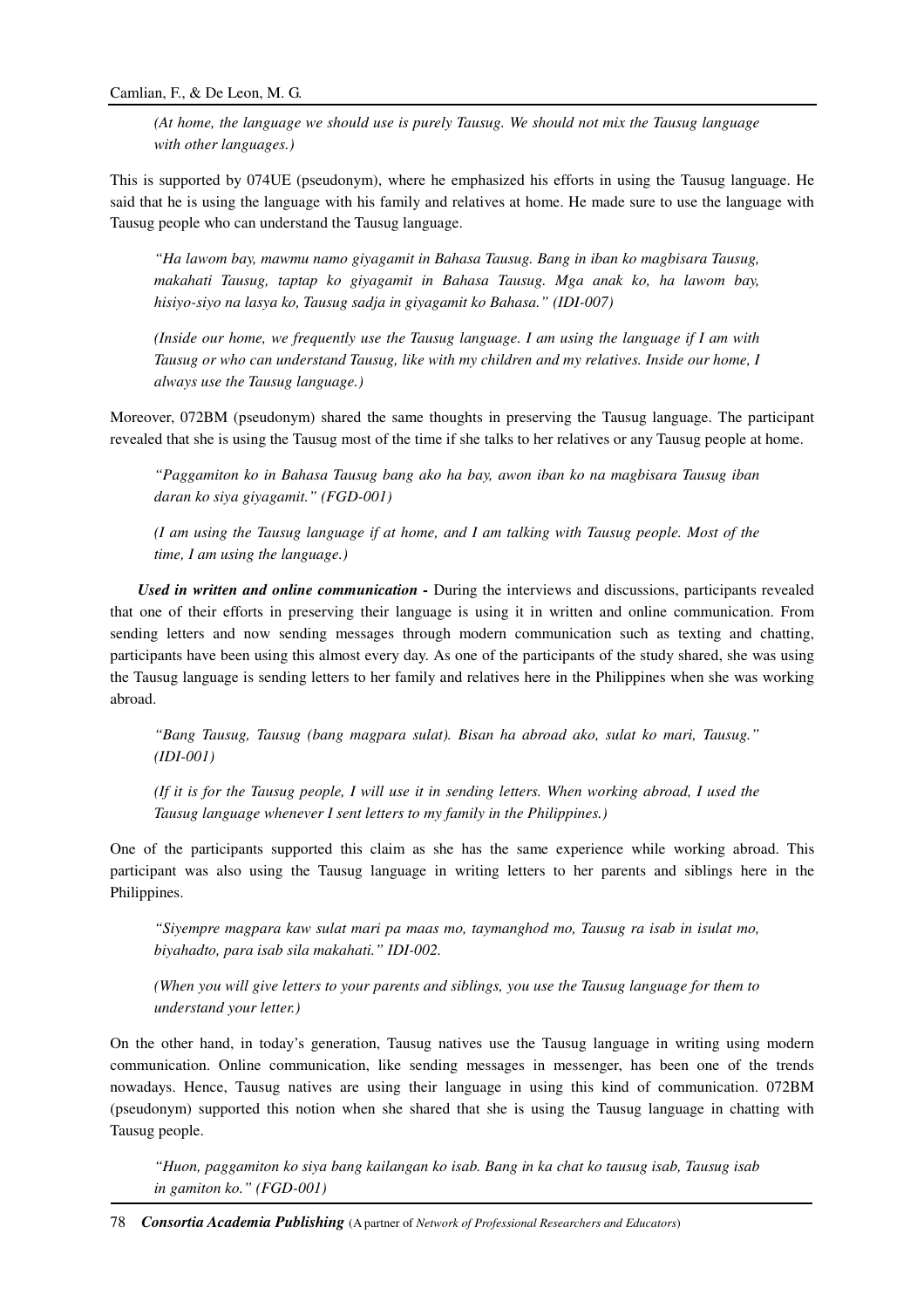*(At home, the language we should use is purely Tausug. We should not mix the Tausug language with other languages.)*

This is supported by 074UE (pseudonym), where he emphasized his efforts in using the Tausug language. He said that he is using the language with his family and relatives at home. He made sure to use the language with Tausug people who can understand the Tausug language.

> *"Ha lawom bay, mawmu namo giyagamit in Bahasa Tausug. Bang in iban ko magbisara Tausug, makahati Tausug, taptap ko giyagamit in Bahasa Tausug. Mga anak ko, ha lawom bay, hisiyo-siyo na lasya ko, Tausug sadja in giyagamit ko Bahasa." (IDI-007)*
>
> *(Inside our home, we frequently use the Tausug language. I am using the language if I am with Tausug or who can understand Tausug, like with my children and my relatives. Inside our home, I always use the Tausug language.)*

Moreover, 072BM (pseudonym) shared the same thoughts in preserving the Tausug language. The participant revealed that she is using the Tausug most of the time if she talks to her relatives or any Tausug people at home.

> *"Paggamiton ko in Bahasa Tausug bang ako ha bay, awon iban ko na magbisara Tausug iban daran ko siya giyagamit." (FGD-001)*
>
> *(I am using the Tausug language if at home, and I am talking with Tausug people. Most of the time, I am using the language.)*

***Used in written and online communication -*** During the interviews and discussions, participants revealed that one of their efforts in preserving their language is using it in written and online communication. From sending letters and now sending messages through modern communication such as texting and chatting, participants have been using this almost every day. As one of the participants of the study shared, she was using the Tausug language is sending letters to her family and relatives here in the Philippines when she was working abroad.

> *"Bang Tausug, Tausug (bang magpara sulat). Bisan ha abroad ako, sulat ko mari, Tausug." (IDI-001)*
>
> *(If it is for the Tausug people, I will use it in sending letters. When working abroad, I used the Tausug language whenever I sent letters to my family in the Philippines.)*

One of the participants supported this claim as she has the same experience while working abroad. This participant was also using the Tausug language in writing letters to her parents and siblings here in the Philippines.

> *"Siyempre magpara kaw sulat mari pa maas mo, taymanghod mo, Tausug ra isab in isulat mo, biyahadto, para isab sila makahati." IDI-002.*
>
> *(When you will give letters to your parents and siblings, you use the Tausug language for them to understand your letter.)*

On the other hand, in today's generation, Tausug natives use the Tausug language in writing using modern communication. Online communication, like sending messages in messenger, has been one of the trends nowadays. Hence, Tausug natives are using their language in using this kind of communication. 072BM (pseudonym) supported this notion when she shared that she is using the Tausug language in chatting with Tausug people.

> *"Huon, paggamiton ko siya bang kailangan ko isab. Bang in ka chat ko tausug isab, Tausug isab in gamiton ko." (FGD-001)*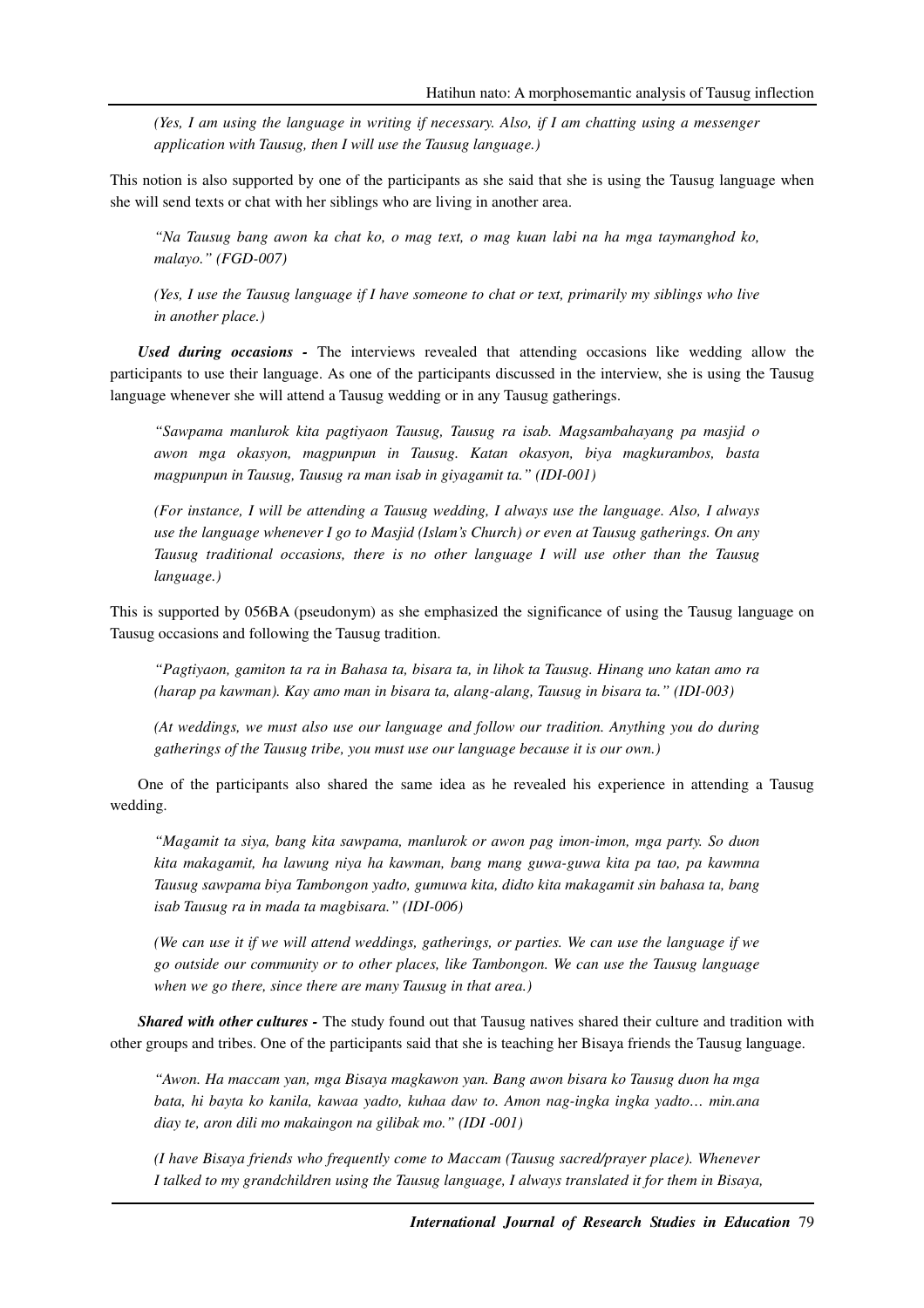*(Yes, I am using the language in writing if necessary. Also, if I am chatting using a messenger application with Tausug, then I will use the Tausug language.)*

This notion is also supported by one of the participants as she said that she is using the Tausug language when she will send texts or chat with her siblings who are living in another area.

> *"Na Tausug bang awon ka chat ko, o mag text, o mag kuan labi na ha mga taymanghod ko, malayo." (FGD-007)*
>
> *(Yes, I use the Tausug language if I have someone to chat or text, primarily my siblings who live in another place.)*

***Used during occasions -*** The interviews revealed that attending occasions like wedding allow the participants to use their language. As one of the participants discussed in the interview, she is using the Tausug language whenever she will attend a Tausug wedding or in any Tausug gatherings.

> *"Sawpama manlurok kita pagtiyaon Tausug, Tausug ra isab. Magsambahayang pa masjid o awon mga okasyon, magpunpun in Tausug. Katan okasyon, biya magkurambos, basta magpunpun in Tausug, Tausug ra man isab in giyagamit ta." (IDI-001)*
>
> *(For instance, I will be attending a Tausug wedding, I always use the language. Also, I always use the language whenever I go to Masjid (Islam's Church) or even at Tausug gatherings. On any Tausug traditional occasions, there is no other language I will use other than the Tausug language.)*

This is supported by 056BA (pseudonym) as she emphasized the significance of using the Tausug language on Tausug occasions and following the Tausug tradition.

> *"Pagtiyaon, gamiton ta ra in Bahasa ta, bisara ta, in lihok ta Tausug. Hinang uno katan amo ra (harap pa kawman). Kay amo man in bisara ta, alang-alang, Tausug in bisara ta." (IDI-003)*
>
> *(At weddings, we must also use our language and follow our tradition. Anything you do during gatherings of the Tausug tribe, you must use our language because it is our own.)*

One of the participants also shared the same idea as he revealed his experience in attending a Tausug wedding.

> *"Magamit ta siya, bang kita sawpama, manlurok or awon pag imon-imon, mga party. So duon kita makagamit, ha lawung niya ha kawman, bang mang guwa-guwa kita pa tao, pa kawmna Tausug sawpama biya Tambongon yadto, gumuwa kita, didto kita makagamit sin bahasa ta, bang isab Tausug ra in mada ta magbisara." (IDI-006)*
>
> *(We can use it if we will attend weddings, gatherings, or parties. We can use the language if we go outside our community or to other places, like Tambongon. We can use the Tausug language when we go there, since there are many Tausug in that area.)*

***Shared with other cultures -*** The study found out that Tausug natives shared their culture and tradition with other groups and tribes. One of the participants said that she is teaching her Bisaya friends the Tausug language.

> *"Awon. Ha maccam yan, mga Bisaya magkawon yan. Bang awon bisara ko Tausug duon ha mga bata, hi bayta ko kanila, kawaa yadto, kuhaa daw to. Amon nag-ingka ingka yadto… min.ana diay te, aron dili mo makaingon na gilibak mo." (IDI -001)*
>
> *(I have Bisaya friends who frequently come to Maccam (Tausug sacred/prayer place). Whenever I talked to my grandchildren using the Tausug language, I always translated it for them in Bisaya,*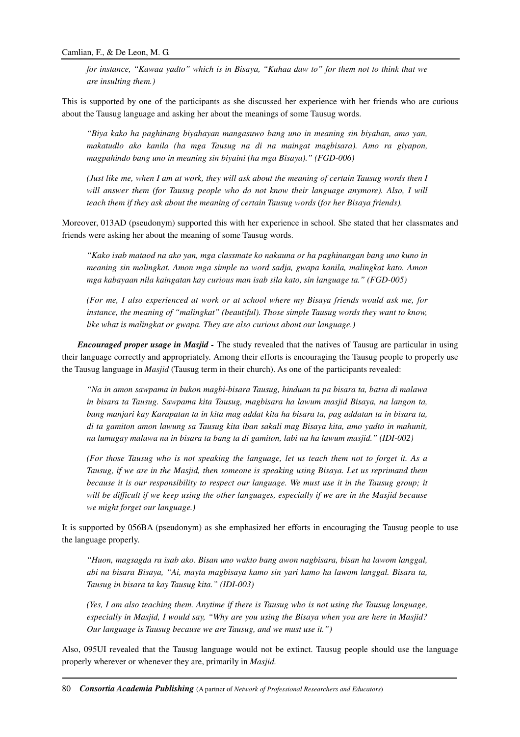*for instance, "Kawaa yadto" which is in Bisaya, "Kuhaa daw to" for them not to think that we are insulting them.)*

This is supported by one of the participants as she discussed her experience with her friends who are curious about the Tausug language and asking her about the meanings of some Tausug words.

> *"Biya kako ha paghinang biyahayan mangasuwo bang uno in meaning sin biyahan, amo yan, makatudlo ako kanila (ha mga Tausug na di na maingat magbisara). Amo ra giyapon, magpahindo bang uno in meaning sin biyaini (ha mga Bisaya)." (FGD-006)*
>
> *(Just like me, when I am at work, they will ask about the meaning of certain Tausug words then I will answer them (for Tausug people who do not know their language anymore). Also, I will teach them if they ask about the meaning of certain Tausug words (for her Bisaya friends).*

Moreover, 013AD (pseudonym) supported this with her experience in school. She stated that her classmates and friends were asking her about the meaning of some Tausug words.

> *"Kako isab mataod na ako yan, mga classmate ko nakauna or ha paghinangan bang uno kuno in meaning sin malingkat. Amon mga simple na word sadja, gwapa kanila, malingkat kato. Amon mga kabayaan nila kaingatan kay curious man isab sila kato, sin language ta." (FGD-005)*
>
> *(For me, I also experienced at work or at school where my Bisaya friends would ask me, for instance, the meaning of "malingkat" (beautiful). Those simple Tausug words they want to know, like what is malingkat or gwapa. They are also curious about our language.)*

***Encouraged proper usage in Masjid -*** The study revealed that the natives of Tausug are particular in using their language correctly and appropriately. Among their efforts is encouraging the Tausug people to properly use the Tausug language in *Masjid* (Tausug term in their church). As one of the participants revealed:

> *"Na in amon sawpama in bukon magbi-bisara Tausug, hinduan ta pa bisara ta, batsa di malawa in bisara ta Tausug. Sawpama kita Tausug, magbisara ha lawum masjid Bisaya, na langon ta, bang manjari kay Karapatan ta in kita mag addat kita ha bisara ta, pag addatan ta in bisara ta, di ta gamiton amon lawung sa Tausug kita iban sakali mag Bisaya kita, amo yadto in mahunit, na lumugay malawa na in bisara ta bang ta di gamiton, labi na ha lawum masjid." (IDI-002)*
>
> *(For those Tausug who is not speaking the language, let us teach them not to forget it. As a Tausug, if we are in the Masjid, then someone is speaking using Bisaya. Let us reprimand them because it is our responsibility to respect our language. We must use it in the Tausug group; it will be difficult if we keep using the other languages, especially if we are in the Masjid because we might forget our language.)*

It is supported by 056BA (pseudonym) as she emphasized her efforts in encouraging the Tausug people to use the language properly.

> *"Huon, magsagda ra isab ako. Bisan uno wakto bang awon nagbisara, bisan ha lawom langgal, abi na bisara Bisaya, "Ai, mayta magbisaya kamo sin yari kamo ha lawom langgal. Bisara ta, Tausug in bisara ta kay Tausug kita." (IDI-003)*
>
> *(Yes, I am also teaching them. Anytime if there is Tausug who is not using the Tausug language, especially in Masjid, I would say, "Why are you using the Bisaya when you are here in Masjid? Our language is Tausug because we are Tausug, and we must use it.")*

Also, 095UI revealed that the Tausug language would not be extinct. Tausug people should use the language properly wherever or whenever they are, primarily in *Masjid.*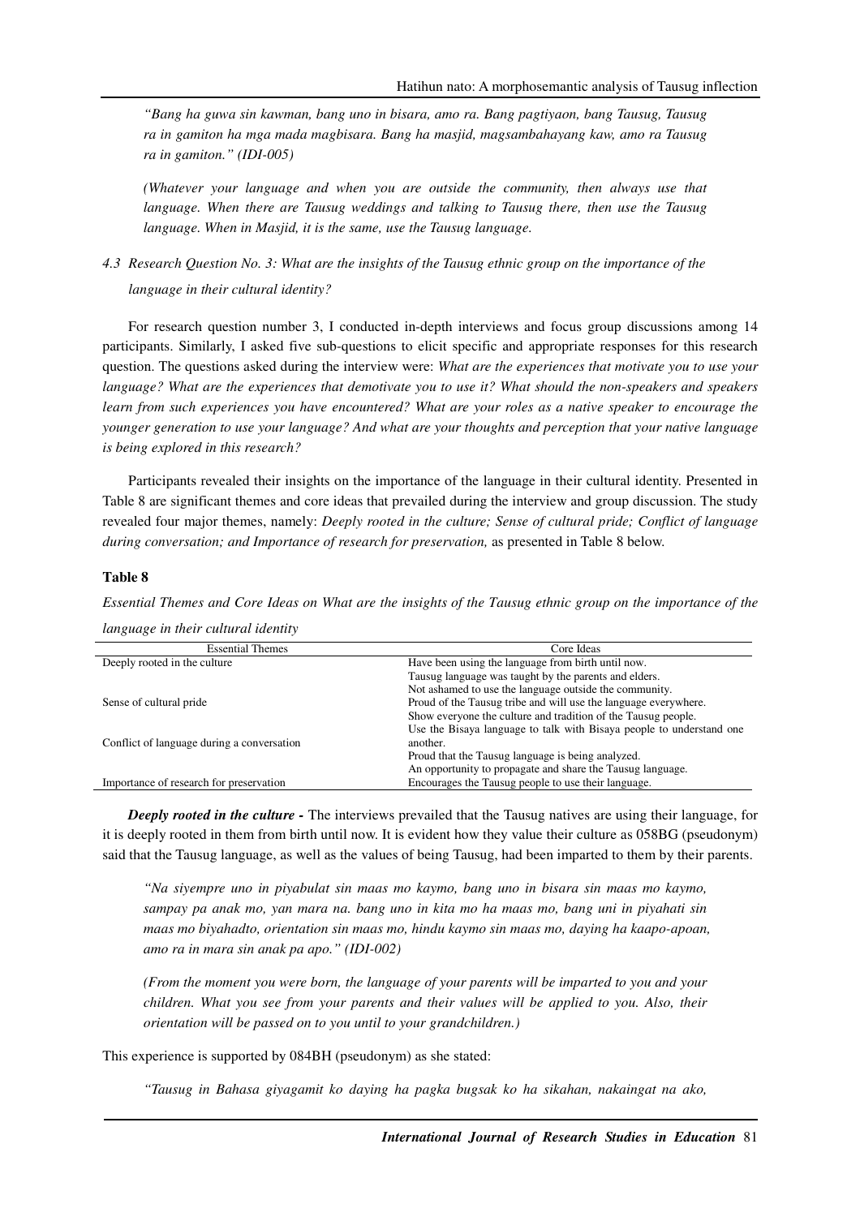*"Bang ha guwa sin kawman, bang uno in bisara, amo ra. Bang pagtiyaon, bang Tausug, Tausug ra in gamiton ha mga mada magbisara. Bang ha masjid, magsambahayang kaw, amo ra Tausug ra in gamiton." (IDI-005)*

*(Whatever your language and when you are outside the community, then always use that language. When there are Tausug weddings and talking to Tausug there, then use the Tausug language. When in Masjid, it is the same, use the Tausug language.*

### *4.3 Research Question No. 3: What are the insights of the Tausug ethnic group on the importance of the language in their cultural identity?*

For research question number 3, I conducted in-depth interviews and focus group discussions among 14 participants. Similarly, I asked five sub-questions to elicit specific and appropriate responses for this research question. The questions asked during the interview were: *What are the experiences that motivate you to use your language? What are the experiences that demotivate you to use it? What should the non-speakers and speakers learn from such experiences you have encountered? What are your roles as a native speaker to encourage the younger generation to use your language? And what are your thoughts and perception that your native language is being explored in this research?*

Participants revealed their insights on the importance of the language in their cultural identity. Presented in Table 8 are significant themes and core ideas that prevailed during the interview and group discussion. The study revealed four major themes, namely: *Deeply rooted in the culture; Sense of cultural pride; Conflict of language during conversation; and Importance of research for preservation,* as presented in Table 8 below.

**Table 8**

*Essential Themes and Core Ideas on What are the insights of the Tausug ethnic group on the importance of the language in their cultural identity*

| Essential Themes | Core Ideas |
|---|---|
| Deeply rooted in the culture | Have been using the language from birth until now. |
| | Tausug language was taught by the parents and elders. |
| | Not ashamed to use the language outside the community. |
| Sense of cultural pride | Proud of the Tausug tribe and will use the language everywhere. |
| | Show everyone the culture and tradition of the Tausug people. |
| Conflict of language during a conversation | Use the Bisaya language to talk with Bisaya people to understand one another. |
| | Proud that the Tausug language is being analyzed. |
| | An opportunity to propagate and share the Tausug language. |
| Importance of research for preservation | Encourages the Tausug people to use their language. |

***Deeply rooted in the culture -*** The interviews prevailed that the Tausug natives are using their language, for it is deeply rooted in them from birth until now. It is evident how they value their culture as 058BG (pseudonym) said that the Tausug language, as well as the values of being Tausug, had been imparted to them by their parents.

*"Na siyempre uno in piyabulat sin maas mo kaymo, bang uno in bisara sin maas mo kaymo, sampay pa anak mo, yan mara na. bang uno in kita mo ha maas mo, bang uni in piyahati sin maas mo biyahadto, orientation sin maas mo, hindu kaymo sin maas mo, daying ha kaapo-apoan, amo ra in mara sin anak pa apo." (IDI-002)*

*(From the moment you were born, the language of your parents will be imparted to you and your children. What you see from your parents and their values will be applied to you. Also, their orientation will be passed on to you until to your grandchildren.)*

This experience is supported by 084BH (pseudonym) as she stated:

*"Tausug in Bahasa giyagamit ko daying ha pagka bugsak ko ha sikahan, nakaingat na ako,*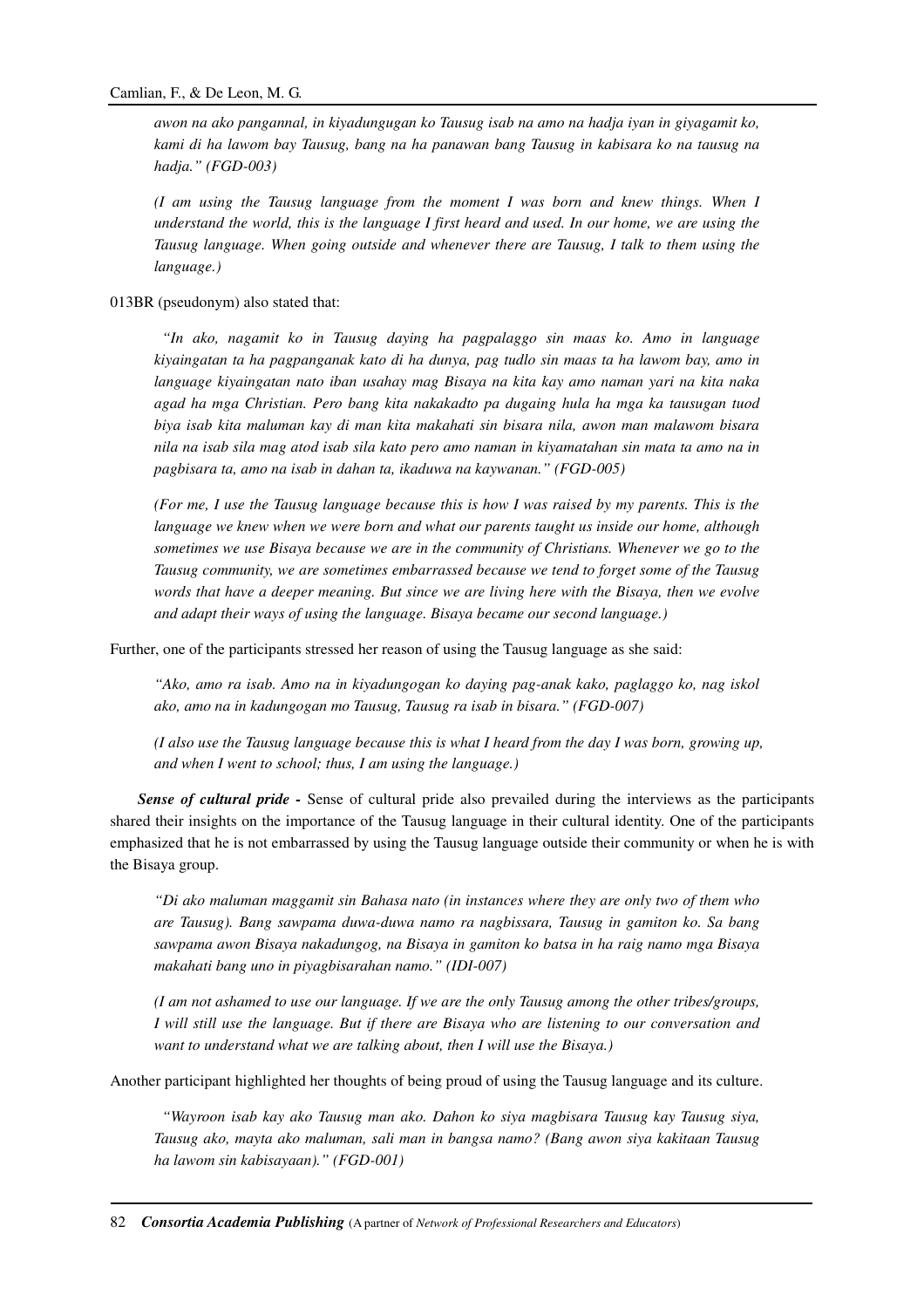*awon na ako pangannal, in kiyadungugan ko Tausug isab na amo na hadja iyan in giyagamit ko, kami di ha lawom bay Tausug, bang na ha panawan bang Tausug in kabisara ko na tausug na hadja." (FGD-003)*

*(I am using the Tausug language from the moment I was born and knew things. When I understand the world, this is the language I first heard and used. In our home, we are using the Tausug language. When going outside and whenever there are Tausug, I talk to them using the language.)*

013BR (pseudonym) also stated that:

*"In ako, nagamit ko in Tausug daying ha pagpalaggo sin maas ko. Amo in language kiyaingatan ta ha pagpanganak kato di ha dunya, pag tudlo sin maas ta ha lawom bay, amo in language kiyaingatan nato iban usahay mag Bisaya na kita kay amo naman yari na kita naka agad ha mga Christian. Pero bang kita nakakadto pa dugaing hula ha mga ka tausugan tuod biya isab kita maluman kay di man kita makahati sin bisara nila, awon man malawom bisara nila na isab sila mag atod isab sila kato pero amo naman in kiyamatahan sin mata ta amo na in pagbisara ta, amo na isab in dahan ta, ikaduwa na kaywanan." (FGD-005)*

*(For me, I use the Tausug language because this is how I was raised by my parents. This is the language we knew when we were born and what our parents taught us inside our home, although sometimes we use Bisaya because we are in the community of Christians. Whenever we go to the Tausug community, we are sometimes embarrassed because we tend to forget some of the Tausug words that have a deeper meaning. But since we are living here with the Bisaya, then we evolve and adapt their ways of using the language. Bisaya became our second language.)*

Further, one of the participants stressed her reason of using the Tausug language as she said:

*"Ako, amo ra isab. Amo na in kiyadungogan ko daying pag-anak kako, paglaggo ko, nag iskol ako, amo na in kadungogan mo Tausug, Tausug ra isab in bisara." (FGD-007)*

*(I also use the Tausug language because this is what I heard from the day I was born, growing up, and when I went to school; thus, I am using the language.)*

***Sense of cultural pride -*** Sense of cultural pride also prevailed during the interviews as the participants shared their insights on the importance of the Tausug language in their cultural identity. One of the participants emphasized that he is not embarrassed by using the Tausug language outside their community or when he is with the Bisaya group.

*"Di ako maluman maggamit sin Bahasa nato (in instances where they are only two of them who are Tausug). Bang sawpama duwa-duwa namo ra nagbissara, Tausug in gamiton ko. Sa bang sawpama awon Bisaya nakadungog, na Bisaya in gamiton ko batsa in ha raig namo mga Bisaya makahati bang uno in piyagbisarahan namo." (IDI-007)*

*(I am not ashamed to use our language. If we are the only Tausug among the other tribes/groups, I will still use the language. But if there are Bisaya who are listening to our conversation and want to understand what we are talking about, then I will use the Bisaya.)*

Another participant highlighted her thoughts of being proud of using the Tausug language and its culture.

*"Wayroon isab kay ako Tausug man ako. Dahon ko siya magbisara Tausug kay Tausug siya, Tausug ako, mayta ako maluman, sali man in bangsa namo? (Bang awon siya kakitaan Tausug ha lawom sin kabisayaan)." (FGD-001)*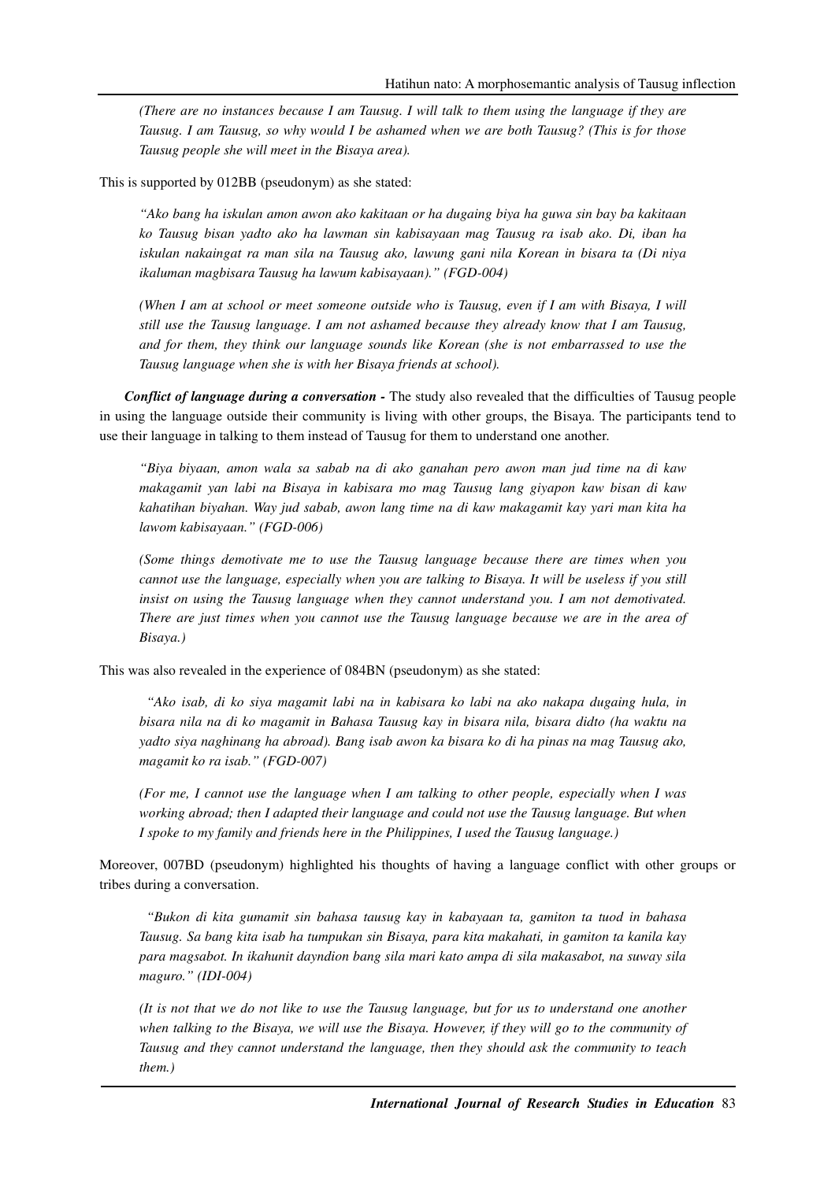*(There are no instances because I am Tausug. I will talk to them using the language if they are Tausug. I am Tausug, so why would I be ashamed when we are both Tausug? (This is for those Tausug people she will meet in the Bisaya area).*

This is supported by 012BB (pseudonym) as she stated:

*"Ako bang ha iskulan amon awon ako kakitaan or ha dugaing biya ha guwa sin bay ba kakitaan ko Tausug bisan yadto ako ha lawman sin kabisayaan mag Tausug ra isab ako. Di, iban ha iskulan nakaingat ra man sila na Tausug ako, lawung gani nila Korean in bisara ta (Di niya ikaluman magbisara Tausug ha lawum kabisayaan)." (FGD-004)*

*(When I am at school or meet someone outside who is Tausug, even if I am with Bisaya, I will still use the Tausug language. I am not ashamed because they already know that I am Tausug, and for them, they think our language sounds like Korean (she is not embarrassed to use the Tausug language when she is with her Bisaya friends at school).*

***Conflict of language during a conversation -*** The study also revealed that the difficulties of Tausug people in using the language outside their community is living with other groups, the Bisaya. The participants tend to use their language in talking to them instead of Tausug for them to understand one another.

*"Biya biyaan, amon wala sa sabab na di ako ganahan pero awon man jud time na di kaw makagamit yan labi na Bisaya in kabisara mo mag Tausug lang giyapon kaw bisan di kaw kahatihan biyahan. Way jud sabab, awon lang time na di kaw makagamit kay yari man kita ha lawom kabisayaan." (FGD-006)*

*(Some things demotivate me to use the Tausug language because there are times when you cannot use the language, especially when you are talking to Bisaya. It will be useless if you still insist on using the Tausug language when they cannot understand you. I am not demotivated. There are just times when you cannot use the Tausug language because we are in the area of Bisaya.)*

This was also revealed in the experience of 084BN (pseudonym) as she stated:

*"Ako isab, di ko siya magamit labi na in kabisara ko labi na ako nakapa dugaing hula, in bisara nila na di ko magamit in Bahasa Tausug kay in bisara nila, bisara didto (ha waktu na yadto siya naghinang ha abroad). Bang isab awon ka bisara ko di ha pinas na mag Tausug ako, magamit ko ra isab." (FGD-007)*

*(For me, I cannot use the language when I am talking to other people, especially when I was working abroad; then I adapted their language and could not use the Tausug language. But when I spoke to my family and friends here in the Philippines, I used the Tausug language.)*

Moreover, 007BD (pseudonym) highlighted his thoughts of having a language conflict with other groups or tribes during a conversation.

*"Bukon di kita gumamit sin bahasa tausug kay in kabayaan ta, gamiton ta tuod in bahasa Tausug. Sa bang kita isab ha tumpukan sin Bisaya, para kita makahati, in gamiton ta kanila kay para magsabot. In ikahunit dayndion bang sila mari kato ampa di sila makasabot, na suway sila maguro." (IDI-004)*

*(It is not that we do not like to use the Tausug language, but for us to understand one another when talking to the Bisaya, we will use the Bisaya. However, if they will go to the community of Tausug and they cannot understand the language, then they should ask the community to teach them.)*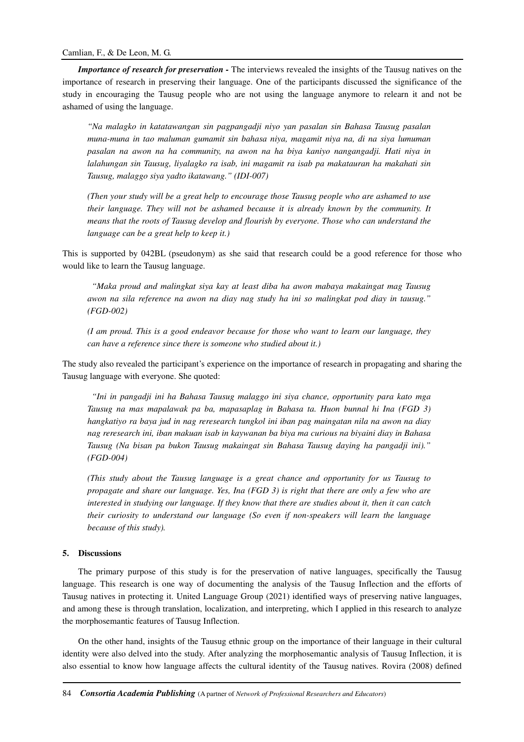***Importance of research for preservation -*** The interviews revealed the insights of the Tausug natives on the importance of research in preserving their language. One of the participants discussed the significance of the study in encouraging the Tausug people who are not using the language anymore to relearn it and not be ashamed of using the language.

> *"Na malagko in katatawangan sin pagpangadji niyo yan pasalan sin Bahasa Tausug pasalan muna-muna in tao maluman gumamit sin bahasa niya, magamit niya na, di na siya lumuman pasalan na awon na ha community, na awon na ha biya kaniyo nangangadji. Hati niya in lalahungan sin Tausug, liyalagko ra isab, ini magamit ra isab pa makatauran ha makahati sin Tausug, malaggo siya yadto ikatawang." (IDI-007)*
>
> *(Then your study will be a great help to encourage those Tausug people who are ashamed to use their language. They will not be ashamed because it is already known by the community. It means that the roots of Tausug develop and flourish by everyone. Those who can understand the language can be a great help to keep it.)*

This is supported by 042BL (pseudonym) as she said that research could be a good reference for those who would like to learn the Tausug language.

> *"Maka proud and malingkat siya kay at least diba ha awon mabaya makaingat mag Tausug awon na sila reference na awon na diay nag study ha ini so malingkat pod diay in tausug." (FGD-002)*
>
> *(I am proud. This is a good endeavor because for those who want to learn our language, they can have a reference since there is someone who studied about it.)*

The study also revealed the participant's experience on the importance of research in propagating and sharing the Tausug language with everyone. She quoted:

> *"Ini in pangadji ini ha Bahasa Tausug malaggo ini siya chance, opportunity para kato mga Tausug na mas mapalawak pa ba, mapasaplag in Bahasa ta. Huon bunnal hi Ina (FGD 3) hangkatiyo ra baya jud in nag reresearch tungkol ini iban pag maingatan nila na awon na diay nag reresearch ini, iban makuan isab in kaywanan ba biya ma curious na biyaini diay in Bahasa Tausug (Na bisan pa bukon Tausug makaingat sin Bahasa Tausug daying ha pangadji ini)." (FGD-004)*
>
> *(This study about the Tausug language is a great chance and opportunity for us Tausug to propagate and share our language. Yes, Ina (FGD 3) is right that there are only a few who are interested in studying our language. If they know that there are studies about it, then it can catch their curiosity to understand our language (So even if non-speakers will learn the language because of this study).*

## 5. Discussions

The primary purpose of this study is for the preservation of native languages, specifically the Tausug language. This research is one way of documenting the analysis of the Tausug Inflection and the efforts of Tausug natives in protecting it. United Language Group (2021) identified ways of preserving native languages, and among these is through translation, localization, and interpreting, which I applied in this research to analyze the morphosemantic features of Tausug Inflection.

On the other hand, insights of the Tausug ethnic group on the importance of their language in their cultural identity were also delved into the study. After analyzing the morphosemantic analysis of Tausug Inflection, it is also essential to know how language affects the cultural identity of the Tausug natives. Rovira (2008) defined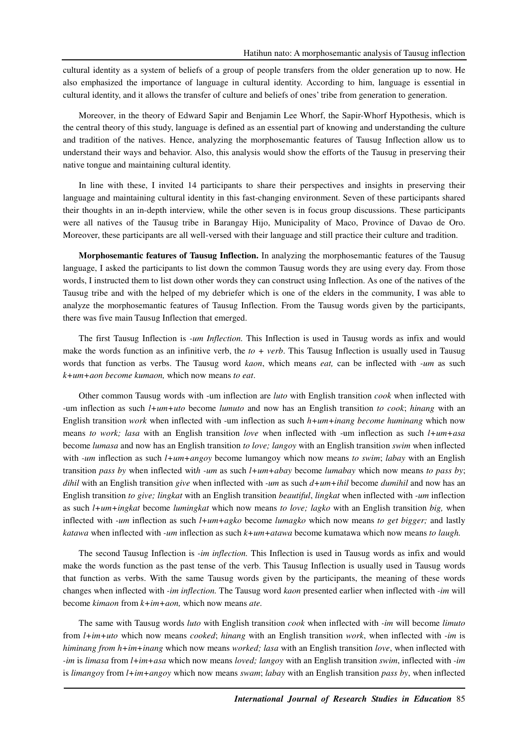cultural identity as a system of beliefs of a group of people transfers from the older generation up to now. He also emphasized the importance of language in cultural identity. According to him, language is essential in cultural identity, and it allows the transfer of culture and beliefs of ones' tribe from generation to generation.

Moreover, in the theory of Edward Sapir and Benjamin Lee Whorf, the Sapir-Whorf Hypothesis, which is the central theory of this study, language is defined as an essential part of knowing and understanding the culture and tradition of the natives. Hence, analyzing the morphosemantic features of Tausug Inflection allow us to understand their ways and behavior. Also, this analysis would show the efforts of the Tausug in preserving their native tongue and maintaining cultural identity.

In line with these, I invited 14 participants to share their perspectives and insights in preserving their language and maintaining cultural identity in this fast-changing environment. Seven of these participants shared their thoughts in an in-depth interview, while the other seven is in focus group discussions. These participants were all natives of the Tausug tribe in Barangay Hijo, Municipality of Maco, Province of Davao de Oro. Moreover, these participants are all well-versed with their language and still practice their culture and tradition.

**Morphosemantic features of Tausug Inflection.** In analyzing the morphosemantic features of the Tausug language, I asked the participants to list down the common Tausug words they are using every day. From those words, I instructed them to list down other words they can construct using Inflection. As one of the natives of the Tausug tribe and with the helped of my debriefer which is one of the elders in the community, I was able to analyze the morphosemantic features of Tausug Inflection. From the Tausug words given by the participants, there was five main Tausug Inflection that emerged.

The first Tausug Inflection is *-um Inflection.* This Inflection is used in Tausug words as infix and would make the words function as an infinitive verb, the *to + verb*. This Tausug Inflection is usually used in Tausug words that function as verbs. The Tausug word *kaon*, which means *eat,* can be inflected with *-um* as such *k+um+aon become kumaon,* which now means *to eat*.

Other common Tausug words with -um inflection are *luto* with English transition *cook* when inflected with -um inflection as such *l+um+uto* become *lumuto* and now has an English transition *to cook*; *hinang* with an English transition *work* when inflected with -um inflection as such *h+um+inang become huminang* which now means *to work; lasa* with an English transition *love* when inflected with -um inflection as such *l+um+asa* become *lumasa* and now has an English transition *to love; langoy* with an English transition *swim* when inflected with *-um* inflection as such *l+um+angoy* become lumangoy which now means *to swim*; *labay* with an English transition *pass by* when inflected with *-um* as such *l+um+abay* become *lumabay* which now means *to pass by*; *dihil* with an English transition *give* when inflected with *-um* as such *d+um+ihil* become *dumihil* and now has an English transition *to give; lingkat* with an English transition *beautiful*, *lingkat* when inflected with *-um* inflection as such *l+um+ingkat* become *lumingkat* which now means *to love; lagko* with an English transition *big,* when inflected with *-um* inflection as such *l+um+agko* become *lumagko* which now means *to get bigger;* and lastly *katawa* when inflected with *-um* inflection as such *k+um+atawa* become kumatawa which now means *to laugh.*

The second Tausug Inflection is *-im inflection.* This Inflection is used in Tausug words as infix and would make the words function as the past tense of the verb. This Tausug Inflection is usually used in Tausug words that function as verbs. With the same Tausug words given by the participants, the meaning of these words changes when inflected with *-im inflection.* The Tausug word *kaon* presented earlier when inflected with *-im* will become *kimaon* from *k+im+aon,* which now means *ate.*

The same with Tausug words *luto* with English transition *cook* when inflected with *-im* will become *limuto* from *l+im+uto* which now means *cooked*; *hinang* with an English transition *work*, when inflected with *-im* is *himinang from h+im+inang* which now means *worked; lasa* with an English transition *love*, when inflected with *-im* is *limasa* from *l+im+asa* which now means *loved; langoy* with an English transition *swim*, inflected with *-im* is *limangoy* from *l+im+angoy* which now means *swam*; *labay* with an English transition *pass by*, when inflected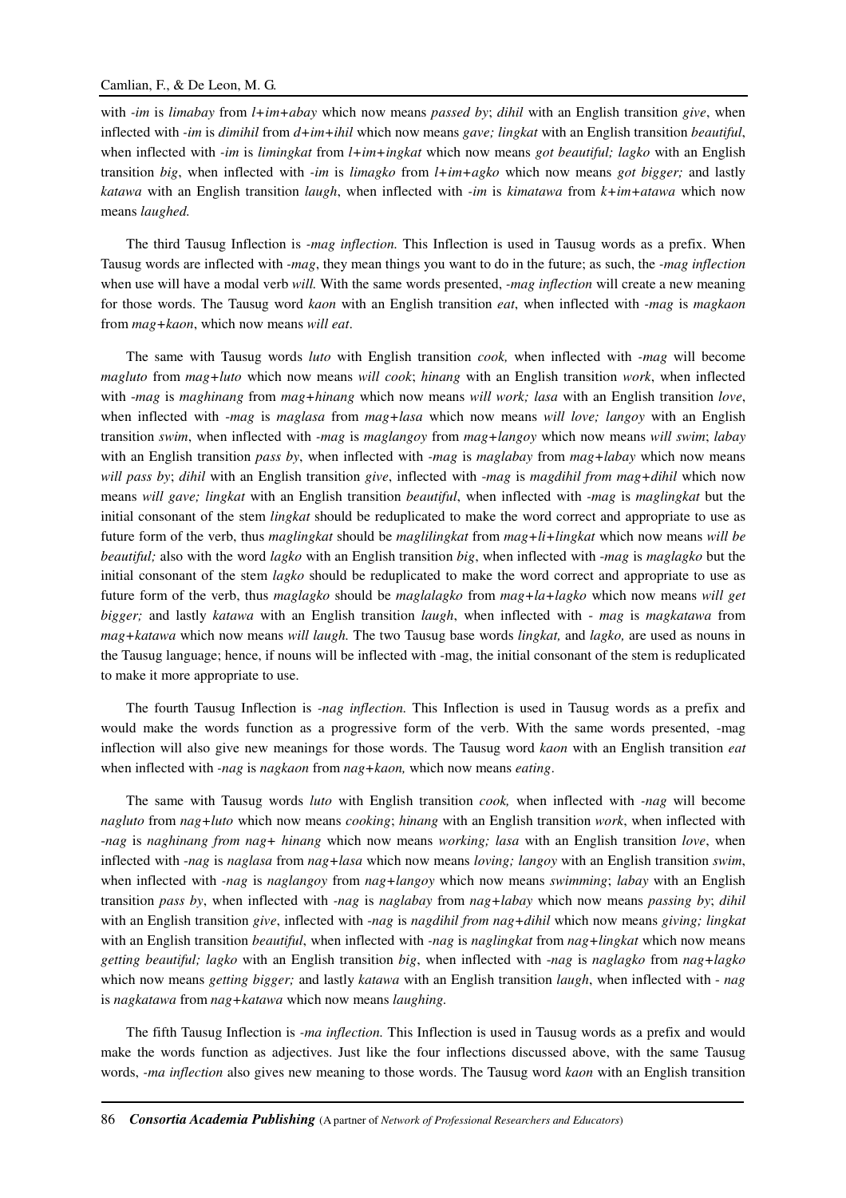with *-im* is *limabay* from *l+im+abay* which now means *passed by*; *dihil* with an English transition *give*, when inflected with *-im* is *dimihil* from *d+im+ihil* which now means *gave; lingkat* with an English transition *beautiful*, when inflected with *-im* is *limingkat* from *l+im+ingkat* which now means *got beautiful; lagko* with an English transition *big*, when inflected with *-im* is *limagko* from *l+im+agko* which now means *got bigger;* and lastly *katawa* with an English transition *laugh*, when inflected with *-im* is *kimatawa* from *k+im+atawa* which now means *laughed.*

The third Tausug Inflection is *-mag inflection.* This Inflection is used in Tausug words as a prefix. When Tausug words are inflected with *-mag*, they mean things you want to do in the future; as such, the *-mag inflection* when use will have a modal verb *will.* With the same words presented, *-mag inflection* will create a new meaning for those words. The Tausug word *kaon* with an English transition *eat*, when inflected with *-mag* is *magkaon* from *mag+kaon*, which now means *will eat*.

The same with Tausug words *luto* with English transition *cook,* when inflected with *-mag* will become *magluto* from *mag+luto* which now means *will cook*; *hinang* with an English transition *work*, when inflected with *-mag* is *maghinang* from *mag+hinang* which now means *will work; lasa* with an English transition *love*, when inflected with *-mag* is *maglasa* from *mag+lasa* which now means *will love; langoy* with an English transition *swim*, when inflected with *-mag* is *maglangoy* from *mag+langoy* which now means *will swim*; *labay* with an English transition *pass by*, when inflected with *-mag* is *maglabay* from *mag+labay* which now means *will pass by*; *dihil* with an English transition *give*, inflected with *-mag* is *magdihil from mag+dihil* which now means *will gave; lingkat* with an English transition *beautiful*, when inflected with *-mag* is *maglingkat* but the initial consonant of the stem *lingkat* should be reduplicated to make the word correct and appropriate to use as future form of the verb, thus *maglingkat* should be *maglilingkat* from *mag+li+lingkat* which now means *will be beautiful;* also with the word *lagko* with an English transition *big*, when inflected with *-mag* is *maglagko* but the initial consonant of the stem *lagko* should be reduplicated to make the word correct and appropriate to use as future form of the verb, thus *maglagko* should be *maglalagko* from *mag+la+lagko* which now means *will get bigger;* and lastly *katawa* with an English transition *laugh*, when inflected with *- mag* is *magkatawa* from *mag+katawa* which now means *will laugh.* The two Tausug base words *lingkat,* and *lagko,* are used as nouns in the Tausug language; hence, if nouns will be inflected with -mag, the initial consonant of the stem is reduplicated to make it more appropriate to use.

The fourth Tausug Inflection is *-nag inflection.* This Inflection is used in Tausug words as a prefix and would make the words function as a progressive form of the verb. With the same words presented, -mag inflection will also give new meanings for those words. The Tausug word *kaon* with an English transition *eat* when inflected with *-nag* is *nagkaon* from *nag+kaon,* which now means *eating*.

The same with Tausug words *luto* with English transition *cook,* when inflected with *-nag* will become *nagluto* from *nag+luto* which now means *cooking*; *hinang* with an English transition *work*, when inflected with *-nag* is *naghinang from nag+ hinang* which now means *working; lasa* with an English transition *love*, when inflected with *-nag* is *naglasa* from *nag+lasa* which now means *loving; langoy* with an English transition *swim*, when inflected with *-nag* is *naglangoy* from *nag+langoy* which now means *swimming*; *labay* with an English transition *pass by*, when inflected with *-nag* is *naglabay* from *nag+labay* which now means *passing by*; *dihil* with an English transition *give*, inflected with *-nag* is *nagdihil from nag+dihil* which now means *giving; lingkat* with an English transition *beautiful*, when inflected with *-nag* is *naglingkat* from *nag+lingkat* which now means *getting beautiful; lagko* with an English transition *big*, when inflected with *-nag* is *naglagko* from *nag+lagko* which now means *getting bigger;* and lastly *katawa* with an English transition *laugh*, when inflected with *- nag* is *nagkatawa* from *nag+katawa* which now means *laughing.*

The fifth Tausug Inflection is *-ma inflection.* This Inflection is used in Tausug words as a prefix and would make the words function as adjectives. Just like the four inflections discussed above, with the same Tausug words, *-ma inflection* also gives new meaning to those words. The Tausug word *kaon* with an English transition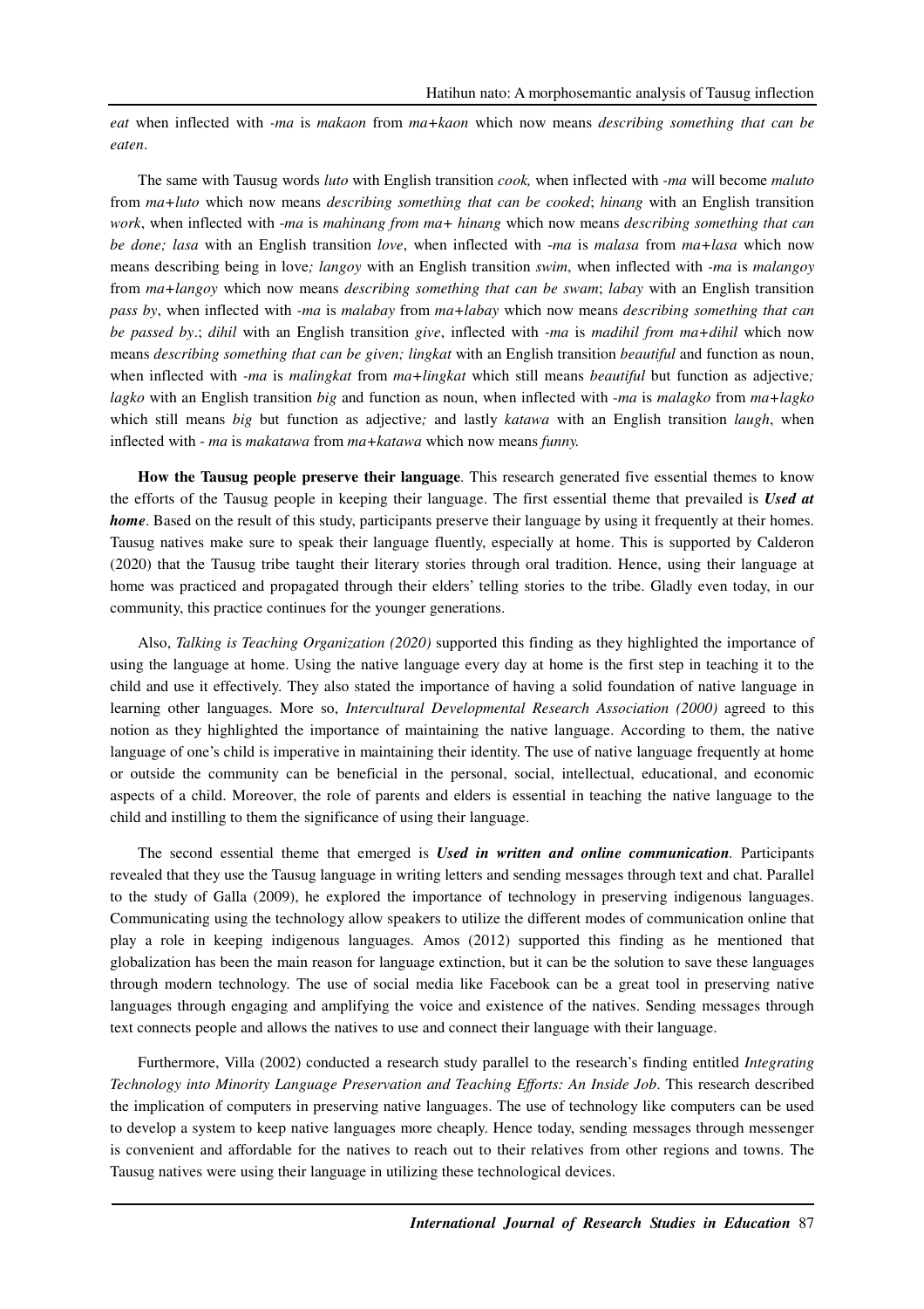*eat* when inflected with *-ma* is *makaon* from *ma+kaon* which now means *describing something that can be eaten*.

The same with Tausug words *luto* with English transition *cook,* when inflected with *-ma* will become *maluto* from *ma+luto* which now means *describing something that can be cooked*; *hinang* with an English transition *work*, when inflected with *-ma* is *mahinang from ma+ hinang* which now means *describing something that can be done; lasa* with an English transition *love*, when inflected with *-ma* is *malasa* from *ma+lasa* which now means describing being in love*; langoy* with an English transition *swim*, when inflected with *-ma* is *malangoy* from *ma+langoy* which now means *describing something that can be swam*; *labay* with an English transition *pass by*, when inflected with *-ma* is *malabay* from *ma+labay* which now means *describing something that can be passed by*.; *dihil* with an English transition *give*, inflected with *-ma* is *madihil from ma+dihil* which now means *describing something that can be given; lingkat* with an English transition *beautiful* and function as noun, when inflected with *-ma* is *malingkat* from *ma+lingkat* which still means *beautiful* but function as adjective*; lagko* with an English transition *big* and function as noun, when inflected with *-ma* is *malagko* from *ma+lagko* which still means *big* but function as adjective*;* and lastly *katawa* with an English transition *laugh*, when inflected with *- ma* is *makatawa* from *ma+katawa* which now means *funny.*

**How the Tausug people preserve their language**. This research generated five essential themes to know the efforts of the Tausug people in keeping their language. The first essential theme that prevailed is ***Used at home***. Based on the result of this study, participants preserve their language by using it frequently at their homes. Tausug natives make sure to speak their language fluently, especially at home. This is supported by Calderon (2020) that the Tausug tribe taught their literary stories through oral tradition. Hence, using their language at home was practiced and propagated through their elders' telling stories to the tribe. Gladly even today, in our community, this practice continues for the younger generations.

Also, *Talking is Teaching Organization (2020)* supported this finding as they highlighted the importance of using the language at home. Using the native language every day at home is the first step in teaching it to the child and use it effectively. They also stated the importance of having a solid foundation of native language in learning other languages. More so, *Intercultural Developmental Research Association (2000)* agreed to this notion as they highlighted the importance of maintaining the native language. According to them, the native language of one's child is imperative in maintaining their identity. The use of native language frequently at home or outside the community can be beneficial in the personal, social, intellectual, educational, and economic aspects of a child. Moreover, the role of parents and elders is essential in teaching the native language to the child and instilling to them the significance of using their language.

The second essential theme that emerged is ***Used in written and online communication****.* Participants revealed that they use the Tausug language in writing letters and sending messages through text and chat. Parallel to the study of Galla (2009), he explored the importance of technology in preserving indigenous languages. Communicating using the technology allow speakers to utilize the different modes of communication online that play a role in keeping indigenous languages. Amos (2012) supported this finding as he mentioned that globalization has been the main reason for language extinction, but it can be the solution to save these languages through modern technology. The use of social media like Facebook can be a great tool in preserving native languages through engaging and amplifying the voice and existence of the natives. Sending messages through text connects people and allows the natives to use and connect their language with their language.

Furthermore, Villa (2002) conducted a research study parallel to the research's finding entitled *Integrating Technology into Minority Language Preservation and Teaching Efforts: An Inside Job*. This research described the implication of computers in preserving native languages. The use of technology like computers can be used to develop a system to keep native languages more cheaply. Hence today, sending messages through messenger is convenient and affordable for the natives to reach out to their relatives from other regions and towns. The Tausug natives were using their language in utilizing these technological devices.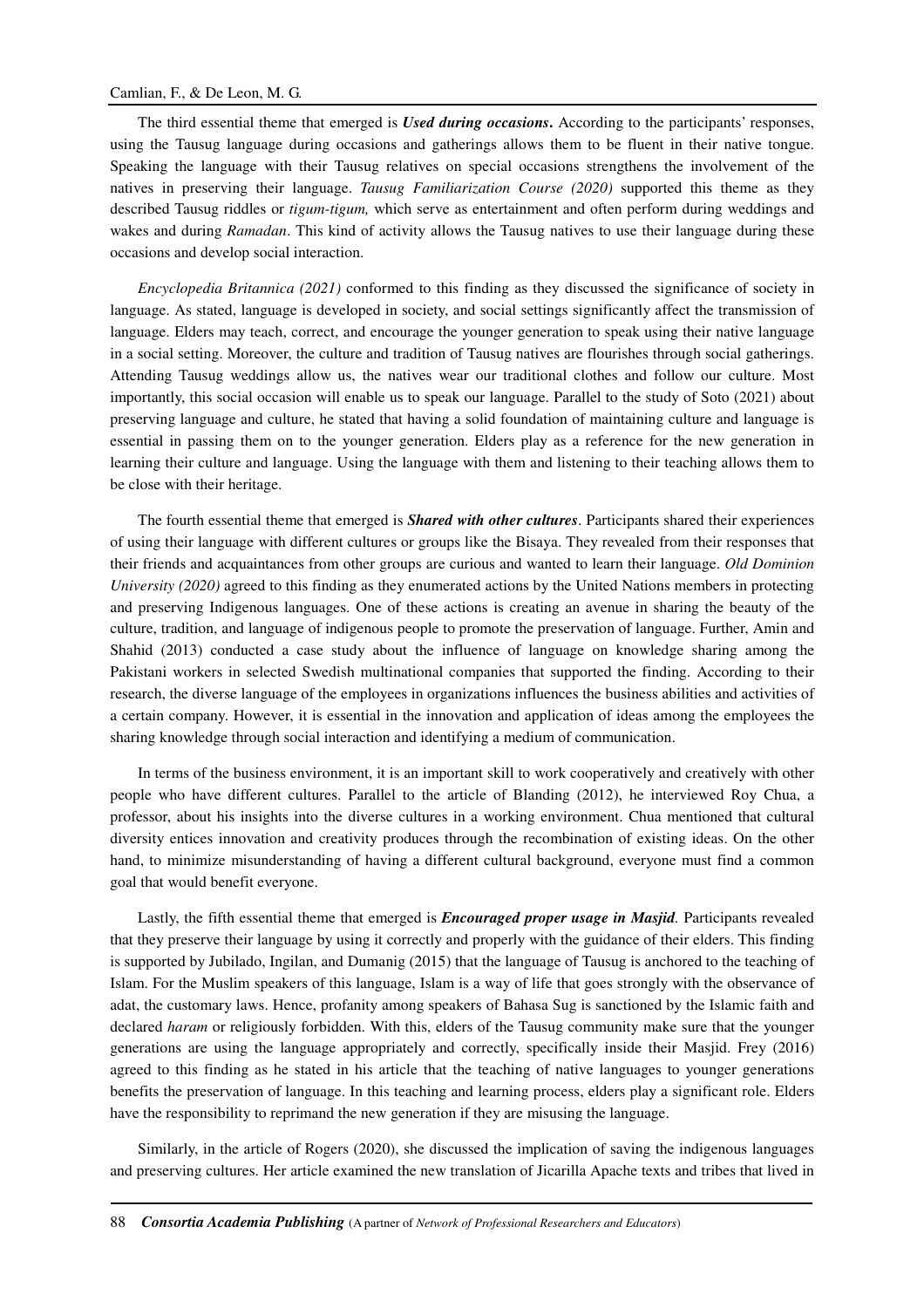The third essential theme that emerged is ***Used during occasions*****.** According to the participants' responses, using the Tausug language during occasions and gatherings allows them to be fluent in their native tongue. Speaking the language with their Tausug relatives on special occasions strengthens the involvement of the natives in preserving their language. *Tausug Familiarization Course (2020)* supported this theme as they described Tausug riddles or *tigum-tigum,* which serve as entertainment and often perform during weddings and wakes and during *Ramadan*. This kind of activity allows the Tausug natives to use their language during these occasions and develop social interaction.

*Encyclopedia Britannica (2021)* conformed to this finding as they discussed the significance of society in language. As stated, language is developed in society, and social settings significantly affect the transmission of language. Elders may teach, correct, and encourage the younger generation to speak using their native language in a social setting. Moreover, the culture and tradition of Tausug natives are flourishes through social gatherings. Attending Tausug weddings allow us, the natives wear our traditional clothes and follow our culture. Most importantly, this social occasion will enable us to speak our language. Parallel to the study of Soto (2021) about preserving language and culture, he stated that having a solid foundation of maintaining culture and language is essential in passing them on to the younger generation. Elders play as a reference for the new generation in learning their culture and language. Using the language with them and listening to their teaching allows them to be close with their heritage.

The fourth essential theme that emerged is ***Shared with other cultures***. Participants shared their experiences of using their language with different cultures or groups like the Bisaya. They revealed from their responses that their friends and acquaintances from other groups are curious and wanted to learn their language. *Old Dominion University (2020)* agreed to this finding as they enumerated actions by the United Nations members in protecting and preserving Indigenous languages. One of these actions is creating an avenue in sharing the beauty of the culture, tradition, and language of indigenous people to promote the preservation of language. Further, Amin and Shahid (2013) conducted a case study about the influence of language on knowledge sharing among the Pakistani workers in selected Swedish multinational companies that supported the finding. According to their research, the diverse language of the employees in organizations influences the business abilities and activities of a certain company. However, it is essential in the innovation and application of ideas among the employees the sharing knowledge through social interaction and identifying a medium of communication.

In terms of the business environment, it is an important skill to work cooperatively and creatively with other people who have different cultures. Parallel to the article of Blanding (2012), he interviewed Roy Chua, a professor, about his insights into the diverse cultures in a working environment. Chua mentioned that cultural diversity entices innovation and creativity produces through the recombination of existing ideas. On the other hand, to minimize misunderstanding of having a different cultural background, everyone must find a common goal that would benefit everyone.

Lastly, the fifth essential theme that emerged is ***Encouraged proper usage in Masjid*****.** Participants revealed that they preserve their language by using it correctly and properly with the guidance of their elders. This finding is supported by Jubilado, Ingilan, and Dumanig (2015) that the language of Tausug is anchored to the teaching of Islam. For the Muslim speakers of this language, Islam is a way of life that goes strongly with the observance of adat, the customary laws. Hence, profanity among speakers of Bahasa Sug is sanctioned by the Islamic faith and declared *haram* or religiously forbidden. With this, elders of the Tausug community make sure that the younger generations are using the language appropriately and correctly, specifically inside their Masjid. Frey (2016) agreed to this finding as he stated in his article that the teaching of native languages to younger generations benefits the preservation of language. In this teaching and learning process, elders play a significant role. Elders have the responsibility to reprimand the new generation if they are misusing the language.

Similarly, in the article of Rogers (2020), she discussed the implication of saving the indigenous languages and preserving cultures. Her article examined the new translation of Jicarilla Apache texts and tribes that lived in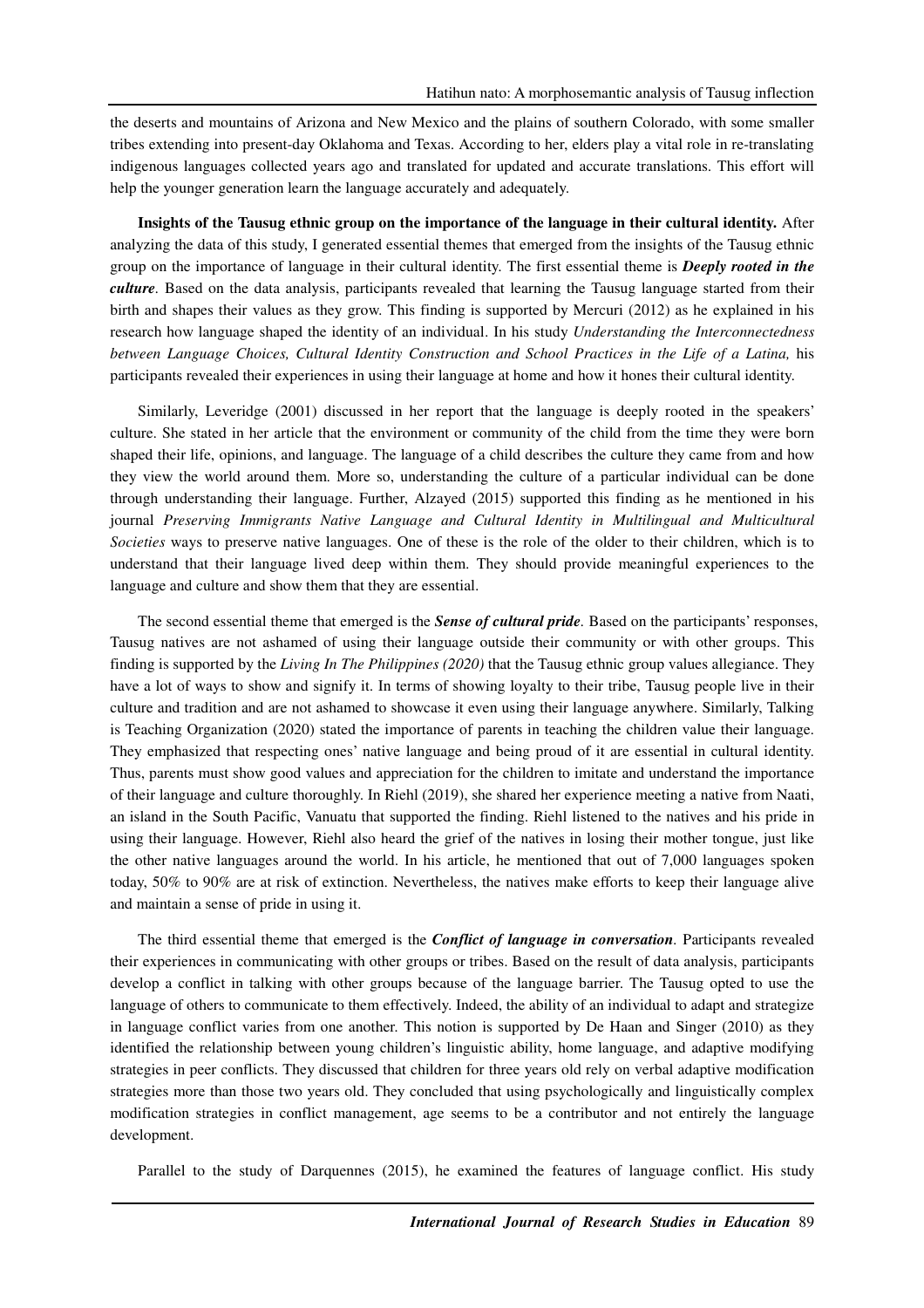the deserts and mountains of Arizona and New Mexico and the plains of southern Colorado, with some smaller tribes extending into present-day Oklahoma and Texas. According to her, elders play a vital role in re-translating indigenous languages collected years ago and translated for updated and accurate translations. This effort will help the younger generation learn the language accurately and adequately.

**Insights of the Tausug ethnic group on the importance of the language in their cultural identity.** After analyzing the data of this study, I generated essential themes that emerged from the insights of the Tausug ethnic group on the importance of language in their cultural identity. The first essential theme is ***Deeply rooted in the culture***. Based on the data analysis, participants revealed that learning the Tausug language started from their birth and shapes their values as they grow. This finding is supported by Mercuri (2012) as he explained in his research how language shaped the identity of an individual. In his study *Understanding the Interconnectedness between Language Choices, Cultural Identity Construction and School Practices in the Life of a Latina,* his participants revealed their experiences in using their language at home and how it hones their cultural identity.

Similarly, Leveridge (2001) discussed in her report that the language is deeply rooted in the speakers' culture. She stated in her article that the environment or community of the child from the time they were born shaped their life, opinions, and language. The language of a child describes the culture they came from and how they view the world around them. More so, understanding the culture of a particular individual can be done through understanding their language. Further, Alzayed (2015) supported this finding as he mentioned in his journal *Preserving Immigrants Native Language and Cultural Identity in Multilingual and Multicultural Societies* ways to preserve native languages. One of these is the role of the older to their children, which is to understand that their language lived deep within them. They should provide meaningful experiences to the language and culture and show them that they are essential.

The second essential theme that emerged is the ***Sense of cultural pride***. Based on the participants' responses, Tausug natives are not ashamed of using their language outside their community or with other groups. This finding is supported by the *Living In The Philippines (2020)* that the Tausug ethnic group values allegiance. They have a lot of ways to show and signify it. In terms of showing loyalty to their tribe, Tausug people live in their culture and tradition and are not ashamed to showcase it even using their language anywhere. Similarly, Talking is Teaching Organization (2020) stated the importance of parents in teaching the children value their language. They emphasized that respecting ones' native language and being proud of it are essential in cultural identity. Thus, parents must show good values and appreciation for the children to imitate and understand the importance of their language and culture thoroughly. In Riehl (2019), she shared her experience meeting a native from Naati, an island in the South Pacific, Vanuatu that supported the finding. Riehl listened to the natives and his pride in using their language. However, Riehl also heard the grief of the natives in losing their mother tongue, just like the other native languages around the world. In his article, he mentioned that out of 7,000 languages spoken today, 50% to 90% are at risk of extinction. Nevertheless, the natives make efforts to keep their language alive and maintain a sense of pride in using it.

The third essential theme that emerged is the ***Conflict of language in conversation***. Participants revealed their experiences in communicating with other groups or tribes. Based on the result of data analysis, participants develop a conflict in talking with other groups because of the language barrier. The Tausug opted to use the language of others to communicate to them effectively. Indeed, the ability of an individual to adapt and strategize in language conflict varies from one another. This notion is supported by De Haan and Singer (2010) as they identified the relationship between young children's linguistic ability, home language, and adaptive modifying strategies in peer conflicts. They discussed that children for three years old rely on verbal adaptive modification strategies more than those two years old. They concluded that using psychologically and linguistically complex modification strategies in conflict management, age seems to be a contributor and not entirely the language development.

Parallel to the study of Darquennes (2015), he examined the features of language conflict. His study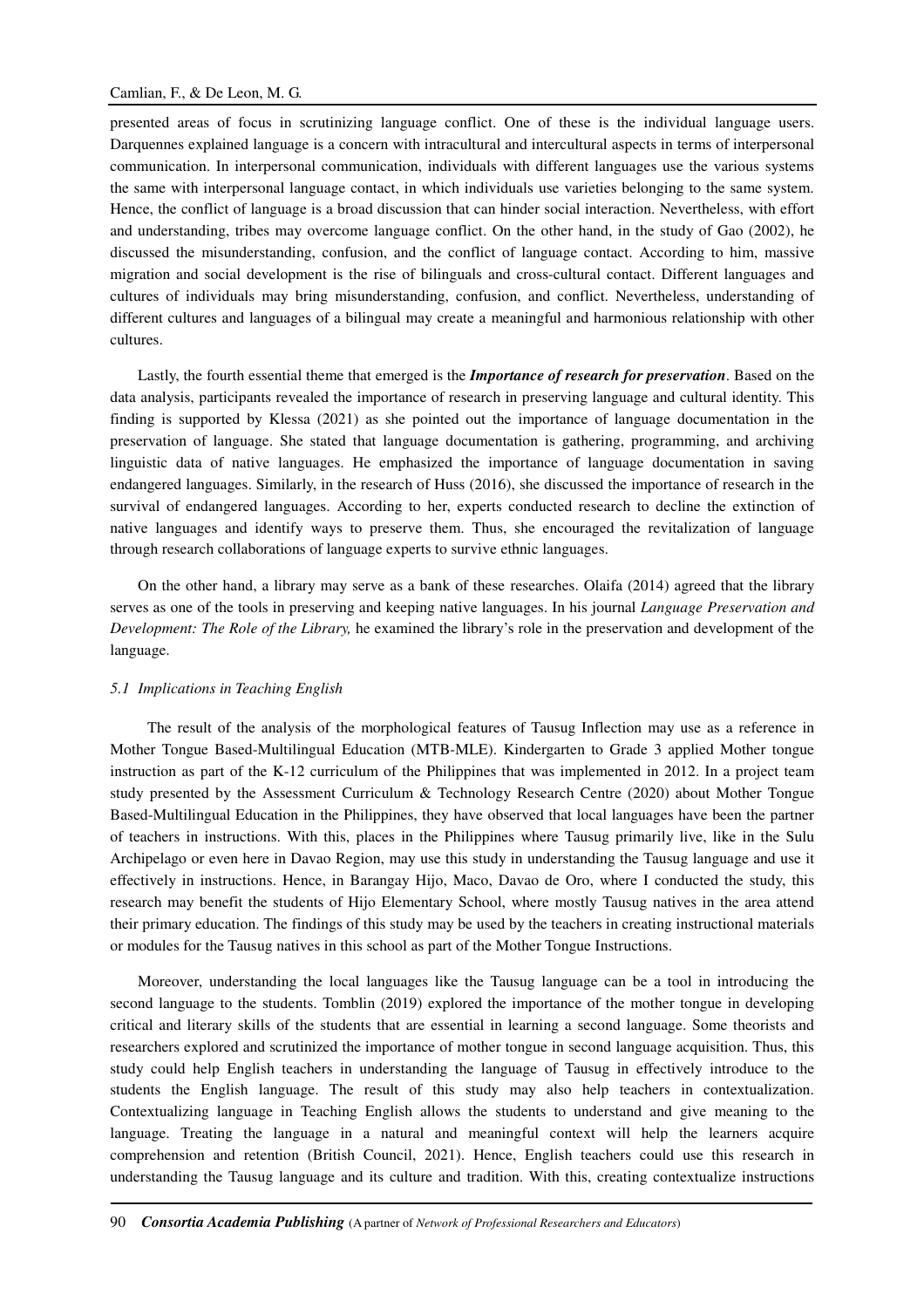presented areas of focus in scrutinizing language conflict. One of these is the individual language users. Darquennes explained language is a concern with intracultural and intercultural aspects in terms of interpersonal communication. In interpersonal communication, individuals with different languages use the various systems the same with interpersonal language contact, in which individuals use varieties belonging to the same system. Hence, the conflict of language is a broad discussion that can hinder social interaction. Nevertheless, with effort and understanding, tribes may overcome language conflict. On the other hand, in the study of Gao (2002), he discussed the misunderstanding, confusion, and the conflict of language contact. According to him, massive migration and social development is the rise of bilinguals and cross-cultural contact. Different languages and cultures of individuals may bring misunderstanding, confusion, and conflict. Nevertheless, understanding of different cultures and languages of a bilingual may create a meaningful and harmonious relationship with other cultures.

Lastly, the fourth essential theme that emerged is the ***Importance of research for preservation***. Based on the data analysis, participants revealed the importance of research in preserving language and cultural identity. This finding is supported by Klessa (2021) as she pointed out the importance of language documentation in the preservation of language. She stated that language documentation is gathering, programming, and archiving linguistic data of native languages. He emphasized the importance of language documentation in saving endangered languages. Similarly, in the research of Huss (2016), she discussed the importance of research in the survival of endangered languages. According to her, experts conducted research to decline the extinction of native languages and identify ways to preserve them. Thus, she encouraged the revitalization of language through research collaborations of language experts to survive ethnic languages.

On the other hand, a library may serve as a bank of these researches. Olaifa (2014) agreed that the library serves as one of the tools in preserving and keeping native languages. In his journal *Language Preservation and Development: The Role of the Library,* he examined the library's role in the preservation and development of the language.

### *5.1 Implications in Teaching English*

The result of the analysis of the morphological features of Tausug Inflection may use as a reference in Mother Tongue Based-Multilingual Education (MTB-MLE). Kindergarten to Grade 3 applied Mother tongue instruction as part of the K-12 curriculum of the Philippines that was implemented in 2012. In a project team study presented by the Assessment Curriculum & Technology Research Centre (2020) about Mother Tongue Based-Multilingual Education in the Philippines, they have observed that local languages have been the partner of teachers in instructions. With this, places in the Philippines where Tausug primarily live, like in the Sulu Archipelago or even here in Davao Region, may use this study in understanding the Tausug language and use it effectively in instructions. Hence, in Barangay Hijo, Maco, Davao de Oro, where I conducted the study, this research may benefit the students of Hijo Elementary School, where mostly Tausug natives in the area attend their primary education. The findings of this study may be used by the teachers in creating instructional materials or modules for the Tausug natives in this school as part of the Mother Tongue Instructions.

Moreover, understanding the local languages like the Tausug language can be a tool in introducing the second language to the students. Tomblin (2019) explored the importance of the mother tongue in developing critical and literary skills of the students that are essential in learning a second language. Some theorists and researchers explored and scrutinized the importance of mother tongue in second language acquisition. Thus, this study could help English teachers in understanding the language of Tausug in effectively introduce to the students the English language. The result of this study may also help teachers in contextualization. Contextualizing language in Teaching English allows the students to understand and give meaning to the language. Treating the language in a natural and meaningful context will help the learners acquire comprehension and retention (British Council, 2021). Hence, English teachers could use this research in understanding the Tausug language and its culture and tradition. With this, creating contextualize instructions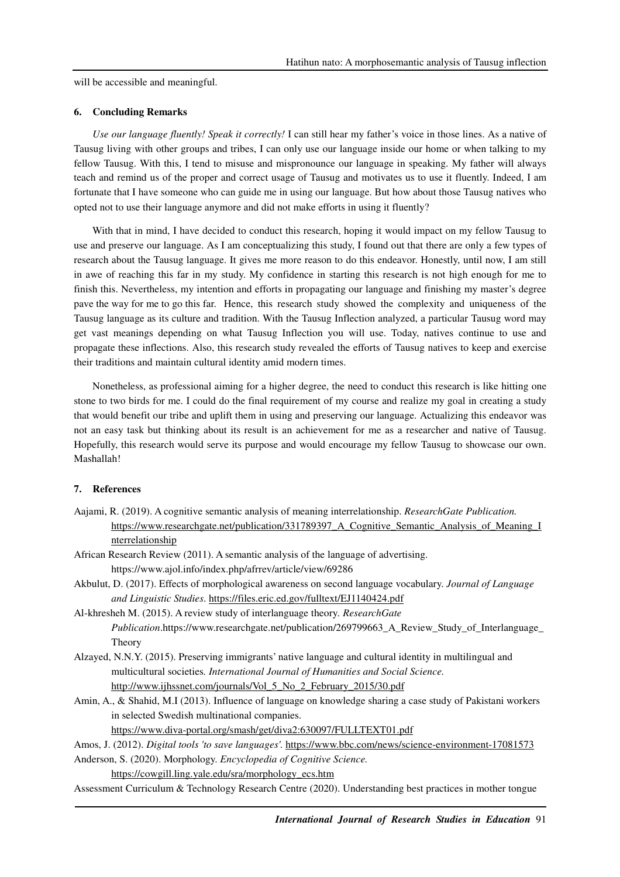will be accessible and meaningful.

## 6. Concluding Remarks

*Use our language fluently! Speak it correctly!* I can still hear my father's voice in those lines. As a native of Tausug living with other groups and tribes, I can only use our language inside our home or when talking to my fellow Tausug. With this, I tend to misuse and mispronounce our language in speaking. My father will always teach and remind us of the proper and correct usage of Tausug and motivates us to use it fluently. Indeed, I am fortunate that I have someone who can guide me in using our language. But how about those Tausug natives who opted not to use their language anymore and did not make efforts in using it fluently?

With that in mind, I have decided to conduct this research, hoping it would impact on my fellow Tausug to use and preserve our language. As I am conceptualizing this study, I found out that there are only a few types of research about the Tausug language. It gives me more reason to do this endeavor. Honestly, until now, I am still in awe of reaching this far in my study. My confidence in starting this research is not high enough for me to finish this. Nevertheless, my intention and efforts in propagating our language and finishing my master's degree pave the way for me to go this far. Hence, this research study showed the complexity and uniqueness of the Tausug language as its culture and tradition. With the Tausug Inflection analyzed, a particular Tausug word may get vast meanings depending on what Tausug Inflection you will use. Today, natives continue to use and propagate these inflections. Also, this research study revealed the efforts of Tausug natives to keep and exercise their traditions and maintain cultural identity amid modern times.

Nonetheless, as professional aiming for a higher degree, the need to conduct this research is like hitting one stone to two birds for me. I could do the final requirement of my course and realize my goal in creating a study that would benefit our tribe and uplift them in using and preserving our language. Actualizing this endeavor was not an easy task but thinking about its result is an achievement for me as a researcher and native of Tausug. Hopefully, this research would serve its purpose and would encourage my fellow Tausug to showcase our own. Mashallah!

## 7. References

Aajami, R. (2019). A cognitive semantic analysis of meaning interrelationship. *ResearchGate Publication.* https://www.researchgate.net/publication/331789397_A_Cognitive_Semantic_Analysis_of_Meaning_Interrelationship

African Research Review (2011). A semantic analysis of the language of advertising. https://www.ajol.info/index.php/afrrev/article/view/69286

Akbulut, D. (2017). Effects of morphological awareness on second language vocabulary. *Journal of Language and Linguistic Studies*. https://files.eric.ed.gov/fulltext/EJ1140424.pdf

Al-khresheh M. (2015). A review study of interlanguage theory. *ResearchGate Publication*.https://www.researchgate.net/publication/269799663_A_Review_Study_of_Interlanguage_Theory

Alzayed, N.N.Y. (2015). Preserving immigrants' native language and cultural identity in multilingual and multicultural societies*. International Journal of Humanities and Social Science.* http://www.ijhssnet.com/journals/Vol_5_No_2_February_2015/30.pdf

Amin, A., & Shahid, M.I (2013). Influence of language on knowledge sharing a case study of Pakistani workers in selected Swedish multinational companies. https://www.diva-portal.org/smash/get/diva2:630097/FULLTEXT01.pdf

Amos, J. (2012). *Digital tools 'to save languages'.* https://www.bbc.com/news/science-environment-17081573

Anderson, S. (2020). Morphology. *Encyclopedia of Cognitive Science.* https://cowgill.ling.yale.edu/sra/morphology_ecs.htm

Assessment Curriculum & Technology Research Centre (2020). Understanding best practices in mother tongue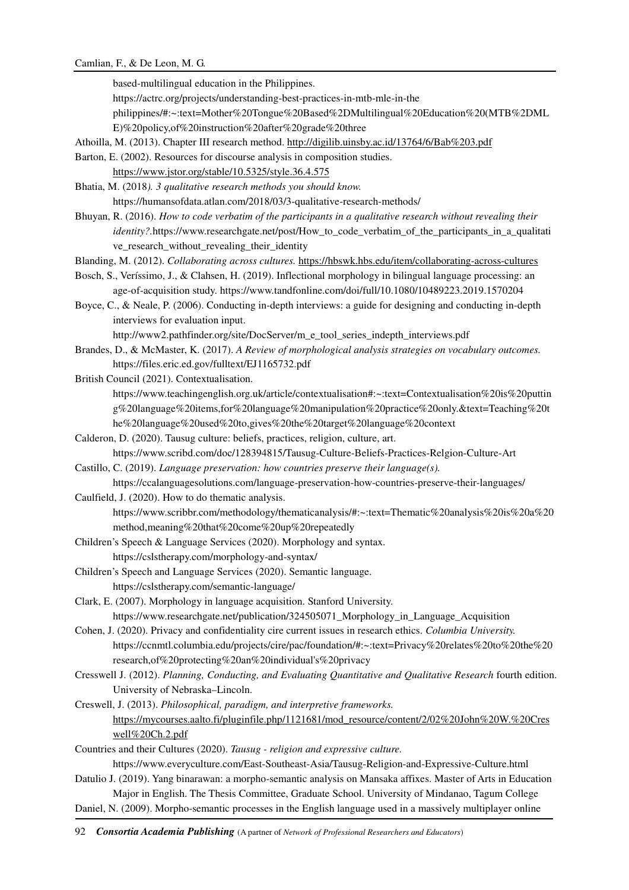based-multilingual education in the Philippines. https://actrc.org/projects/understanding-best-practices-in-mtb-mle-in-the philippines/#:~:text=Mother%20Tongue%20Based%2DMultilingual%20Education%20(MTB%2DMLE)%20policy,of%20instruction%20after%20grade%20three

Athoilla, M. (2013). Chapter III research method. http://digilib.uinsby.ac.id/13764/6/Bab%203.pdf

Barton, E. (2002). Resources for discourse analysis in composition studies. https://www.jstor.org/stable/10.5325/style.36.4.575

Bhatia, M. (2018*). 3 qualitative research methods you should know.* https://humansofdata.atlan.com/2018/03/3-qualitative-research-methods/

Bhuyan, R. (2016). *How to code verbatim of the participants in a qualitative research without revealing their identity?*.https://www.researchgate.net/post/How_to_code_verbatim_of_the_participants_in_a_qualitative_research_without_revealing_their_identity

Blanding, M. (2012). *Collaborating across cultures.* https://hbswk.hbs.edu/item/collaborating-across-cultures

Bosch, S., Veríssimo, J., & Clahsen, H. (2019). Inflectional morphology in bilingual language processing: an age-of-acquisition study. https://www.tandfonline.com/doi/full/10.1080/10489223.2019.1570204

Boyce, C., & Neale, P. (2006). Conducting in-depth interviews: a guide for designing and conducting in-depth interviews for evaluation input. http://www2.pathfinder.org/site/DocServer/m_e_tool_series_indepth_interviews.pdf

Brandes, D., & McMaster, K. (2017). *A Review of morphological analysis strategies on vocabulary outcomes.* https://files.eric.ed.gov/fulltext/EJ1165732.pdf

British Council (2021). Contextualisation. https://www.teachingenglish.org.uk/article/contextualisation#:~:text=Contextualisation%20is%20putting%20language%20items,for%20language%20manipulation%20practice%20only.&text=Teaching%20the%20language%20used%20to,gives%20the%20target%20language%20context

Calderon, D. (2020). Tausug culture: beliefs, practices, religion, culture, art. https://www.scribd.com/doc/128394815/Tausug-Culture-Beliefs-Practices-Relgion-Culture-Art

Castillo, C. (2019). *Language preservation: how countries preserve their language(s).* https://ccalanguagesolutions.com/language-preservation-how-countries-preserve-their-languages/

Caulfield, J. (2020). How to do thematic analysis. https://www.scribbr.com/methodology/thematicanalysis/#:~:text=Thematic%20analysis%20is%20a%20method,meaning%20that%20come%20up%20repeatedly

Children's Speech & Language Services (2020). Morphology and syntax. https://cslstherapy.com/morphology-and-syntax/

Children's Speech and Language Services (2020). Semantic language. https://cslstherapy.com/semantic-language/

Clark, E. (2007). Morphology in language acquisition. Stanford University. https://www.researchgate.net/publication/324505071_Morphology_in_Language_Acquisition

Cohen, J. (2020). Privacy and confidentiality cire current issues in research ethics. *Columbia University.* https://ccnmtl.columbia.edu/projects/cire/pac/foundation/#:~:text=Privacy%20relates%20to%20the%20research,of%20protecting%20an%20individual's%20privacy

Cresswell J. (2012). *Planning, Conducting, and Evaluating Quantitative and Qualitative Research* fourth edition. University of Nebraska–Lincoln.

Creswell, J. (2013). *Philosophical, paradigm, and interpretive frameworks.* https://mycourses.aalto.fi/pluginfile.php/1121681/mod_resource/content/2/02%20John%20W.%20Creswell%20Ch.2.pdf

Countries and their Cultures (2020). *Tausug - religion and expressive culture.* https://www.everyculture.com/East-Southeast-Asia/Tausug-Religion-and-Expressive-Culture.html

Datulio J. (2019). Yang binarawan: a morpho-semantic analysis on Mansaka affixes. Master of Arts in Education Major in English. The Thesis Committee, Graduate School. University of Mindanao, Tagum College

Daniel, N. (2009). Morpho-semantic processes in the English language used in a massively multiplayer online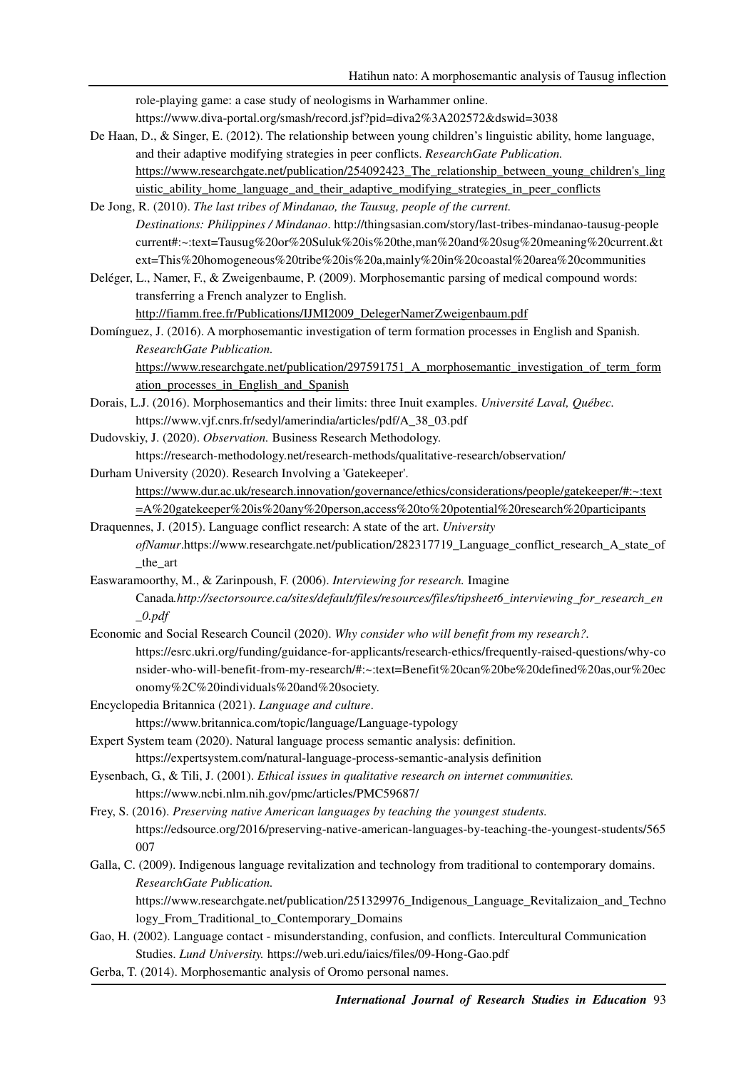role-playing game: a case study of neologisms in Warhammer online. https://www.diva-portal.org/smash/record.jsf?pid=diva2%3A202572&dswid=3038

De Haan, D., & Singer, E. (2012). The relationship between young children's linguistic ability, home language, and their adaptive modifying strategies in peer conflicts. *ResearchGate Publication.* https://www.researchgate.net/publication/254092423_The_relationship_between_young_children's_linguistic_ability_home_language_and_their_adaptive_modifying_strategies_in_peer_conflicts

De Jong, R. (2010). *The last tribes of Mindanao, the Tausug, people of the current. Destinations: Philippines / Mindanao*. http://thingsasian.com/story/last-tribes-mindanao-tausug-people current#:~:text=Tausug%20or%20Suluk%20is%20the,man%20and%20sug%20meaning%20current.&text=This%20homogeneous%20tribe%20is%20a,mainly%20in%20coastal%20area%20communities

Deléger, L., Namer, F., & Zweigenbaume, P. (2009). Morphosemantic parsing of medical compound words: transferring a French analyzer to English. http://fiamm.free.fr/Publications/IJMI2009_DelegerNamerZweigenbaum.pdf

Domínguez, J. (2016). A morphosemantic investigation of term formation processes in English and Spanish. *ResearchGate Publication.* https://www.researchgate.net/publication/297591751_A_morphosemantic_investigation_of_term_formation_processes_in_English_and_Spanish

Dorais, L.J. (2016). Morphosemantics and their limits: three Inuit examples. *Université Laval, Québec.* https://www.vjf.cnrs.fr/sedyl/amerindia/articles/pdf/A_38_03.pdf

Dudovskiy, J. (2020). *Observation.* Business Research Methodology. https://research-methodology.net/research-methods/qualitative-research/observation/

Durham University (2020). Research Involving a 'Gatekeeper'. https://www.dur.ac.uk/research.innovation/governance/ethics/considerations/people/gatekeeper/#:~:text=A%20gatekeeper%20is%20any%20person,access%20to%20potential%20research%20participants

Draquennes, J. (2015). Language conflict research: A state of the art. *University ofNamur*.https://www.researchgate.net/publication/282317719_Language_conflict_research_A_state_of_the_art

Easwaramoorthy, M., & Zarinpoush, F. (2006). *Interviewing for research.* Imagine Canada*.http://sectorsource.ca/sites/default/files/resources/files/tipsheet6_interviewing_for_research_en_0.pdf*

Economic and Social Research Council (2020). *Why consider who will benefit from my research?*. https://esrc.ukri.org/funding/guidance-for-applicants/research-ethics/frequently-raised-questions/why-consider-who-will-benefit-from-my-research/#:~:text=Benefit%20can%20be%20defined%20as,our%20economy%2C%20individuals%20and%20society.

Encyclopedia Britannica (2021). *Language and culture*. https://www.britannica.com/topic/language/Language-typology

Expert System team (2020). Natural language process semantic analysis: definition. https://expertsystem.com/natural-language-process-semantic-analysis definition

Eysenbach, G., & Tili, J. (2001). *Ethical issues in qualitative research on internet communities.* https://www.ncbi.nlm.nih.gov/pmc/articles/PMC59687/

Frey, S. (2016). *Preserving native American languages by teaching the youngest students.* https://edsource.org/2016/preserving-native-american-languages-by-teaching-the-youngest-students/565007

Galla, C. (2009). Indigenous language revitalization and technology from traditional to contemporary domains. *ResearchGate Publication.* https://www.researchgate.net/publication/251329976_Indigenous_Language_Revitalizaion_and_Technology_From_Traditional_to_Contemporary_Domains

Gao, H. (2002). Language contact - misunderstanding, confusion, and conflicts. Intercultural Communication Studies. *Lund University.* https://web.uri.edu/iaics/files/09-Hong-Gao.pdf

Gerba, T. (2014). Morphosemantic analysis of Oromo personal names.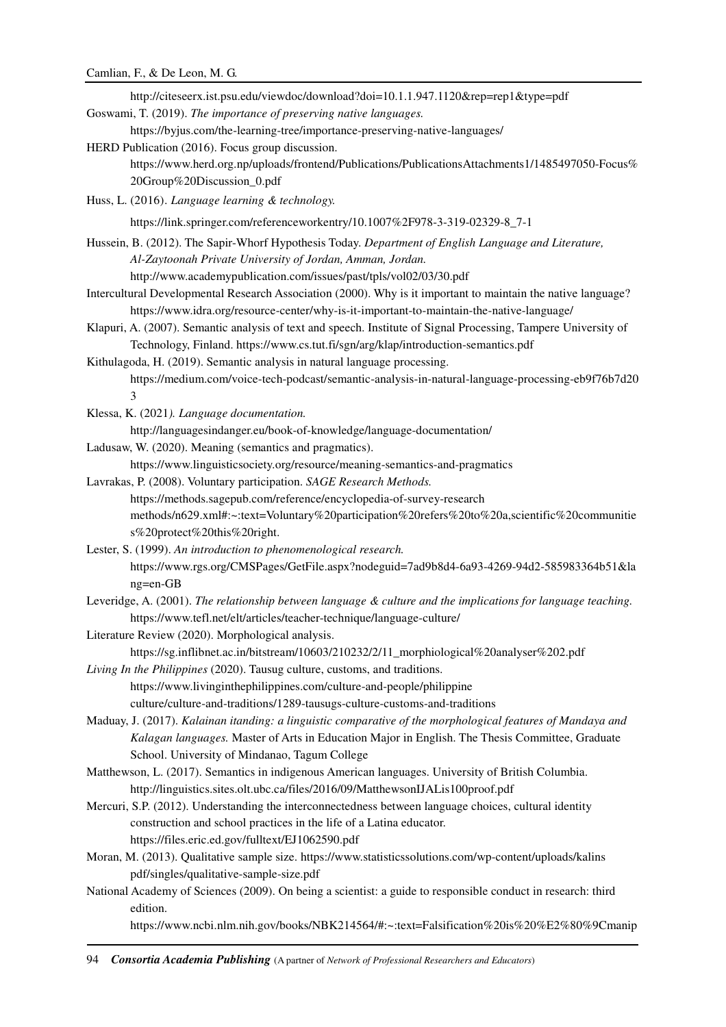http://citeseerx.ist.psu.edu/viewdoc/download?doi=10.1.1.947.1120&rep=rep1&type=pdf

Goswami, T. (2019). *The importance of preserving native languages.* https://byjus.com/the-learning-tree/importance-preserving-native-languages/

HERD Publication (2016). Focus group discussion. https://www.herd.org.np/uploads/frontend/Publications/PublicationsAttachments1/1485497050-Focus%20Group%20Discussion_0.pdf

Huss, L. (2016). *Language learning & technology.* https://link.springer.com/referenceworkentry/10.1007%2F978-3-319-02329-8_7-1

Hussein, B. (2012). The Sapir-Whorf Hypothesis Today. *Department of English Language and Literature, Al-Zaytoonah Private University of Jordan, Amman, Jordan.* http://www.academypublication.com/issues/past/tpls/vol02/03/30.pdf

Intercultural Developmental Research Association (2000). Why is it important to maintain the native language? https://www.idra.org/resource-center/why-is-it-important-to-maintain-the-native-language/

Klapuri, A. (2007). Semantic analysis of text and speech. Institute of Signal Processing, Tampere University of Technology, Finland. https://www.cs.tut.fi/sgn/arg/klap/introduction-semantics.pdf

Kithulagoda, H. (2019). Semantic analysis in natural language processing. https://medium.com/voice-tech-podcast/semantic-analysis-in-natural-language-processing-eb9f76b7d203

Klessa, K. (2021*). Language documentation.* http://languagesindanger.eu/book-of-knowledge/language-documentation/

Ladusaw, W. (2020). Meaning (semantics and pragmatics). https://www.linguisticsociety.org/resource/meaning-semantics-and-pragmatics

Lavrakas, P. (2008). Voluntary participation. *SAGE Research Methods.* https://methods.sagepub.com/reference/encyclopedia-of-survey-research methods/n629.xml#:~:text=Voluntary%20participation%20refers%20to%20a,scientific%20communities%20protect%20this%20right.

Lester, S. (1999). *An introduction to phenomenological research.* https://www.rgs.org/CMSPages/GetFile.aspx?nodeguid=7ad9b8d4-6a93-4269-94d2-585983364b51&lang=en-GB

Leveridge, A. (2001). *The relationship between language & culture and the implications for language teaching.* https://www.tefl.net/elt/articles/teacher-technique/language-culture/

Literature Review (2020). Morphological analysis. https://sg.inflibnet.ac.in/bitstream/10603/210232/2/11_morphiological%20analyser%202.pdf

*Living In the Philippines* (2020). Tausug culture, customs, and traditions. https://www.livinginthephilippines.com/culture-and-people/philippine culture/culture-and-traditions/1289-tausugs-culture-customs-and-traditions

Maduay, J. (2017). *Kalainan itanding: a linguistic comparative of the morphological features of Mandaya and Kalagan languages.* Master of Arts in Education Major in English. The Thesis Committee, Graduate School. University of Mindanao, Tagum College

Matthewson, L. (2017). Semantics in indigenous American languages. University of British Columbia. http://linguistics.sites.olt.ubc.ca/files/2016/09/MatthewsonIJALis100proof.pdf

Mercuri, S.P. (2012). Understanding the interconnectedness between language choices, cultural identity construction and school practices in the life of a Latina educator. https://files.eric.ed.gov/fulltext/EJ1062590.pdf

Moran, M. (2013). Qualitative sample size. https://www.statisticssolutions.com/wp-content/uploads/kalins pdf/singles/qualitative-sample-size.pdf

National Academy of Sciences (2009). On being a scientist: a guide to responsible conduct in research: third edition. https://www.ncbi.nlm.nih.gov/books/NBK214564/#:~:text=Falsification%20is%20%E2%80%9Cmanip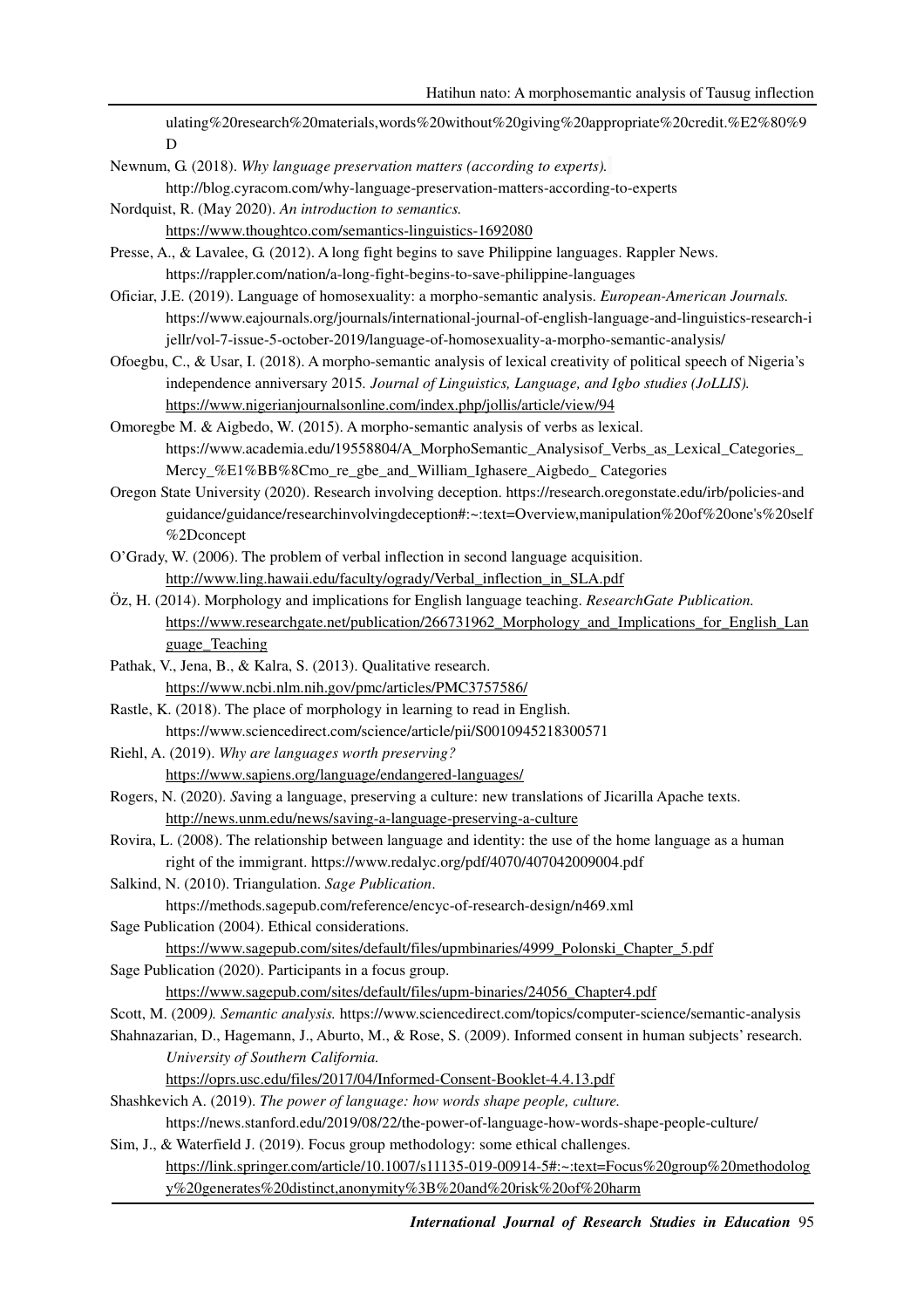ulating%20research%20materials,words%20without%20giving%20appropriate%20credit.%E2%80%9D

Newnum, G. (2018). *Why language preservation matters (according to experts).* http://blog.cyracom.com/why-language-preservation-matters-according-to-experts

Nordquist, R. (May 2020). *An introduction to semantics.* https://www.thoughtco.com/semantics-linguistics-1692080

Presse, A., & Lavalee, G. (2012). A long fight begins to save Philippine languages. Rappler News. https://rappler.com/nation/a-long-fight-begins-to-save-philippine-languages

Oficiar, J.E. (2019). Language of homosexuality: a morpho-semantic analysis. *European-American Journals.* https://www.eajournals.org/journals/international-journal-of-english-language-and-linguistics-research-ijellr/vol-7-issue-5-october-2019/language-of-homosexuality-a-morpho-semantic-analysis/

Ofoegbu, C., & Usar, I. (2018). A morpho-semantic analysis of lexical creativity of political speech of Nigeria's independence anniversary 2015. *Journal of Linguistics, Language, and Igbo studies (JoLLIS).* https://www.nigerianjournalsonline.com/index.php/jollis/article/view/94

Omoregbe M. & Aigbedo, W. (2015). A morpho-semantic analysis of verbs as lexical. https://www.academia.edu/19558804/A_MorphoSemantic_Analysisof_Verbs_as_Lexical_Categories_Mercy_%E1%BB%8Cmo_re_gbe_and_William_Ighasere_Aigbedo_ Categories

Oregon State University (2020). Research involving deception. https://research.oregonstate.edu/irb/policies-and guidance/guidance/researchinvolvingdeception#:~:text=Overview,manipulation%20of%20one's%20self%2Dconcept

O'Grady, W. (2006). The problem of verbal inflection in second language acquisition. http://www.ling.hawaii.edu/faculty/ogrady/Verbal_inflection_in_SLA.pdf

Öz, H. (2014). Morphology and implications for English language teaching. *ResearchGate Publication.* https://www.researchgate.net/publication/266731962_Morphology_and_Implications_for_English_Language_Teaching

Pathak, V., Jena, B., & Kalra, S. (2013). Qualitative research. https://www.ncbi.nlm.nih.gov/pmc/articles/PMC3757586/

Rastle, K. (2018). The place of morphology in learning to read in English. https://www.sciencedirect.com/science/article/pii/S0010945218300571

Riehl, A. (2019). *Why are languages worth preserving?* https://www.sapiens.org/language/endangered-languages/

Rogers, N. (2020). *S*aving a language, preserving a culture: new translations of Jicarilla Apache texts. http://news.unm.edu/news/saving-a-language-preserving-a-culture

Rovira, L. (2008). The relationship between language and identity: the use of the home language as a human right of the immigrant. https://www.redalyc.org/pdf/4070/407042009004.pdf

Salkind, N. (2010). Triangulation. *Sage Publication*. https://methods.sagepub.com/reference/encyc-of-research-design/n469.xml

Sage Publication (2004). Ethical considerations. https://www.sagepub.com/sites/default/files/upmbinaries/4999_Polonski_Chapter_5.pdf

Sage Publication (2020). Participants in a focus group. https://www.sagepub.com/sites/default/files/upm-binaries/24056_Chapter4.pdf

Scott, M. (2009*). Semantic analysis.* https://www.sciencedirect.com/topics/computer-science/semantic-analysis

Shahnazarian, D., Hagemann, J., Aburto, M., & Rose, S. (2009). Informed consent in human subjects' research. *University of Southern California.* https://oprs.usc.edu/files/2017/04/Informed-Consent-Booklet-4.4.13.pdf

Shashkevich A. (2019). *The power of language: how words shape people, culture.* https://news.stanford.edu/2019/08/22/the-power-of-language-how-words-shape-people-culture/

Sim, J., & Waterfield J. (2019). Focus group methodology: some ethical challenges. https://link.springer.com/article/10.1007/s11135-019-00914-5#:~:text=Focus%20group%20methodology%20generates%20distinct,anonymity%3B%20and%20risk%20of%20harm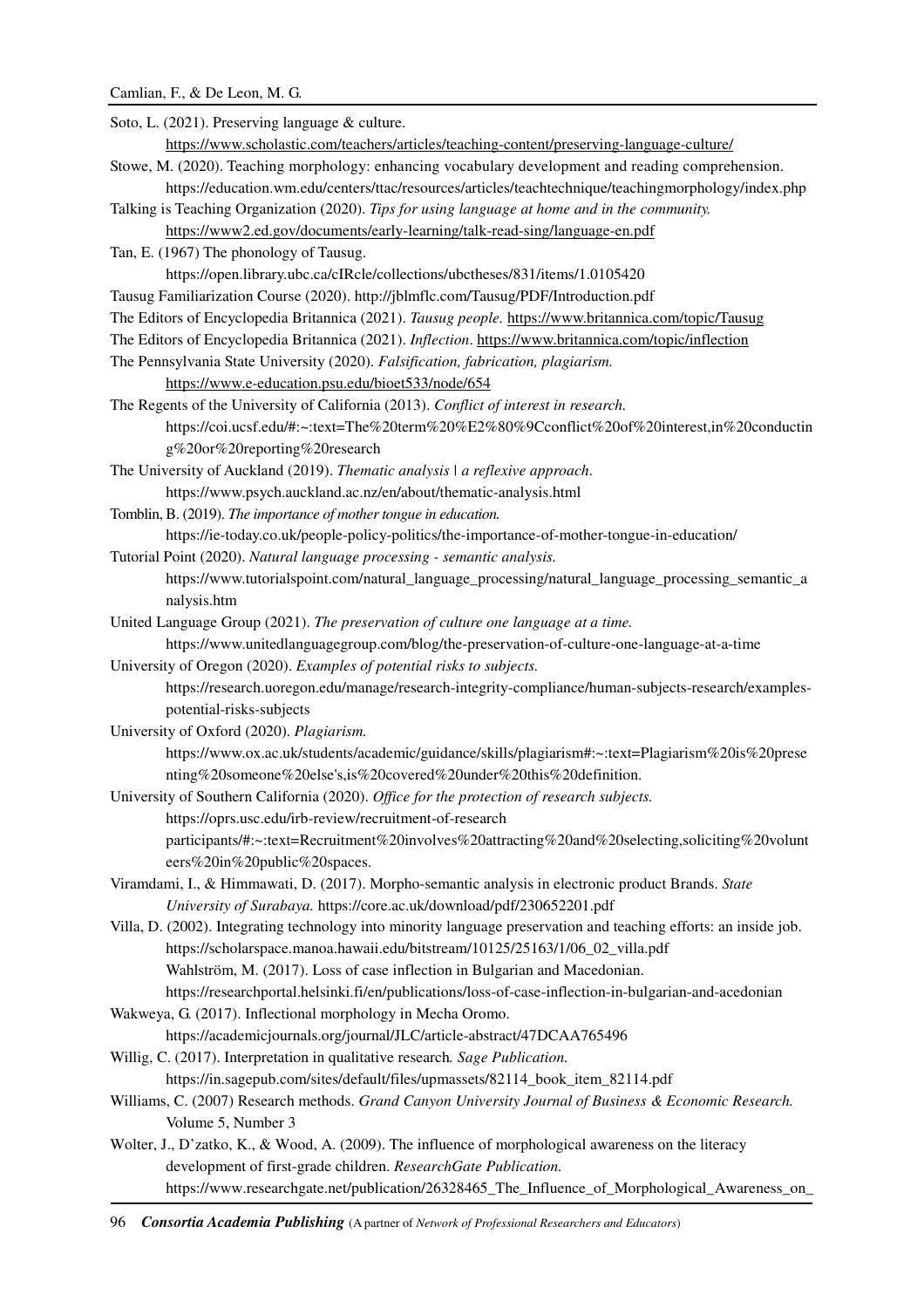Soto, L. (2021). Preserving language & culture. https://www.scholastic.com/teachers/articles/teaching-content/preserving-language-culture/

Stowe, M. (2020). Teaching morphology: enhancing vocabulary development and reading comprehension. https://education.wm.edu/centers/ttac/resources/articles/teachtechnique/teachingmorphology/index.php

Talking is Teaching Organization (2020). *Tips for using language at home and in the community.* https://www2.ed.gov/documents/early-learning/talk-read-sing/language-en.pdf

Tan, E. (1967) The phonology of Tausug. https://open.library.ubc.ca/cIRcle/collections/ubctheses/831/items/1.0105420

Tausug Familiarization Course (2020). http://jblmflc.com/Tausug/PDF/Introduction.pdf

The Editors of Encyclopedia Britannica (2021). *Tausug people.* https://www.britannica.com/topic/Tausug

The Editors of Encyclopedia Britannica (2021). *Inflection*. https://www.britannica.com/topic/inflection

The Pennsylvania State University (2020). *Falsification, fabrication, plagiarism.* https://www.e-education.psu.edu/bioet533/node/654

The Regents of the University of California (2013). *Conflict of interest in research.* https://coi.ucsf.edu/#:~:text=The%20term%20%E2%80%9Cconflict%20of%20interest,in%20conducting%20or%20reporting%20research

The University of Auckland (2019). *Thematic analysis | a reflexive approach.* https://www.psych.auckland.ac.nz/en/about/thematic-analysis.html

Tomblin, B. (2019). *The importance of mother tongue in education.* https://ie-today.co.uk/people-policy-politics/the-importance-of-mother-tongue-in-education/

Tutorial Point (2020). *Natural language processing - semantic analysis.* https://www.tutorialspoint.com/natural_language_processing/natural_language_processing_semantic_analysis.htm

United Language Group (2021). *The preservation of culture one language at a time.* https://www.unitedlanguagegroup.com/blog/the-preservation-of-culture-one-language-at-a-time

University of Oregon (2020). *Examples of potential risks to subjects.* https://research.uoregon.edu/manage/research-integrity-compliance/human-subjects-research/examples-potential-risks-subjects

University of Oxford (2020). *Plagiarism.* https://www.ox.ac.uk/students/academic/guidance/skills/plagiarism#:~:text=Plagiarism%20is%20presenting%20someone%20else's,is%20covered%20under%20this%20definition.

University of Southern California (2020). *Office for the protection of research subjects.* https://oprs.usc.edu/irb-review/recruitment-of-research participants/#:~:text=Recruitment%20involves%20attracting%20and%20selecting,soliciting%20volunteers%20in%20public%20spaces.

Viramdami, I., & Himmawati, D. (2017). Morpho-semantic analysis in electronic product Brands. *State University of Surabaya.* https://core.ac.uk/download/pdf/230652201.pdf

Villa, D. (2002). Integrating technology into minority language preservation and teaching efforts: an inside job. https://scholarspace.manoa.hawaii.edu/bitstream/10125/25163/1/06_02_villa.pdf

Wahlström, M. (2017). Loss of case inflection in Bulgarian and Macedonian. https://researchportal.helsinki.fi/en/publications/loss-of-case-inflection-in-bulgarian-and-acedonian

Wakweya, G. (2017). Inflectional morphology in Mecha Oromo. https://academicjournals.org/journal/JLC/article-abstract/47DCAA765496

Willig, C. (2017). Interpretation in qualitative research*. Sage Publication.* https://in.sagepub.com/sites/default/files/upmassets/82114_book_item_82114.pdf

Williams, C. (2007) Research methods. *Grand Canyon University Journal of Business & Economic Research.* Volume 5, Number 3

Wolter, J., D'zatko, K., & Wood, A. (2009). The influence of morphological awareness on the literacy development of first-grade children. *ResearchGate Publication.* https://www.researchgate.net/publication/26328465_The_Influence_of_Morphological_Awareness_on_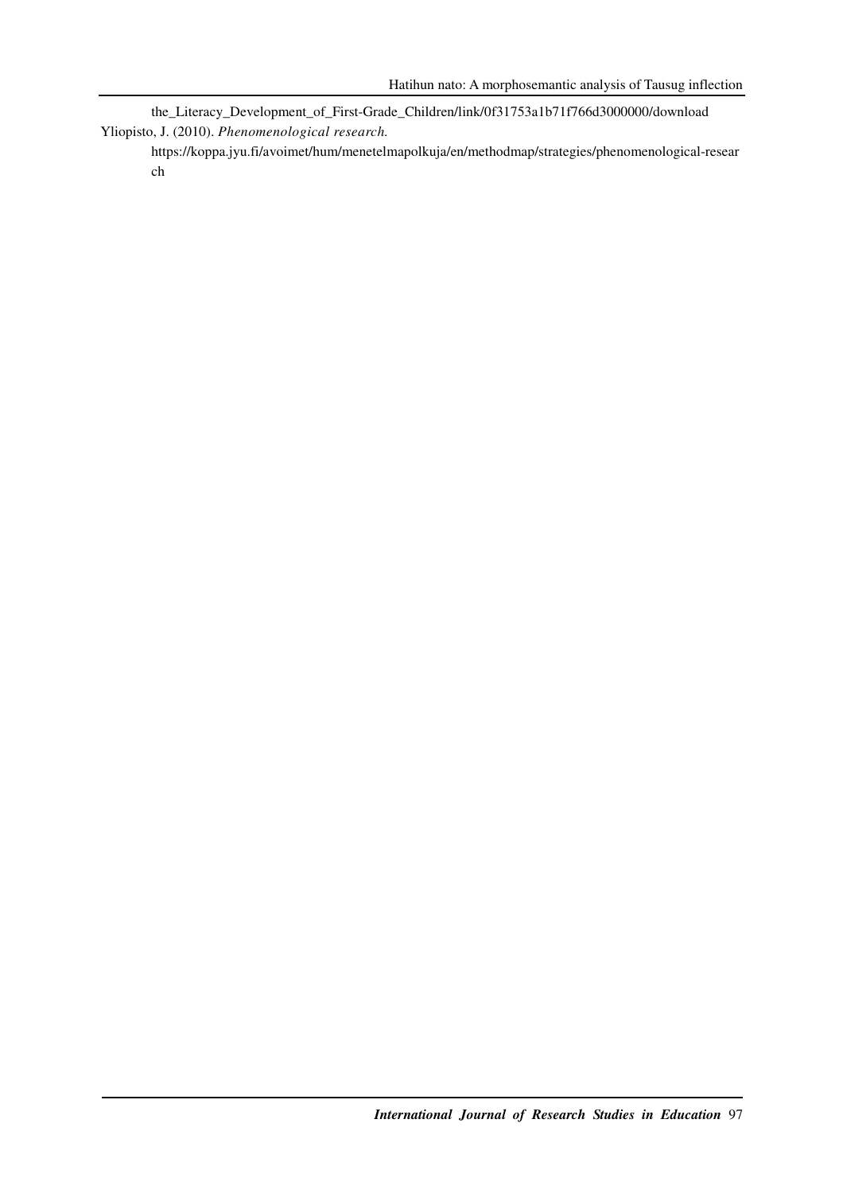the_Literacy_Development_of_First-Grade_Children/link/0f31753a1b71f766d3000000/download

Yliopisto, J. (2010). *Phenomenological research.* https://koppa.jyu.fi/avoimet/hum/menetelmapolkuja/en/methodmap/strategies/phenomenological-research